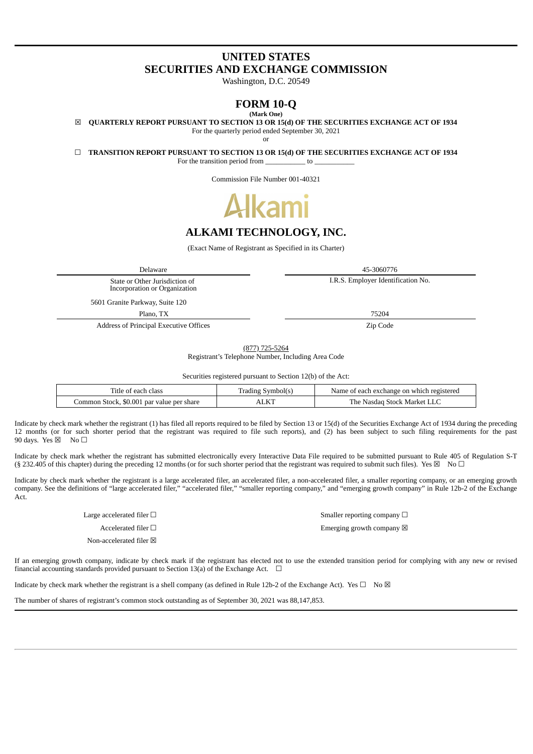# UNITED STATES
# SECURITIES AND EXCHANGE COMMISSION

Washington, D.C. 20549

## FORM 10-Q

**(Mark One)**

☒ **QUARTERLY REPORT PURSUANT TO SECTION 13 OR 15(d) OF THE SECURITIES EXCHANGE ACT OF 1934**

For the quarterly period ended September 30, 2021

or

☐ **TRANSITION REPORT PURSUANT TO SECTION 13 OR 15(d) OF THE SECURITIES EXCHANGE ACT OF 1934**

For the transition period from \_\_\_\_\_\_\_\_\_\_\_ to \_\_\_\_\_\_\_\_\_\_\_

Commission File Number 001-40321

Alkami

## ALKAMI TECHNOLOGY, INC.

(Exact Name of Registrant as Specified in its Charter)

| | |
|---|---|
| Delaware | 45-3060776 |
| State or Other Jurisdiction of Incorporation or Organization | I.R.S. Employer Identification No. |
| 5601 Granite Parkway, Suite 120 Plano, TX | 75204 |
| Address of Principal Executive Offices | Zip Code |

(877) 725-5264

Registrant's Telephone Number, Including Area Code

Securities registered pursuant to Section 12(b) of the Act:

| Title of each class | Trading Symbol(s) | Name of each exchange on which registered |
|---|---|---|
| Common Stock, $0.001 par value per share | ALKT | The Nasdaq Stock Market LLC |

Indicate by check mark whether the registrant (1) has filed all reports required to be filed by Section 13 or 15(d) of the Securities Exchange Act of 1934 during the preceding 12 months (or for such shorter period that the registrant was required to file such reports), and (2) has been subject to such filing requirements for the past 90 days. Yes ☒ No ☐

Indicate by check mark whether the registrant has submitted electronically every Interactive Data File required to be submitted pursuant to Rule 405 of Regulation S-T (§ 232.405 of this chapter) during the preceding 12 months (or for such shorter period that the registrant was required to submit such files). Yes ☒ No ☐

Indicate by check mark whether the registrant is a large accelerated filer, an accelerated filer, a non-accelerated filer, a smaller reporting company, or an emerging growth company. See the definitions of "large accelerated filer," "accelerated filer," "smaller reporting company," and "emerging growth company" in Rule 12b-2 of the Exchange Act.

| | |
|---|---|
| Large accelerated filer ☐ | Smaller reporting company ☐ |
| Accelerated filer ☐ | Emerging growth company ☒ |
| Non-accelerated filer ☒ | |

If an emerging growth company, indicate by check mark if the registrant has elected not to use the extended transition period for complying with any new or revised financial accounting standards provided pursuant to Section 13(a) of the Exchange Act. ☐

Indicate by check mark whether the registrant is a shell company (as defined in Rule 12b-2 of the Exchange Act). Yes ☐ No ☒

The number of shares of registrant's common stock outstanding as of September 30, 2021 was 88,147,853.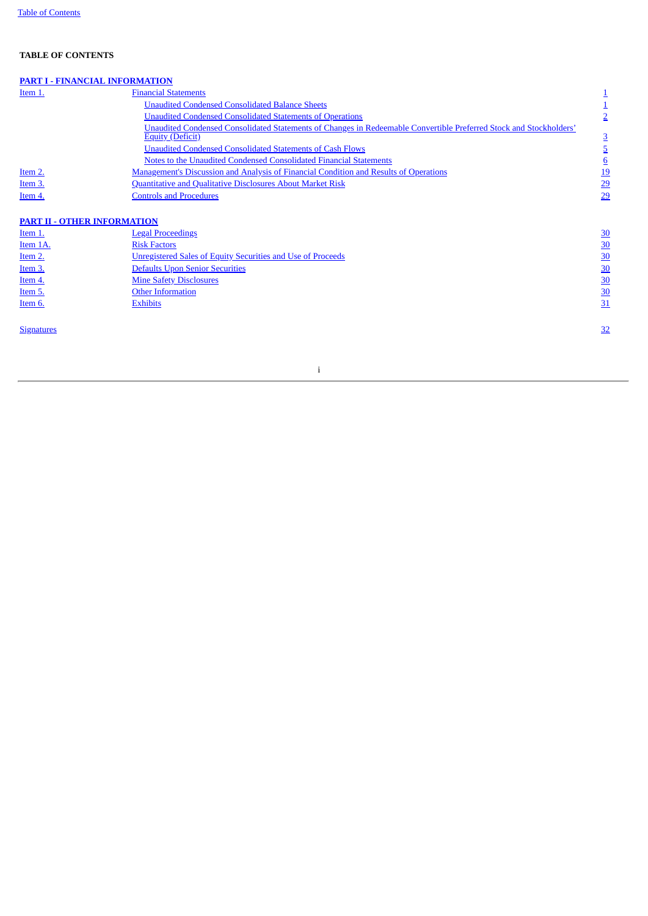**TABLE OF CONTENTS**

| | | |
|---|---|---|
| **PART I - FINANCIAL INFORMATION** | | |
| Item 1. | Financial Statements | 1 |
| | Unaudited Condensed Consolidated Balance Sheets | 1 |
| | Unaudited Condensed Consolidated Statements of Operations | 2 |
| | Unaudited Condensed Consolidated Statements of Changes in Redeemable Convertible Preferred Stock and Stockholders' Equity (Deficit) | 3 |
| | Unaudited Condensed Consolidated Statements of Cash Flows | 5 |
| | Notes to the Unaudited Condensed Consolidated Financial Statements | 6 |
| Item 2. | Management's Discussion and Analysis of Financial Condition and Results of Operations | 19 |
| Item 3. | Quantitative and Qualitative Disclosures About Market Risk | 29 |
| Item 4. | Controls and Procedures | 29 |
| **PART II - OTHER INFORMATION** | | |
| Item 1. | Legal Proceedings | 30 |
| Item 1A. | Risk Factors | 30 |
| Item 2. | Unregistered Sales of Equity Securities and Use of Proceeds | 30 |
| Item 3. | Defaults Upon Senior Securities | 30 |
| Item 4. | Mine Safety Disclosures | 30 |
| Item 5. | Other Information | 30 |
| Item 6. | Exhibits | 31 |
| Signatures | | 32 |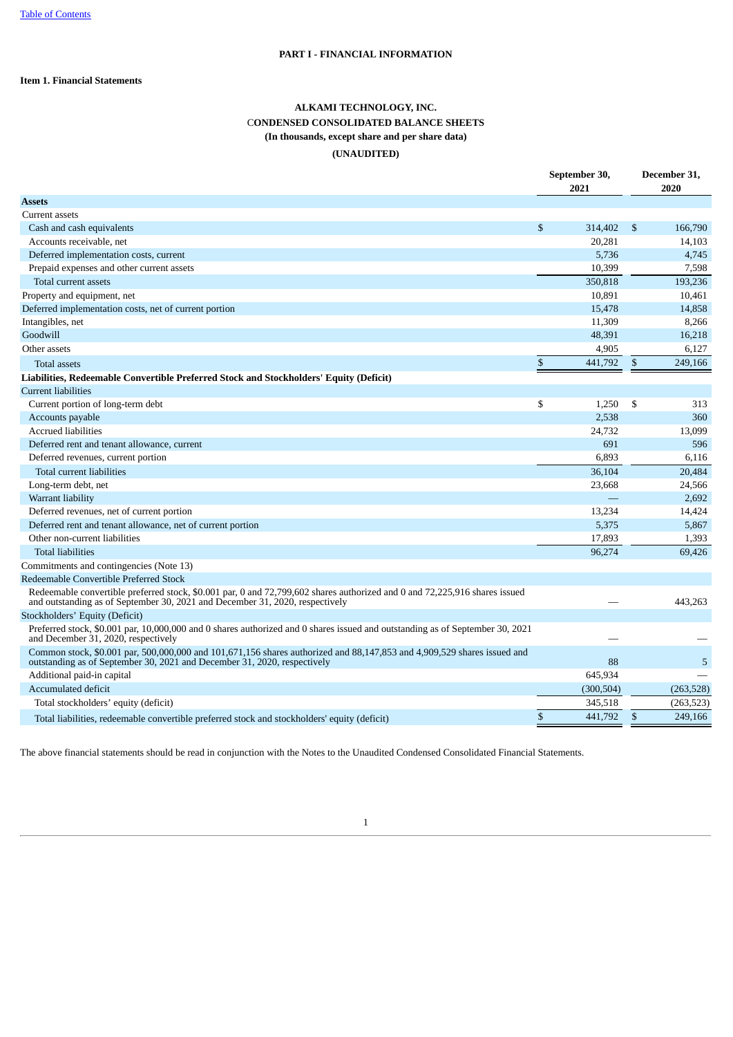[Table of Contents]

**PART I - FINANCIAL INFORMATION**

**Item 1. Financial Statements**

**ALKAMI TECHNOLOGY, INC.**
**CONDENSED CONSOLIDATED BALANCE SHEETS**
**(In thousands, except share and per share data)**
**(UNAUDITED)**

| | September 30, 2021 | December 31, 2020 |
|---|---|---|
| **Assets** | | |
| Current assets | | |
| Cash and cash equivalents | $ 314,402 | $ 166,790 |
| Accounts receivable, net | 20,281 | 14,103 |
| Deferred implementation costs, current | 5,736 | 4,745 |
| Prepaid expenses and other current assets | 10,399 | 7,598 |
| Total current assets | 350,818 | 193,236 |
| Property and equipment, net | 10,891 | 10,461 |
| Deferred implementation costs, net of current portion | 15,478 | 14,858 |
| Intangibles, net | 11,309 | 8,266 |
| Goodwill | 48,391 | 16,218 |
| Other assets | 4,905 | 6,127 |
| Total assets | $ 441,792 | $ 249,166 |
| **Liabilities, Redeemable Convertible Preferred Stock and Stockholders' Equity (Deficit)** | | |
| Current liabilities | | |
| Current portion of long-term debt | $ 1,250 | $ 313 |
| Accounts payable | 2,538 | 360 |
| Accrued liabilities | 24,732 | 13,099 |
| Deferred rent and tenant allowance, current | 691 | 596 |
| Deferred revenues, current portion | 6,893 | 6,116 |
| Total current liabilities | 36,104 | 20,484 |
| Long-term debt, net | 23,668 | 24,566 |
| Warrant liability | — | 2,692 |
| Deferred revenues, net of current portion | 13,234 | 14,424 |
| Deferred rent and tenant allowance, net of current portion | 5,375 | 5,867 |
| Other non-current liabilities | 17,893 | 1,393 |
| Total liabilities | 96,274 | 69,426 |
| Commitments and contingencies (Note 13) | | |
| Redeemable Convertible Preferred Stock | | |
| Redeemable convertible preferred stock, $0.001 par, 0 and 72,799,602 shares authorized and 0 and 72,225,916 shares issued and outstanding as of September 30, 2021 and December 31, 2020, respectively | — | 443,263 |
| Stockholders' Equity (Deficit) | | |
| Preferred stock, $0.001 par, 10,000,000 and 0 shares authorized and 0 shares issued and outstanding as of September 30, 2021 and December 31, 2020, respectively | — | — |
| Common stock, $0.001 par, 500,000,000 and 101,671,156 shares authorized and 88,147,853 and 4,909,529 shares issued and outstanding as of September 30, 2021 and December 31, 2020, respectively | 88 | 5 |
| Additional paid-in capital | 645,934 | — |
| Accumulated deficit | (300,504) | (263,528) |
| Total stockholders' equity (deficit) | 345,518 | (263,523) |
| Total liabilities, redeemable convertible preferred stock and stockholders' equity (deficit) | $ 441,792 | $ 249,166 |

The above financial statements should be read in conjunction with the Notes to the Unaudited Condensed Consolidated Financial Statements.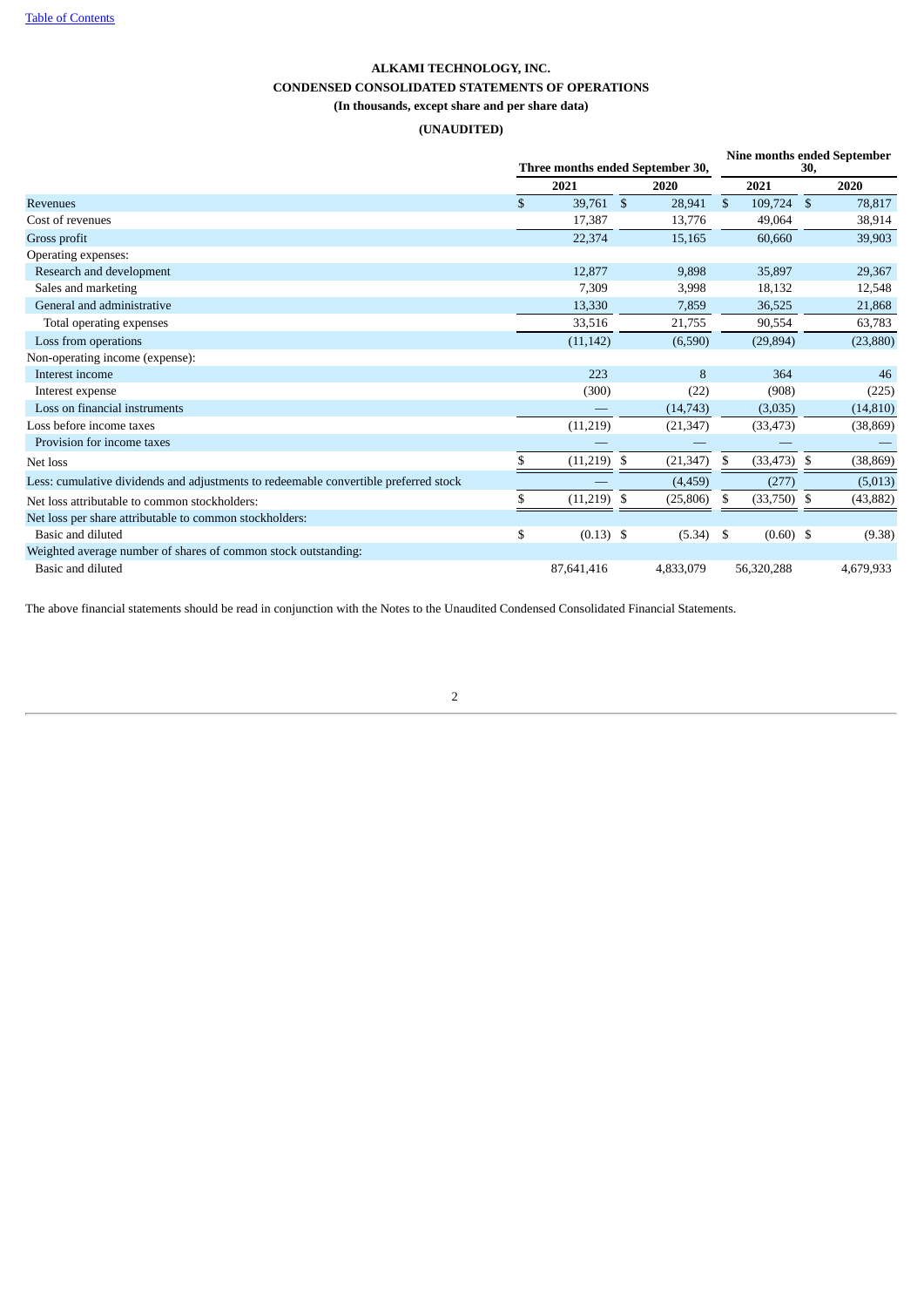**ALKAMI TECHNOLOGY, INC.**

**CONDENSED CONSOLIDATED STATEMENTS OF OPERATIONS**

**(In thousands, except share and per share data)**

**(UNAUDITED)**

| | Three months ended September 30, | | Nine months ended September 30, | |
|---|---|---|---|---|
| | 2021 | 2020 | 2021 | 2020 |
| Revenues | $ 39,761 | $ 28,941 | $ 109,724 | $ 78,817 |
| Cost of revenues | 17,387 | 13,776 | 49,064 | 38,914 |
| Gross profit | 22,374 | 15,165 | 60,660 | 39,903 |
| Operating expenses: | | | | |
| Research and development | 12,877 | 9,898 | 35,897 | 29,367 |
| Sales and marketing | 7,309 | 3,998 | 18,132 | 12,548 |
| General and administrative | 13,330 | 7,859 | 36,525 | 21,868 |
| Total operating expenses | 33,516 | 21,755 | 90,554 | 63,783 |
| Loss from operations | (11,142) | (6,590) | (29,894) | (23,880) |
| Non-operating income (expense): | | | | |
| Interest income | 223 | 8 | 364 | 46 |
| Interest expense | (300) | (22) | (908) | (225) |
| Loss on financial instruments | — | (14,743) | (3,035) | (14,810) |
| Loss before income taxes | (11,219) | (21,347) | (33,473) | (38,869) |
| Provision for income taxes | — | — | — | — |
| Net loss | $ (11,219) | $ (21,347) | $ (33,473) | $ (38,869) |
| Less: cumulative dividends and adjustments to redeemable convertible preferred stock | — | (4,459) | (277) | (5,013) |
| Net loss attributable to common stockholders: | $ (11,219) | $ (25,806) | $ (33,750) | $ (43,882) |
| Net loss per share attributable to common stockholders: | | | | |
| Basic and diluted | $ (0.13) | $ (5.34) | $ (0.60) | $ (9.38) |
| Weighted average number of shares of common stock outstanding: | | | | |
| Basic and diluted | 87,641,416 | 4,833,079 | 56,320,288 | 4,679,933 |

The above financial statements should be read in conjunction with the Notes to the Unaudited Condensed Consolidated Financial Statements.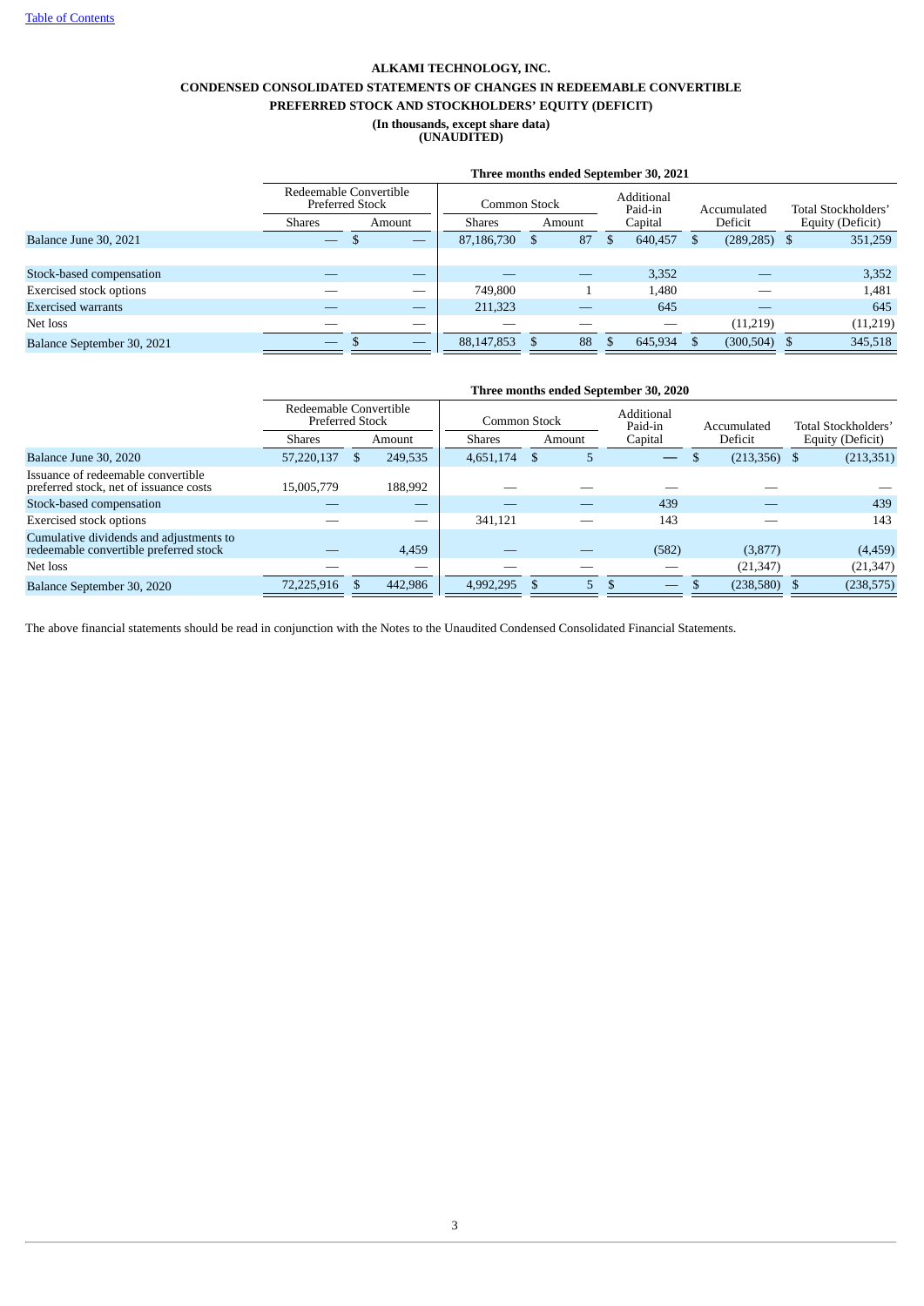[Table of Contents](#)

**ALKAMI TECHNOLOGY, INC.**

**CONDENSED CONSOLIDATED STATEMENTS OF CHANGES IN REDEEMABLE CONVERTIBLE PREFERRED STOCK AND STOCKHOLDERS' EQUITY (DEFICIT)**

**(In thousands, except share data)**
**(UNAUDITED)**

**Three months ended September 30, 2021**

| | Redeemable Convertible Preferred Stock | | Common Stock | | Additional Paid-in Capital | Accumulated Deficit | Total Stockholders' Equity (Deficit) |
|---|---|---|---|---|---|---|---|
| | Shares | Amount | Shares | Amount | | | |
| Balance June 30, 2021 | — | $ — | 87,186,730 | $ 87 | $ 640,457 | $ (289,285) | $ 351,259 |
| Stock-based compensation | — | — | — | — | 3,352 | — | 3,352 |
| Exercised stock options | — | — | 749,800 | 1 | 1,480 | — | 1,481 |
| Exercised warrants | — | — | 211,323 | — | 645 | — | 645 |
| Net loss | — | — | — | — | — | (11,219) | (11,219) |
| Balance September 30, 2021 | — | $ — | 88,147,853 | $ 88 | $ 645,934 | $ (300,504) | $ 345,518 |

**Three months ended September 30, 2020**

| | Redeemable Convertible Preferred Stock | | Common Stock | | Additional Paid-in Capital | Accumulated Deficit | Total Stockholders' Equity (Deficit) |
|---|---|---|---|---|---|---|---|
| | Shares | Amount | Shares | Amount | | | |
| Balance June 30, 2020 | 57,220,137 | $ 249,535 | 4,651,174 | $ 5 | — | $ (213,356) | $ (213,351) |
| Issuance of redeemable convertible preferred stock, net of issuance costs | 15,005,779 | 188,992 | — | — | — | — | — |
| Stock-based compensation | — | — | — | — | 439 | — | 439 |
| Exercised stock options | — | — | 341,121 | — | 143 | — | 143 |
| Cumulative dividends and adjustments to redeemable convertible preferred stock | — | 4,459 | — | — | (582) | (3,877) | (4,459) |
| Net loss | — | — | — | — | — | (21,347) | (21,347) |
| Balance September 30, 2020 | 72,225,916 | $ 442,986 | 4,992,295 | $ 5 | $ — | $ (238,580) | $ (238,575) |

The above financial statements should be read in conjunction with the Notes to the Unaudited Condensed Consolidated Financial Statements.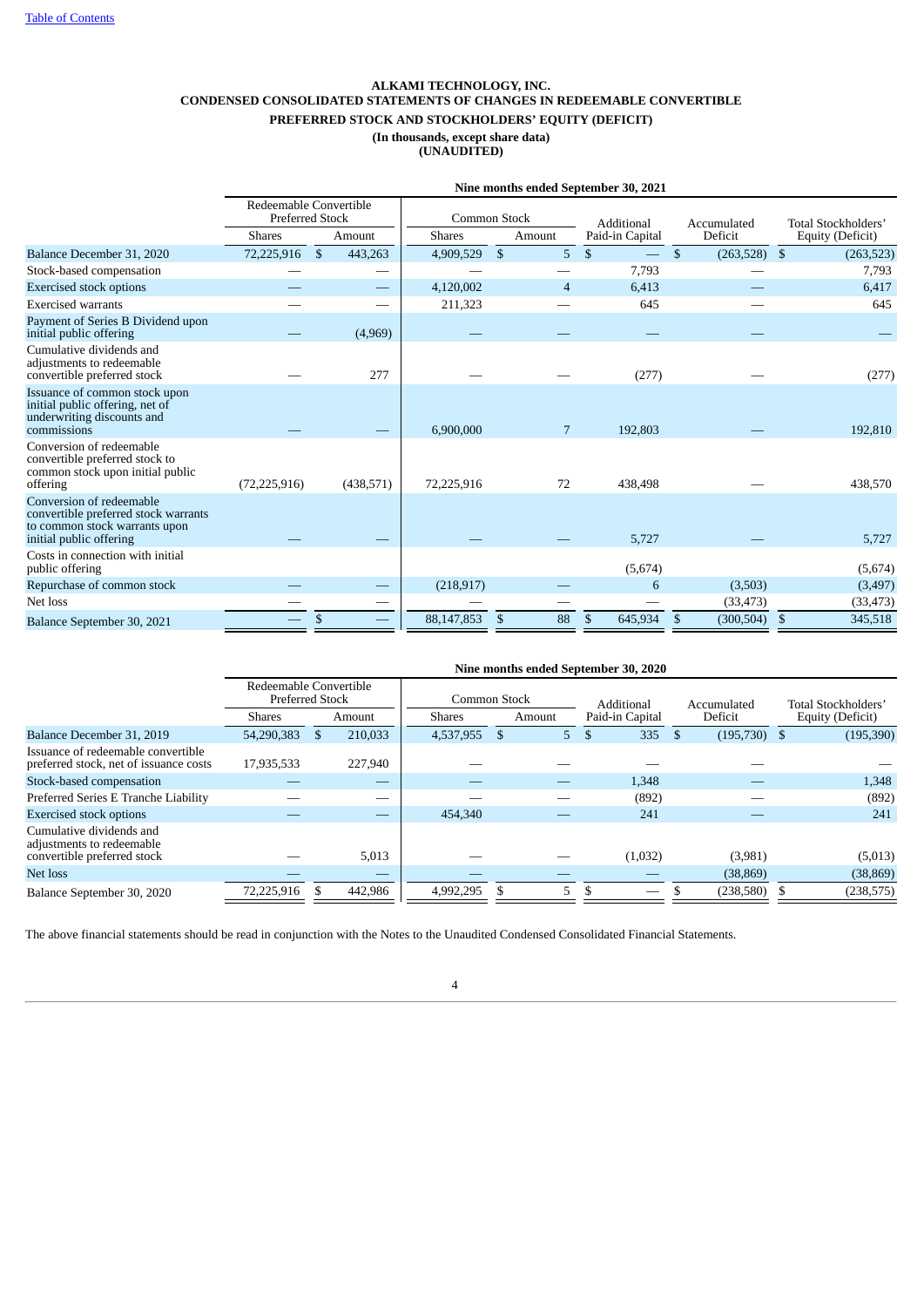[Table of Contents](#)

**ALKAMI TECHNOLOGY, INC.**
**CONDENSED CONSOLIDATED STATEMENTS OF CHANGES IN REDEEMABLE CONVERTIBLE PREFERRED STOCK AND STOCKHOLDERS' EQUITY (DEFICIT)**
**(In thousands, except share data)**
**(UNAUDITED)**

**Nine months ended September 30, 2021**

| | Redeemable Convertible Preferred Stock | | Common Stock | | Additional Paid-in Capital | Accumulated Deficit | Total Stockholders' Equity (Deficit) |
|---|---|---|---|---|---|---|---|
| | Shares | Amount | Shares | Amount | | | |
| Balance December 31, 2020 | 72,225,916 | $ 443,263 | 4,909,529 | $ 5 | $ — | $ (263,528) | $ (263,523) |
| Stock-based compensation | — | — | — | — | 7,793 | — | 7,793 |
| Exercised stock options | — | — | 4,120,002 | 4 | 6,413 | — | 6,417 |
| Exercised warrants | — | — | 211,323 | — | 645 | — | 645 |
| Payment of Series B Dividend upon initial public offering | — | (4,969) | — | — | — | — | — |
| Cumulative dividends and adjustments to redeemable convertible preferred stock | — | 277 | — | — | (277) | — | (277) |
| Issuance of common stock upon initial public offering, net of underwriting discounts and commissions | — | — | 6,900,000 | 7 | 192,803 | — | 192,810 |
| Conversion of redeemable convertible preferred stock to common stock upon initial public offering | (72,225,916) | (438,571) | 72,225,916 | 72 | 438,498 | — | 438,570 |
| Conversion of redeemable convertible preferred stock warrants to common stock warrants upon initial public offering | — | — | — | — | 5,727 | — | 5,727 |
| Costs in connection with initial public offering | | | | | (5,674) | | (5,674) |
| Repurchase of common stock | — | — | (218,917) | — | 6 | (3,503) | (3,497) |
| Net loss | — | — | — | — | — | (33,473) | (33,473) |
| Balance September 30, 2021 | — | $ — | 88,147,853 | $ 88 | $ 645,934 | $ (300,504) | $ 345,518 |

**Nine months ended September 30, 2020**

| | Redeemable Convertible Preferred Stock | | Common Stock | | Additional Paid-in Capital | Accumulated Deficit | Total Stockholders' Equity (Deficit) |
|---|---|---|---|---|---|---|---|
| | Shares | Amount | Shares | Amount | | | |
| Balance December 31, 2019 | 54,290,383 | $ 210,033 | 4,537,955 | $ 5 | $ 335 | $ (195,730) | $ (195,390) |
| Issuance of redeemable convertible preferred stock, net of issuance costs | 17,935,533 | 227,940 | — | — | — | — | — |
| Stock-based compensation | — | — | — | — | 1,348 | — | 1,348 |
| Preferred Series E Tranche Liability | — | — | — | — | (892) | — | (892) |
| Exercised stock options | — | — | 454,340 | — | 241 | — | 241 |
| Cumulative dividends and adjustments to redeemable convertible preferred stock | — | 5,013 | — | — | (1,032) | (3,981) | (5,013) |
| Net loss | — | — | — | — | — | (38,869) | (38,869) |
| Balance September 30, 2020 | 72,225,916 | $ 442,986 | 4,992,295 | $ 5 | $ — | $ (238,580) | $ (238,575) |

The above financial statements should be read in conjunction with the Notes to the Unaudited Condensed Consolidated Financial Statements.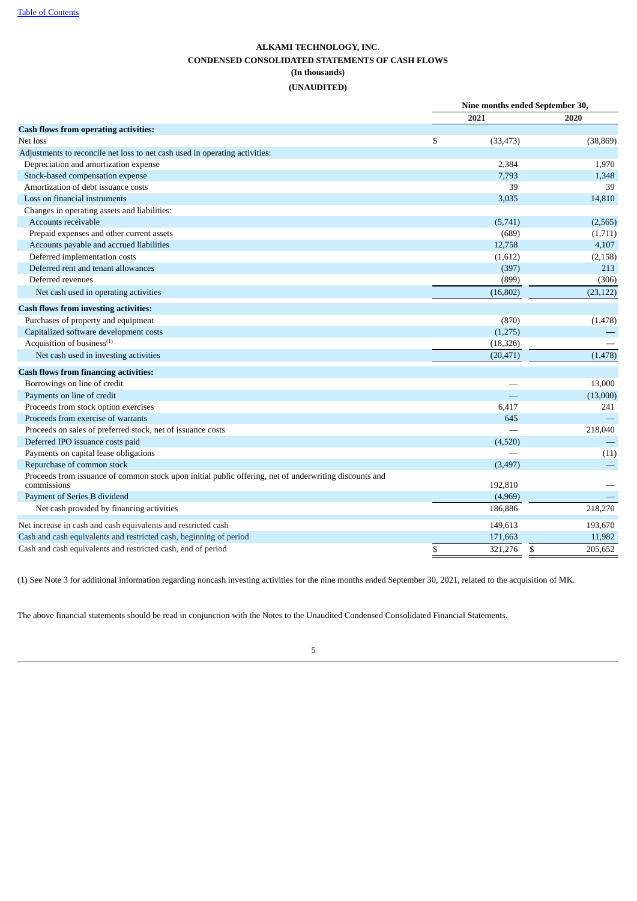[Table of Contents](#)

**ALKAMI TECHNOLOGY, INC.**
**CONDENSED CONSOLIDATED STATEMENTS OF CASH FLOWS**
**(In thousands)**
**(UNAUDITED)**

| | Nine months ended September 30, | |
|---|---|---|
| | 2021 | 2020 |
| **Cash flows from operating activities:** | | |
| Net loss | $ (33,473) | (38,869) |
| Adjustments to reconcile net loss to net cash used in operating activities: | | |
| Depreciation and amortization expense | 2,384 | 1,970 |
| Stock-based compensation expense | 7,793 | 1,348 |
| Amortization of debt issuance costs | 39 | 39 |
| Loss on financial instruments | 3,035 | 14,810 |
| Changes in operating assets and liabilities: | | |
| Accounts receivable | (5,741) | (2,565) |
| Prepaid expenses and other current assets | (689) | (1,711) |
| Accounts payable and accrued liabilities | 12,758 | 4,107 |
| Deferred implementation costs | (1,612) | (2,158) |
| Deferred rent and tenant allowances | (397) | 213 |
| Deferred revenues | (899) | (306) |
| Net cash used in operating activities | (16,802) | (23,122) |
| **Cash flows from investing activities:** | | |
| Purchases of property and equipment | (870) | (1,478) |
| Capitalized software development costs | (1,275) | — |
| Acquisition of business[1] | (18,326) | — |
| Net cash used in investing activities | (20,471) | (1,478) |
| **Cash flows from financing activities:** | | |
| Borrowings on line of credit | — | 13,000 |
| Payments on line of credit | — | (13,000) |
| Proceeds from stock option exercises | 6,417 | 241 |
| Proceeds from exercise of warrants | 645 | — |
| Proceeds on sales of preferred stock, net of issuance costs | — | 218,040 |
| Deferred IPO issuance costs paid | (4,520) | — |
| Payments on capital lease obligations | — | (11) |
| Repurchase of common stock | (3,497) | — |
| Proceeds from issuance of common stock upon initial public offering, net of underwriting discounts and commissions | 192,810 | — |
| Payment of Series B dividend | (4,969) | — |
| Net cash provided by financing activities | 186,886 | 218,270 |
| Net increase in cash and cash equivalents and restricted cash | 149,613 | 193,670 |
| Cash and cash equivalents and restricted cash, beginning of period | 171,663 | 11,982 |
| Cash and cash equivalents and restricted cash, end of period | $ 321,276 | $ 205,652 |

(1) See Note 3 for additional information regarding noncash investing activities for the nine months ended September 30, 2021, related to the acquisition of MK.

The above financial statements should be read in conjunction with the Notes to the Unaudited Condensed Consolidated Financial Statements.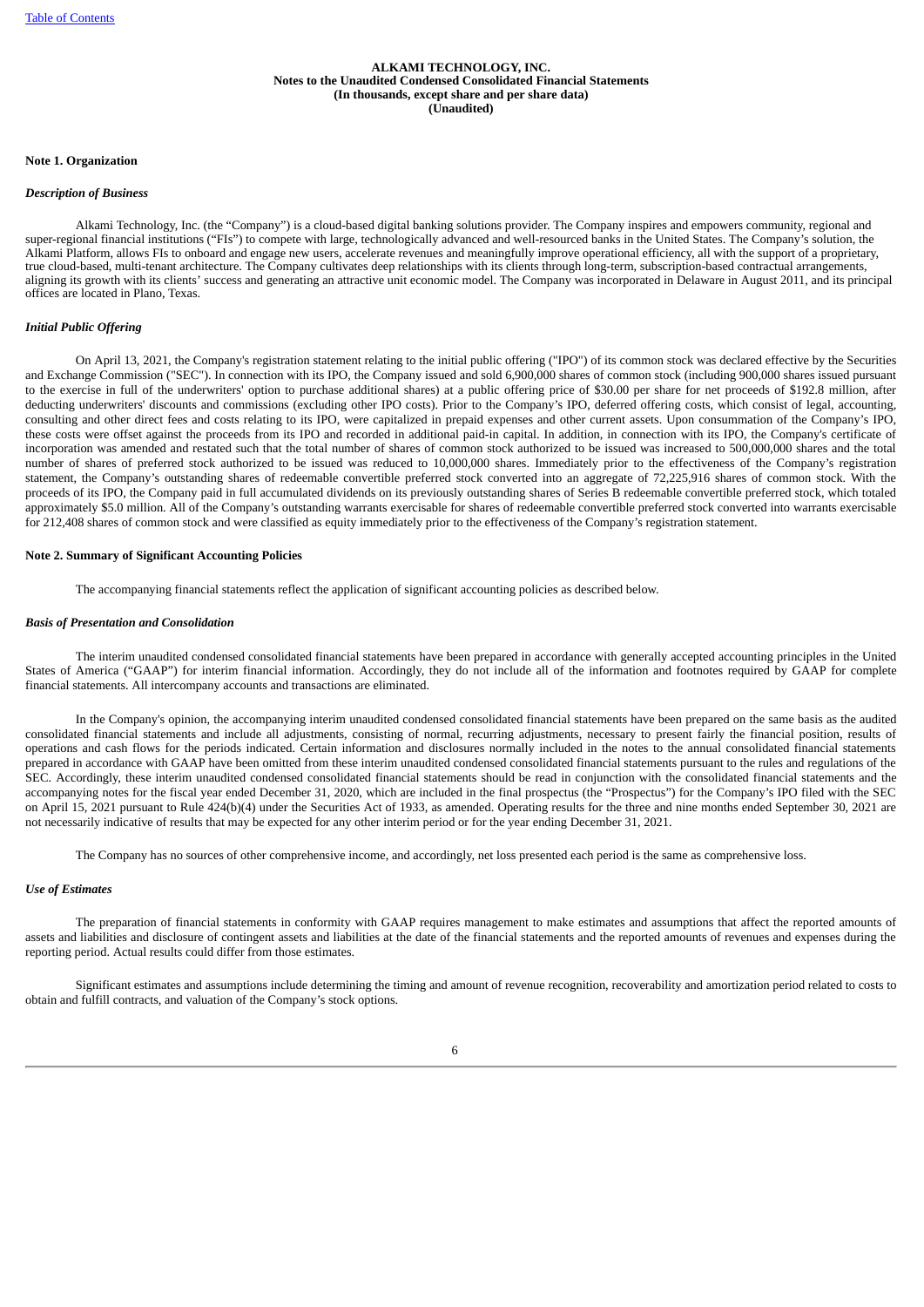**ALKAMI TECHNOLOGY, INC.**
**Notes to the Unaudited Condensed Consolidated Financial Statements**
**(In thousands, except share and per share data)**
**(Unaudited)**

**Note 1. Organization**

***Description of Business***

Alkami Technology, Inc. (the "Company") is a cloud-based digital banking solutions provider. The Company inspires and empowers community, regional and super-regional financial institutions ("FIs") to compete with large, technologically advanced and well-resourced banks in the United States. The Company's solution, the Alkami Platform, allows FIs to onboard and engage new users, accelerate revenues and meaningfully improve operational efficiency, all with the support of a proprietary, true cloud-based, multi-tenant architecture. The Company cultivates deep relationships with its clients through long-term, subscription-based contractual arrangements, aligning its growth with its clients' success and generating an attractive unit economic model. The Company was incorporated in Delaware in August 2011, and its principal offices are located in Plano, Texas.

***Initial Public Offering***

On April 13, 2021, the Company's registration statement relating to the initial public offering ("IPO") of its common stock was declared effective by the Securities and Exchange Commission ("SEC"). In connection with its IPO, the Company issued and sold 6,900,000 shares of common stock (including 900,000 shares issued pursuant to the exercise in full of the underwriters' option to purchase additional shares) at a public offering price of $30.00 per share for net proceeds of $192.8 million, after deducting underwriters' discounts and commissions (excluding other IPO costs). Prior to the Company's IPO, deferred offering costs, which consist of legal, accounting, consulting and other direct fees and costs relating to its IPO, were capitalized in prepaid expenses and other current assets. Upon consummation of the Company's IPO, these costs were offset against the proceeds from its IPO and recorded in additional paid-in capital. In addition, in connection with its IPO, the Company's certificate of incorporation was amended and restated such that the total number of shares of common stock authorized to be issued was increased to 500,000,000 shares and the total number of shares of preferred stock authorized to be issued was reduced to 10,000,000 shares. Immediately prior to the effectiveness of the Company's registration statement, the Company's outstanding shares of redeemable convertible preferred stock converted into an aggregate of 72,225,916 shares of common stock. With the proceeds of its IPO, the Company paid in full accumulated dividends on its previously outstanding shares of Series B redeemable convertible preferred stock, which totaled approximately $5.0 million. All of the Company's outstanding warrants exercisable for shares of redeemable convertible preferred stock converted into warrants exercisable for 212,408 shares of common stock and were classified as equity immediately prior to the effectiveness of the Company's registration statement.

**Note 2. Summary of Significant Accounting Policies**

The accompanying financial statements reflect the application of significant accounting policies as described below.

***Basis of Presentation and Consolidation***

The interim unaudited condensed consolidated financial statements have been prepared in accordance with generally accepted accounting principles in the United States of America ("GAAP") for interim financial information. Accordingly, they do not include all of the information and footnotes required by GAAP for complete financial statements. All intercompany accounts and transactions are eliminated.

In the Company's opinion, the accompanying interim unaudited condensed consolidated financial statements have been prepared on the same basis as the audited consolidated financial statements and include all adjustments, consisting of normal, recurring adjustments, necessary to present fairly the financial position, results of operations and cash flows for the periods indicated. Certain information and disclosures normally included in the notes to the annual consolidated financial statements prepared in accordance with GAAP have been omitted from these interim unaudited condensed consolidated financial statements pursuant to the rules and regulations of the SEC. Accordingly, these interim unaudited condensed consolidated financial statements should be read in conjunction with the consolidated financial statements and the accompanying notes for the fiscal year ended December 31, 2020, which are included in the final prospectus (the "Prospectus") for the Company's IPO filed with the SEC on April 15, 2021 pursuant to Rule 424(b)(4) under the Securities Act of 1933, as amended. Operating results for the three and nine months ended September 30, 2021 are not necessarily indicative of results that may be expected for any other interim period or for the year ending December 31, 2021.

The Company has no sources of other comprehensive income, and accordingly, net loss presented each period is the same as comprehensive loss.

***Use of Estimates***

The preparation of financial statements in conformity with GAAP requires management to make estimates and assumptions that affect the reported amounts of assets and liabilities and disclosure of contingent assets and liabilities at the date of the financial statements and the reported amounts of revenues and expenses during the reporting period. Actual results could differ from those estimates.

Significant estimates and assumptions include determining the timing and amount of revenue recognition, recoverability and amortization period related to costs to obtain and fulfill contracts, and valuation of the Company's stock options.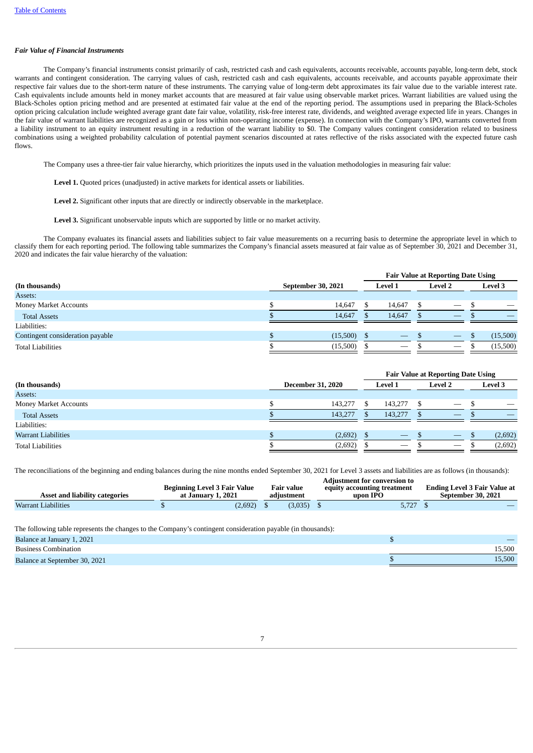***Fair Value of Financial Instruments***

The Company's financial instruments consist primarily of cash, restricted cash and cash equivalents, accounts receivable, accounts payable, long-term debt, stock warrants and contingent consideration. The carrying values of cash, restricted cash and cash equivalents, accounts receivable, and accounts payable approximate their respective fair values due to the short-term nature of these instruments. The carrying value of long-term debt approximates its fair value due to the variable interest rate. Cash equivalents include amounts held in money market accounts that are measured at fair value using observable market prices. Warrant liabilities are valued using the Black-Scholes option pricing method and are presented at estimated fair value at the end of the reporting period. The assumptions used in preparing the Black-Scholes option pricing calculation include weighted average grant date fair value, volatility, risk-free interest rate, dividends, and weighted average expected life in years. Changes in the fair value of warrant liabilities are recognized as a gain or loss within non-operating income (expense). In connection with the Company's IPO, warrants converted from a liability instrument to an equity instrument resulting in a reduction of the warrant liability to $0. The Company values contingent consideration related to business combinations using a weighted probability calculation of potential payment scenarios discounted at rates reflective of the risks associated with the expected future cash flows.

The Company uses a three-tier fair value hierarchy, which prioritizes the inputs used in the valuation methodologies in measuring fair value:

**Level 1.** Quoted prices (unadjusted) in active markets for identical assets or liabilities.

**Level 2.** Significant other inputs that are directly or indirectly observable in the marketplace.

**Level 3.** Significant unobservable inputs which are supported by little or no market activity.

The Company evaluates its financial assets and liabilities subject to fair value measurements on a recurring basis to determine the appropriate level in which to classify them for each reporting period. The following table summarizes the Company's financial assets measured at fair value as of September 30, 2021 and December 31, 2020 and indicates the fair value hierarchy of the valuation:

| | | Fair Value at Reporting Date Using | | |
|---|---|---|---|---|
| **(In thousands)** | **September 30, 2021** | **Level 1** | **Level 2** | **Level 3** |
| Assets: | | | | |
| Money Market Accounts | $ 14,647 | $ 14,647 | $ — | $ — |
| Total Assets | $ 14,647 | $ 14,647 | $ — | $ — |
| Liabilities: | | | | |
| Contingent consideration payable | $ (15,500) | $ — | $ — | $ (15,500) |
| Total Liabilities | $ (15,500) | $ — | $ — | $ (15,500) |

| | | Fair Value at Reporting Date Using | | |
|---|---|---|---|---|
| **(In thousands)** | **December 31, 2020** | **Level 1** | **Level 2** | **Level 3** |
| Assets: | | | | |
| Money Market Accounts | $ 143,277 | $ 143,277 | $ — | $ — |
| Total Assets | $ 143,277 | $ 143,277 | $ — | $ — |
| Liabilities: | | | | |
| Warrant Liabilities | $ (2,692) | $ — | $ — | $ (2,692) |
| Total Liabilities | $ (2,692) | $ — | $ — | $ (2,692) |

The reconciliations of the beginning and ending balances during the nine months ended September 30, 2021 for Level 3 assets and liabilities are as follows (in thousands):

| Asset and liability categories | Beginning Level 3 Fair Value at January 1, 2021 | Fair value adjustment | Adjustment for conversion to equity accounting treatment upon IPO | Ending Level 3 Fair Value at September 30, 2021 |
|---|---|---|---|---|
| Warrant Liabilities | $ (2,692) | $ (3,035) | $ 5,727 | $ — |

The following table represents the changes to the Company's contingent consideration payable (in thousands):

| | |
|---|---|
| Balance at January 1, 2021 | $ — |
| Business Combination | 15,500 |
| Balance at September 30, 2021 | $ 15,500 |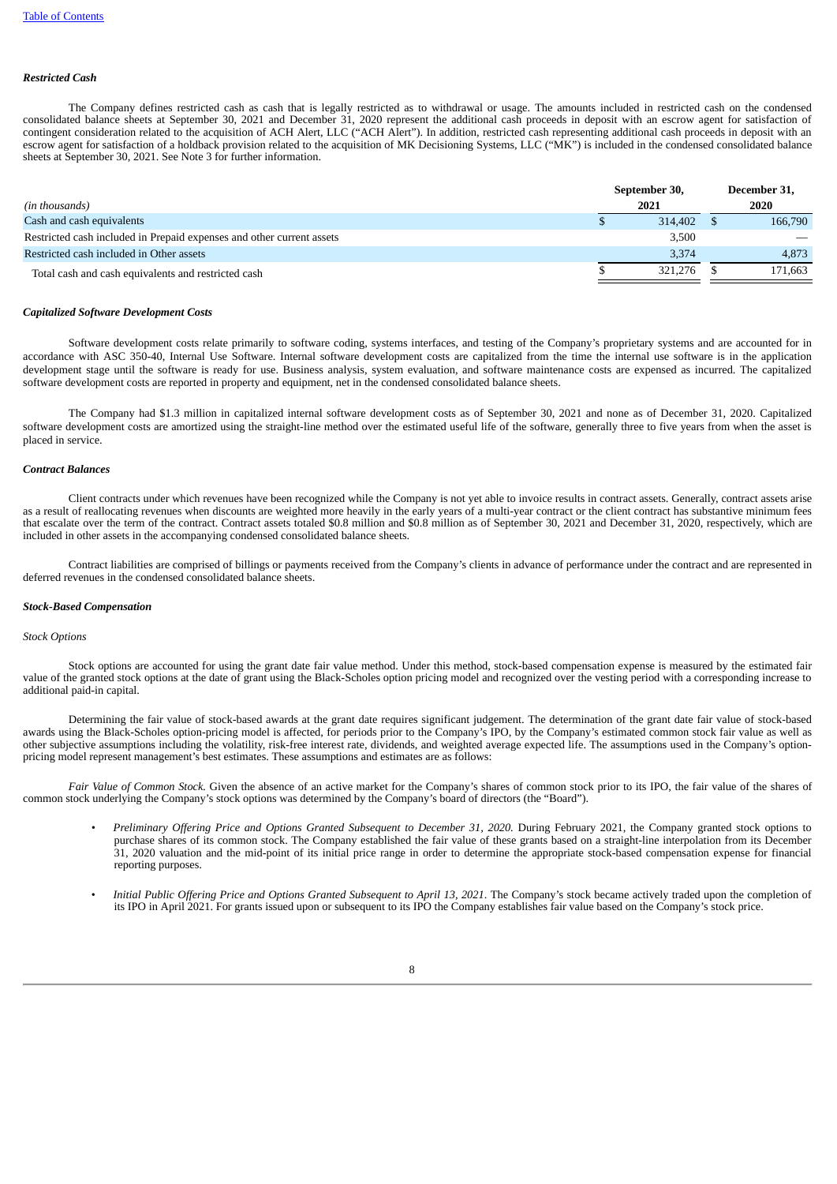### *Restricted Cash*

The Company defines restricted cash as cash that is legally restricted as to withdrawal or usage. The amounts included in restricted cash on the condensed consolidated balance sheets at September 30, 2021 and December 31, 2020 represent the additional cash proceeds in deposit with an escrow agent for satisfaction of contingent consideration related to the acquisition of ACH Alert, LLC ("ACH Alert"). In addition, restricted cash representing additional cash proceeds in deposit with an escrow agent for satisfaction of a holdback provision related to the acquisition of MK Decisioning Systems, LLC ("MK") is included in the condensed consolidated balance sheets at September 30, 2021. See Note 3 for further information.

| *(in thousands)* | September 30, 2021 | December 31, 2020 |
|---|---|---|
| Cash and cash equivalents | $ 314,402 | $ 166,790 |
| Restricted cash included in Prepaid expenses and other current assets | 3,500 | — |
| Restricted cash included in Other assets | 3,374 | 4,873 |
| Total cash and cash equivalents and restricted cash | $ 321,276 | $ 171,663 |

### *Capitalized Software Development Costs*

Software development costs relate primarily to software coding, systems interfaces, and testing of the Company's proprietary systems and are accounted for in accordance with ASC 350-40, Internal Use Software. Internal software development costs are capitalized from the time the internal use software is in the application development stage until the software is ready for use. Business analysis, system evaluation, and software maintenance costs are expensed as incurred. The capitalized software development costs are reported in property and equipment, net in the condensed consolidated balance sheets.

The Company had $1.3 million in capitalized internal software development costs as of September 30, 2021 and none as of December 31, 2020. Capitalized software development costs are amortized using the straight-line method over the estimated useful life of the software, generally three to five years from when the asset is placed in service.

### *Contract Balances*

Client contracts under which revenues have been recognized while the Company is not yet able to invoice results in contract assets. Generally, contract assets arise as a result of reallocating revenues when discounts are weighted more heavily in the early years of a multi-year contract or the client contract has substantive minimum fees that escalate over the term of the contract. Contract assets totaled $0.8 million and $0.8 million as of September 30, 2021 and December 31, 2020, respectively, which are included in other assets in the accompanying condensed consolidated balance sheets.

Contract liabilities are comprised of billings or payments received from the Company's clients in advance of performance under the contract and are represented in deferred revenues in the condensed consolidated balance sheets.

### *Stock-Based Compensation*

*Stock Options*

Stock options are accounted for using the grant date fair value method. Under this method, stock-based compensation expense is measured by the estimated fair value of the granted stock options at the date of grant using the Black-Scholes option pricing model and recognized over the vesting period with a corresponding increase to additional paid-in capital.

Determining the fair value of stock-based awards at the grant date requires significant judgement. The determination of the grant date fair value of stock-based awards using the Black-Scholes option-pricing model is affected, for periods prior to the Company's IPO, by the Company's estimated common stock fair value as well as other subjective assumptions including the volatility, risk-free interest rate, dividends, and weighted average expected life. The assumptions used in the Company's option-pricing model represent management's best estimates. These assumptions and estimates are as follows:

*Fair Value of Common Stock.* Given the absence of an active market for the Company's shares of common stock prior to its IPO, the fair value of the shares of common stock underlying the Company's stock options was determined by the Company's board of directors (the "Board").

- *Preliminary Offering Price and Options Granted Subsequent to December 31, 2020.* During February 2021, the Company granted stock options to purchase shares of its common stock. The Company established the fair value of these grants based on a straight-line interpolation from its December 31, 2020 valuation and the mid-point of its initial price range in order to determine the appropriate stock-based compensation expense for financial reporting purposes.

- *Initial Public Offering Price and Options Granted Subsequent to April 13, 2021.* The Company's stock became actively traded upon the completion of its IPO in April 2021. For grants issued upon or subsequent to its IPO the Company establishes fair value based on the Company's stock price.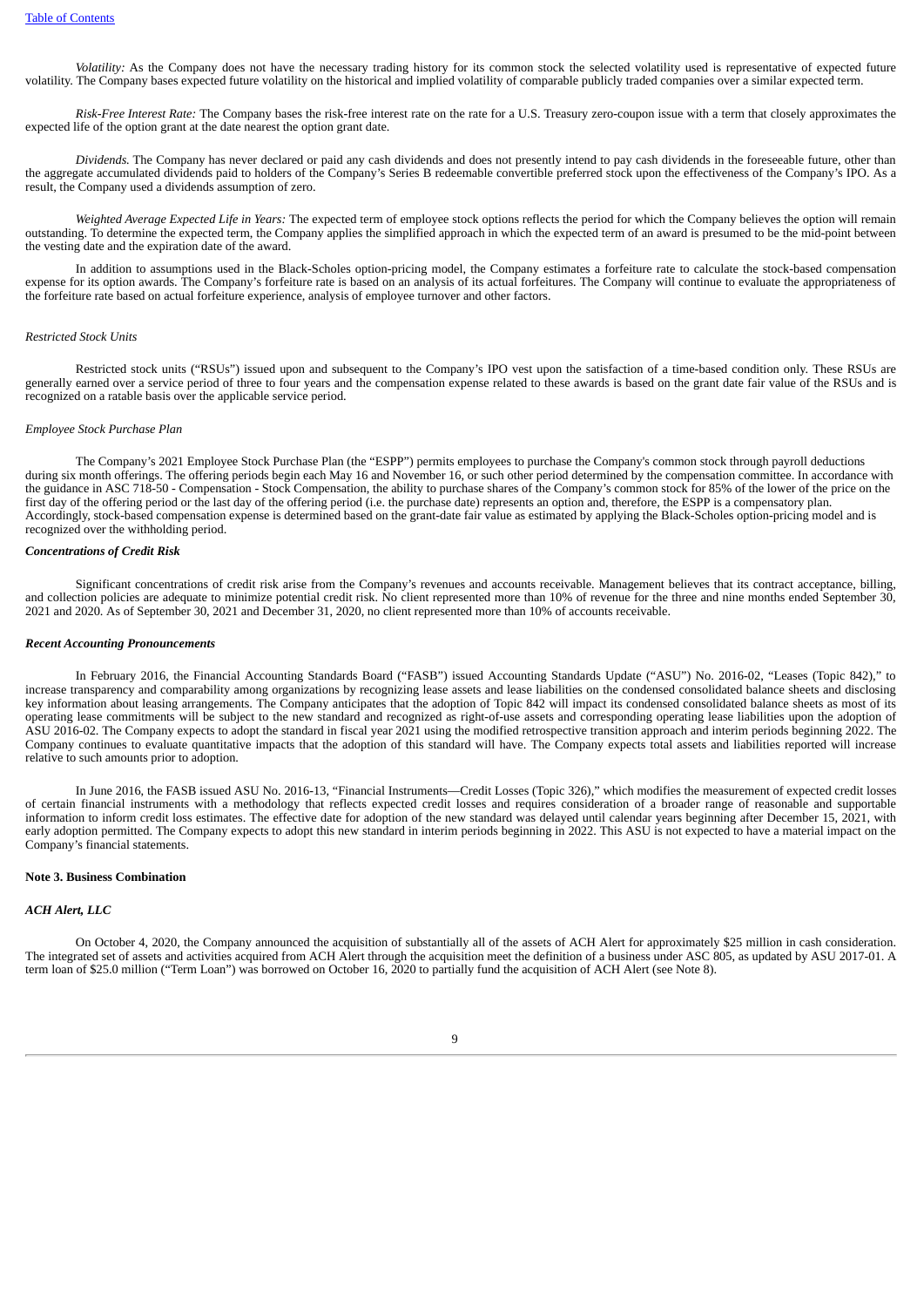*Volatility:* As the Company does not have the necessary trading history for its common stock the selected volatility used is representative of expected future volatility. The Company bases expected future volatility on the historical and implied volatility of comparable publicly traded companies over a similar expected term.

*Risk-Free Interest Rate:* The Company bases the risk-free interest rate on the rate for a U.S. Treasury zero-coupon issue with a term that closely approximates the expected life of the option grant at the date nearest the option grant date.

*Dividends.* The Company has never declared or paid any cash dividends and does not presently intend to pay cash dividends in the foreseeable future, other than the aggregate accumulated dividends paid to holders of the Company's Series B redeemable convertible preferred stock upon the effectiveness of the Company's IPO. As a result, the Company used a dividends assumption of zero.

*Weighted Average Expected Life in Years:* The expected term of employee stock options reflects the period for which the Company believes the option will remain outstanding. To determine the expected term, the Company applies the simplified approach in which the expected term of an award is presumed to be the mid-point between the vesting date and the expiration date of the award.

In addition to assumptions used in the Black-Scholes option-pricing model, the Company estimates a forfeiture rate to calculate the stock-based compensation expense for its option awards. The Company's forfeiture rate is based on an analysis of its actual forfeitures. The Company will continue to evaluate the appropriateness of the forfeiture rate based on actual forfeiture experience, analysis of employee turnover and other factors.

*Restricted Stock Units*

Restricted stock units ("RSUs") issued upon and subsequent to the Company's IPO vest upon the satisfaction of a time-based condition only. These RSUs are generally earned over a service period of three to four years and the compensation expense related to these awards is based on the grant date fair value of the RSUs and is recognized on a ratable basis over the applicable service period.

*Employee Stock Purchase Plan*

The Company's 2021 Employee Stock Purchase Plan (the "ESPP") permits employees to purchase the Company's common stock through payroll deductions during six month offerings. The offering periods begin each May 16 and November 16, or such other period determined by the compensation committee. In accordance with the guidance in ASC 718-50 - Compensation - Stock Compensation, the ability to purchase shares of the Company's common stock for 85% of the lower of the price on the first day of the offering period or the last day of the offering period (i.e. the purchase date) represents an option and, therefore, the ESPP is a compensatory plan. Accordingly, stock-based compensation expense is determined based on the grant-date fair value as estimated by applying the Black-Scholes option-pricing model and is recognized over the withholding period.

***Concentrations of Credit Risk***

Significant concentrations of credit risk arise from the Company's revenues and accounts receivable. Management believes that its contract acceptance, billing, and collection policies are adequate to minimize potential credit risk. No client represented more than 10% of revenue for the three and nine months ended September 30, 2021 and 2020. As of September 30, 2021 and December 31, 2020, no client represented more than 10% of accounts receivable.

***Recent Accounting Pronouncements***

In February 2016, the Financial Accounting Standards Board ("FASB") issued Accounting Standards Update ("ASU") No. 2016-02, "Leases (Topic 842)," to increase transparency and comparability among organizations by recognizing lease assets and lease liabilities on the condensed consolidated balance sheets and disclosing key information about leasing arrangements. The Company anticipates that the adoption of Topic 842 will impact its condensed consolidated balance sheets as most of its operating lease commitments will be subject to the new standard and recognized as right-of-use assets and corresponding operating lease liabilities upon the adoption of ASU 2016-02. The Company expects to adopt the standard in fiscal year 2021 using the modified retrospective transition approach and interim periods beginning 2022. The Company continues to evaluate quantitative impacts that the adoption of this standard will have. The Company expects total assets and liabilities reported will increase relative to such amounts prior to adoption.

In June 2016, the FASB issued ASU No. 2016-13, "Financial Instruments—Credit Losses (Topic 326)," which modifies the measurement of expected credit losses of certain financial instruments with a methodology that reflects expected credit losses and requires consideration of a broader range of reasonable and supportable information to inform credit loss estimates. The effective date for adoption of the new standard was delayed until calendar years beginning after December 15, 2021, with early adoption permitted. The Company expects to adopt this new standard in interim periods beginning in 2022. This ASU is not expected to have a material impact on the Company's financial statements.

**Note 3. Business Combination**

***ACH Alert, LLC***

On October 4, 2020, the Company announced the acquisition of substantially all of the assets of ACH Alert for approximately $25 million in cash consideration. The integrated set of assets and activities acquired from ACH Alert through the acquisition meet the definition of a business under ASC 805, as updated by ASU 2017-01. A term loan of $25.0 million ("Term Loan") was borrowed on October 16, 2020 to partially fund the acquisition of ACH Alert (see Note 8).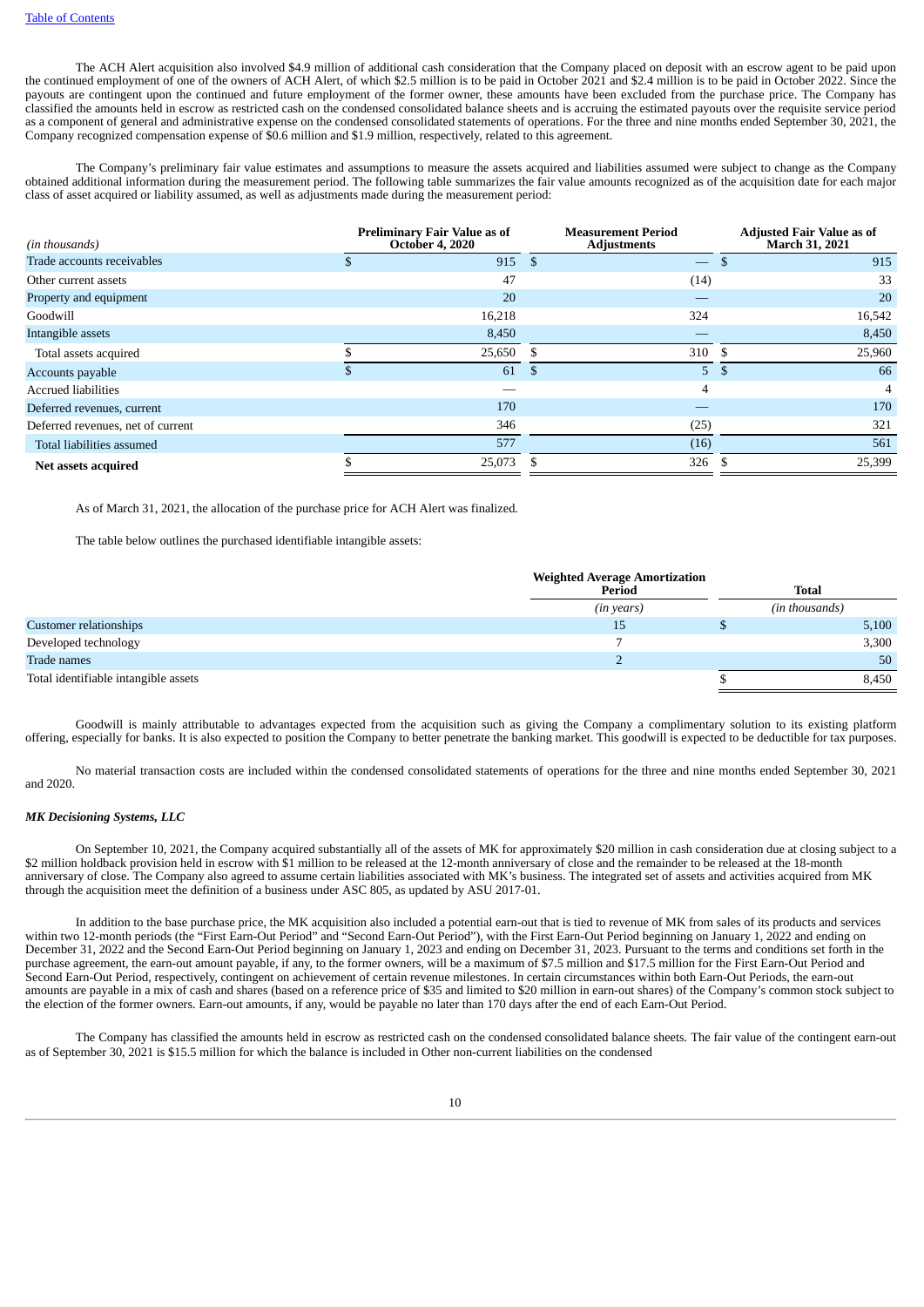The ACH Alert acquisition also involved $4.9 million of additional cash consideration that the Company placed on deposit with an escrow agent to be paid upon the continued employment of one of the owners of ACH Alert, of which $2.5 million is to be paid in October 2021 and $2.4 million is to be paid in October 2022. Since the payouts are contingent upon the continued and future employment of the former owner, these amounts have been excluded from the purchase price. The Company has classified the amounts held in escrow as restricted cash on the condensed consolidated balance sheets and is accruing the estimated payouts over the requisite service period as a component of general and administrative expense on the condensed consolidated statements of operations. For the three and nine months ended September 30, 2021, the Company recognized compensation expense of $0.6 million and $1.9 million, respectively, related to this agreement.

The Company's preliminary fair value estimates and assumptions to measure the assets acquired and liabilities assumed were subject to change as the Company obtained additional information during the measurement period. The following table summarizes the fair value amounts recognized as of the acquisition date for each major class of asset acquired or liability assumed, as well as adjustments made during the measurement period:

| *(in thousands)* | Preliminary Fair Value as of October 4, 2020 | Measurement Period Adjustments | Adjusted Fair Value as of March 31, 2021 |
|---|---|---|---|
| Trade accounts receivables | $ 915 | $ — | $ 915 |
| Other current assets | 47 | (14) | 33 |
| Property and equipment | 20 | — | 20 |
| Goodwill | 16,218 | 324 | 16,542 |
| Intangible assets | 8,450 | — | 8,450 |
| Total assets acquired | $ 25,650 | $ 310 | $ 25,960 |
| Accounts payable | $ 61 | $ 5 | $ 66 |
| Accrued liabilities | — | 4 | 4 |
| Deferred revenues, current | 170 | — | 170 |
| Deferred revenues, net of current | 346 | (25) | 321 |
| Total liabilities assumed | 577 | (16) | 561 |
| **Net assets acquired** | $ 25,073 | $ 326 | $ 25,399 |

As of March 31, 2021, the allocation of the purchase price for ACH Alert was finalized.

The table below outlines the purchased identifiable intangible assets:

| | Weighted Average Amortization Period | Total |
|---|---|---|
| | *(in years)* | *(in thousands)* |
| Customer relationships | 15 | $ 5,100 |
| Developed technology | 7 | 3,300 |
| Trade names | 2 | 50 |
| Total identifiable intangible assets | | $ 8,450 |

Goodwill is mainly attributable to advantages expected from the acquisition such as giving the Company a complimentary solution to its existing platform offering, especially for banks. It is also expected to position the Company to better penetrate the banking market. This goodwill is expected to be deductible for tax purposes.

No material transaction costs are included within the condensed consolidated statements of operations for the three and nine months ended September 30, 2021 and 2020.

***MK Decisioning Systems, LLC***

On September 10, 2021, the Company acquired substantially all of the assets of MK for approximately $20 million in cash consideration due at closing subject to a $2 million holdback provision held in escrow with $1 million to be released at the 12-month anniversary of close and the remainder to be released at the 18-month anniversary of close. The Company also agreed to assume certain liabilities associated with MK's business. The integrated set of assets and activities acquired from MK through the acquisition meet the definition of a business under ASC 805, as updated by ASU 2017-01.

In addition to the base purchase price, the MK acquisition also included a potential earn-out that is tied to revenue of MK from sales of its products and services within two 12-month periods (the "First Earn-Out Period" and "Second Earn-Out Period"), with the First Earn-Out Period beginning on January 1, 2022 and ending on December 31, 2022 and the Second Earn-Out Period beginning on January 1, 2023 and ending on December 31, 2023. Pursuant to the terms and conditions set forth in the purchase agreement, the earn-out amount payable, if any, to the former owners, will be a maximum of $7.5 million and $17.5 million for the First Earn-Out Period and Second Earn-Out Period, respectively, contingent on achievement of certain revenue milestones. In certain circumstances within both Earn-Out Periods, the earn-out amounts are payable in a mix of cash and shares (based on a reference price of $35 and limited to $20 million in earn-out shares) of the Company's common stock subject to the election of the former owners. Earn-out amounts, if any, would be payable no later than 170 days after the end of each Earn-Out Period.

The Company has classified the amounts held in escrow as restricted cash on the condensed consolidated balance sheets. The fair value of the contingent earn-out as of September 30, 2021 is $15.5 million for which the balance is included in Other non-current liabilities on the condensed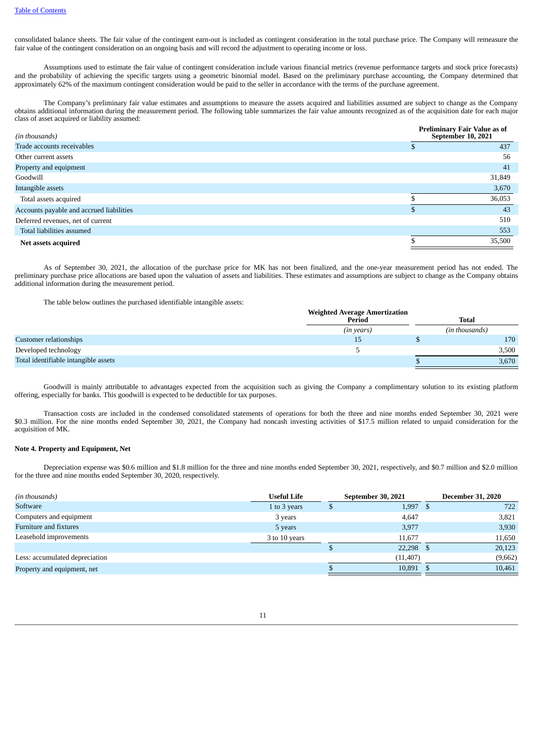consolidated balance sheets. The fair value of the contingent earn-out is included as contingent consideration in the total purchase price. The Company will remeasure the fair value of the contingent consideration on an ongoing basis and will record the adjustment to operating income or loss.

Assumptions used to estimate the fair value of contingent consideration include various financial metrics (revenue performance targets and stock price forecasts) and the probability of achieving the specific targets using a geometric binomial model. Based on the preliminary purchase accounting, the Company determined that approximately 62% of the maximum contingent consideration would be paid to the seller in accordance with the terms of the purchase agreement.

The Company's preliminary fair value estimates and assumptions to measure the assets acquired and liabilities assumed are subject to change as the Company obtains additional information during the measurement period. The following table summarizes the fair value amounts recognized as of the acquisition date for each major class of asset acquired or liability assumed:

| *(in thousands)* | Preliminary Fair Value as of September 10, 2021 |
|---|---|
| Trade accounts receivables | $ 437 |
| Other current assets | 56 |
| Property and equipment | 41 |
| Goodwill | 31,849 |
| Intangible assets | 3,670 |
| Total assets acquired | $ 36,053 |
| Accounts payable and accrued liabilities | $ 43 |
| Deferred revenues, net of current | 510 |
| Total liabilities assumed | 553 |
| **Net assets acquired** | $ 35,500 |

As of September 30, 2021, the allocation of the purchase price for MK has not been finalized, and the one-year measurement period has not ended. The preliminary purchase price allocations are based upon the valuation of assets and liabilities. These estimates and assumptions are subject to change as the Company obtains additional information during the measurement period.

The table below outlines the purchased identifiable intangible assets:

| | Weighted Average Amortization Period | Total |
|---|---|---|
| | *(in years)* | *(in thousands)* |
| Customer relationships | 15 | $ 170 |
| Developed technology | 5 | 3,500 |
| Total identifiable intangible assets | | $ 3,670 |

Goodwill is mainly attributable to advantages expected from the acquisition such as giving the Company a complimentary solution to its existing platform offering, especially for banks. This goodwill is expected to be deductible for tax purposes.

Transaction costs are included in the condensed consolidated statements of operations for both the three and nine months ended September 30, 2021 were $0.3 million. For the nine months ended September 30, 2021, the Company had noncash investing activities of $17.5 million related to unpaid consideration for the acquisition of MK.

### Note 4. Property and Equipment, Net

Depreciation expense was $0.6 million and $1.8 million for the three and nine months ended September 30, 2021, respectively, and $0.7 million and $2.0 million for the three and nine months ended September 30, 2020, respectively.

| *(in thousands)* | Useful Life | September 30, 2021 | December 31, 2020 |
|---|---|---|---|
| Software | 1 to 3 years | $ 1,997 | $ 722 |
| Computers and equipment | 3 years | 4,647 | 3,821 |
| Furniture and fixtures | 5 years | 3,977 | 3,930 |
| Leasehold improvements | 3 to 10 years | 11,677 | 11,650 |
| | | $ 22,298 | $ 20,123 |
| Less: accumulated depreciation | | (11,407) | (9,662) |
| Property and equipment, net | | $ 10,891 | $ 10,461 |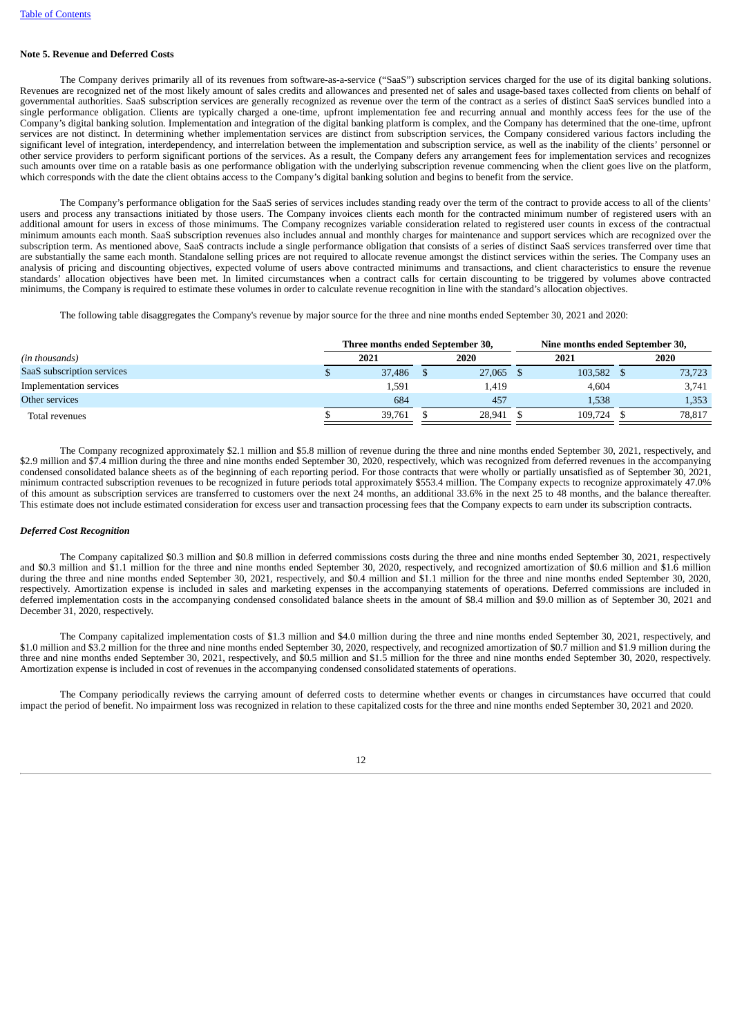**Note 5. Revenue and Deferred Costs**

The Company derives primarily all of its revenues from software-as-a-service ("SaaS") subscription services charged for the use of its digital banking solutions. Revenues are recognized net of the most likely amount of sales credits and allowances and presented net of sales and usage-based taxes collected from clients on behalf of governmental authorities. SaaS subscription services are generally recognized as revenue over the term of the contract as a series of distinct SaaS services bundled into a single performance obligation. Clients are typically charged a one-time, upfront implementation fee and recurring annual and monthly access fees for the use of the Company's digital banking solution. Implementation and integration of the digital banking platform is complex, and the Company has determined that the one-time, upfront services are not distinct. In determining whether implementation services are distinct from subscription services, the Company considered various factors including the significant level of integration, interdependency, and interrelation between the implementation and subscription service, as well as the inability of the clients' personnel or other service providers to perform significant portions of the services. As a result, the Company defers any arrangement fees for implementation services and recognizes such amounts over time on a ratable basis as one performance obligation with the underlying subscription revenue commencing when the client goes live on the platform, which corresponds with the date the client obtains access to the Company's digital banking solution and begins to benefit from the service.

The Company's performance obligation for the SaaS series of services includes standing ready over the term of the contract to provide access to all of the clients' users and process any transactions initiated by those users. The Company invoices clients each month for the contracted minimum number of registered users with an additional amount for users in excess of those minimums. The Company recognizes variable consideration related to registered user counts in excess of the contractual minimum amounts each month. SaaS subscription revenues also includes annual and monthly charges for maintenance and support services which are recognized over the subscription term. As mentioned above, SaaS contracts include a single performance obligation that consists of a series of distinct SaaS services transferred over time that are substantially the same each month. Standalone selling prices are not required to allocate revenue amongst the distinct services within the series. The Company uses an analysis of pricing and discounting objectives, expected volume of users above contracted minimums and transactions, and client characteristics to ensure the revenue standards' allocation objectives have been met. In limited circumstances when a contract calls for certain discounting to be triggered by volumes above contracted minimums, the Company is required to estimate these volumes in order to calculate revenue recognition in line with the standard's allocation objectives.

The following table disaggregates the Company's revenue by major source for the three and nine months ended September 30, 2021 and 2020:

| | Three months ended September 30, | | Nine months ended September 30, | |
|---|---|---|---|---|
| *(in thousands)* | 2021 | 2020 | 2021 | 2020 |
| SaaS subscription services | $ 37,486 | $ 27,065 | $ 103,582 | $ 73,723 |
| Implementation services | 1,591 | 1,419 | 4,604 | 3,741 |
| Other services | 684 | 457 | 1,538 | 1,353 |
| Total revenues | $ 39,761 | $ 28,941 | $ 109,724 | $ 78,817 |

The Company recognized approximately $2.1 million and $5.8 million of revenue during the three and nine months ended September 30, 2021, respectively, and $2.9 million and $7.4 million during the three and nine months ended September 30, 2020, respectively, which was recognized from deferred revenues in the accompanying condensed consolidated balance sheets as of the beginning of each reporting period. For those contracts that were wholly or partially unsatisfied as of September 30, 2021, minimum contracted subscription revenues to be recognized in future periods total approximately $553.4 million. The Company expects to recognize approximately 47.0% of this amount as subscription services are transferred to customers over the next 24 months, an additional 33.6% in the next 25 to 48 months, and the balance thereafter. This estimate does not include estimated consideration for excess user and transaction processing fees that the Company expects to earn under its subscription contracts.

***Deferred Cost Recognition***

The Company capitalized $0.3 million and $0.8 million in deferred commissions costs during the three and nine months ended September 30, 2021, respectively and $0.3 million and $1.1 million for the three and nine months ended September 30, 2020, respectively, and recognized amortization of $0.6 million and $1.6 million during the three and nine months ended September 30, 2021, respectively, and $0.4 million and $1.1 million for the three and nine months ended September 30, 2020, respectively. Amortization expense is included in sales and marketing expenses in the accompanying statements of operations. Deferred commissions are included in deferred implementation costs in the accompanying condensed consolidated balance sheets in the amount of $8.4 million and $9.0 million as of September 30, 2021 and December 31, 2020, respectively.

The Company capitalized implementation costs of $1.3 million and $4.0 million during the three and nine months ended September 30, 2021, respectively, and $1.0 million and $3.2 million for the three and nine months ended September 30, 2020, respectively, and recognized amortization of $0.7 million and $1.9 million during the three and nine months ended September 30, 2021, respectively, and $0.5 million and $1.5 million for the three and nine months ended September 30, 2020, respectively. Amortization expense is included in cost of revenues in the accompanying condensed consolidated statements of operations.

The Company periodically reviews the carrying amount of deferred costs to determine whether events or changes in circumstances have occurred that could impact the period of benefit. No impairment loss was recognized in relation to these capitalized costs for the three and nine months ended September 30, 2021 and 2020.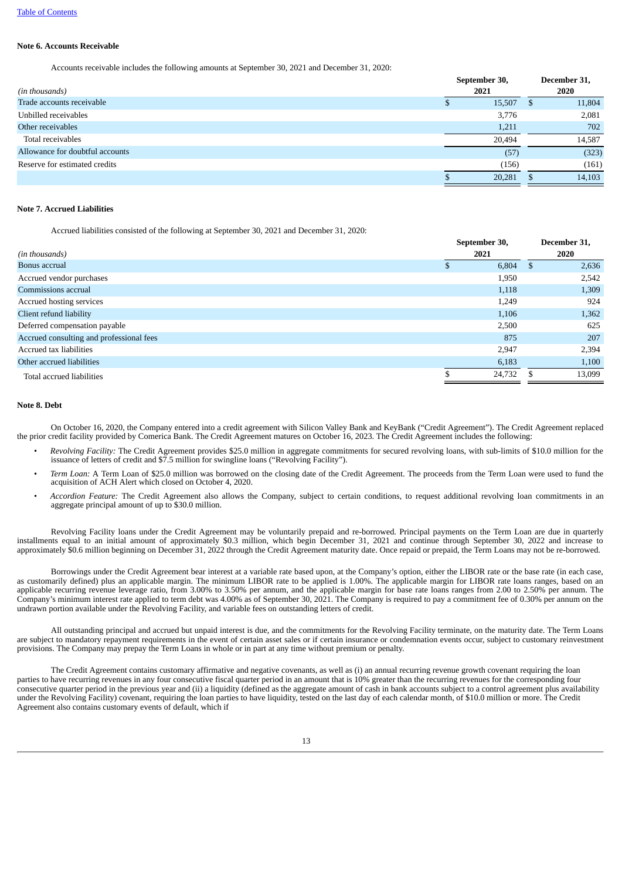### Note 6. Accounts Receivable

Accounts receivable includes the following amounts at September 30, 2021 and December 31, 2020:

| (in thousands) | September 30, 2021 | December 31, 2020 |
|---|---|---|
| Trade accounts receivable | $ 15,507 | $ 11,804 |
| Unbilled receivables | 3,776 | 2,081 |
| Other receivables | 1,211 | 702 |
| Total receivables | 20,494 | 14,587 |
| Allowance for doubtful accounts | (57) | (323) |
| Reserve for estimated credits | (156) | (161) |
| | $ 20,281 | $ 14,103 |

### Note 7. Accrued Liabilities

Accrued liabilities consisted of the following at September 30, 2021 and December 31, 2020:

| (in thousands) | September 30, 2021 | December 31, 2020 |
|---|---|---|
| Bonus accrual | $ 6,804 | $ 2,636 |
| Accrued vendor purchases | 1,950 | 2,542 |
| Commissions accrual | 1,118 | 1,309 |
| Accrued hosting services | 1,249 | 924 |
| Client refund liability | 1,106 | 1,362 |
| Deferred compensation payable | 2,500 | 625 |
| Accrued consulting and professional fees | 875 | 207 |
| Accrued tax liabilities | 2,947 | 2,394 |
| Other accrued liabilities | 6,183 | 1,100 |
| Total accrued liabilities | $ 24,732 | $ 13,099 |

### Note 8. Debt

On October 16, 2020, the Company entered into a credit agreement with Silicon Valley Bank and KeyBank ("Credit Agreement"). The Credit Agreement replaced the prior credit facility provided by Comerica Bank. The Credit Agreement matures on October 16, 2023. The Credit Agreement includes the following:

- *Revolving Facility:* The Credit Agreement provides $25.0 million in aggregate commitments for secured revolving loans, with sub-limits of $10.0 million for the issuance of letters of credit and $7.5 million for swingline loans ("Revolving Facility").
- *Term Loan:* A Term Loan of $25.0 million was borrowed on the closing date of the Credit Agreement. The proceeds from the Term Loan were used to fund the acquisition of ACH Alert which closed on October 4, 2020.
- *Accordion Feature:* The Credit Agreement also allows the Company, subject to certain conditions, to request additional revolving loan commitments in an aggregate principal amount of up to $30.0 million.

Revolving Facility loans under the Credit Agreement may be voluntarily prepaid and re-borrowed. Principal payments on the Term Loan are due in quarterly installments equal to an initial amount of approximately $0.3 million, which begin December 31, 2021 and continue through September 30, 2022 and increase to approximately $0.6 million beginning on December 31, 2022 through the Credit Agreement maturity date. Once repaid or prepaid, the Term Loans may not be re-borrowed.

Borrowings under the Credit Agreement bear interest at a variable rate based upon, at the Company's option, either the LIBOR rate or the base rate (in each case, as customarily defined) plus an applicable margin. The minimum LIBOR rate to be applied is 1.00%. The applicable margin for LIBOR rate loans ranges, based on an applicable recurring revenue leverage ratio, from 3.00% to 3.50% per annum, and the applicable margin for base rate loans ranges from 2.00 to 2.50% per annum. The Company's minimum interest rate applied to term debt was 4.00% as of September 30, 2021. The Company is required to pay a commitment fee of 0.30% per annum on the undrawn portion available under the Revolving Facility, and variable fees on outstanding letters of credit.

All outstanding principal and accrued but unpaid interest is due, and the commitments for the Revolving Facility terminate, on the maturity date. The Term Loans are subject to mandatory repayment requirements in the event of certain asset sales or if certain insurance or condemnation events occur, subject to customary reinvestment provisions. The Company may prepay the Term Loans in whole or in part at any time without premium or penalty.

The Credit Agreement contains customary affirmative and negative covenants, as well as (i) an annual recurring revenue growth covenant requiring the loan parties to have recurring revenues in any four consecutive fiscal quarter period in an amount that is 10% greater than the recurring revenues for the corresponding four consecutive quarter period in the previous year and (ii) a liquidity (defined as the aggregate amount of cash in bank accounts subject to a control agreement plus availability under the Revolving Facility) covenant, requiring the loan parties to have liquidity, tested on the last day of each calendar month, of $10.0 million or more. The Credit Agreement also contains customary events of default, which if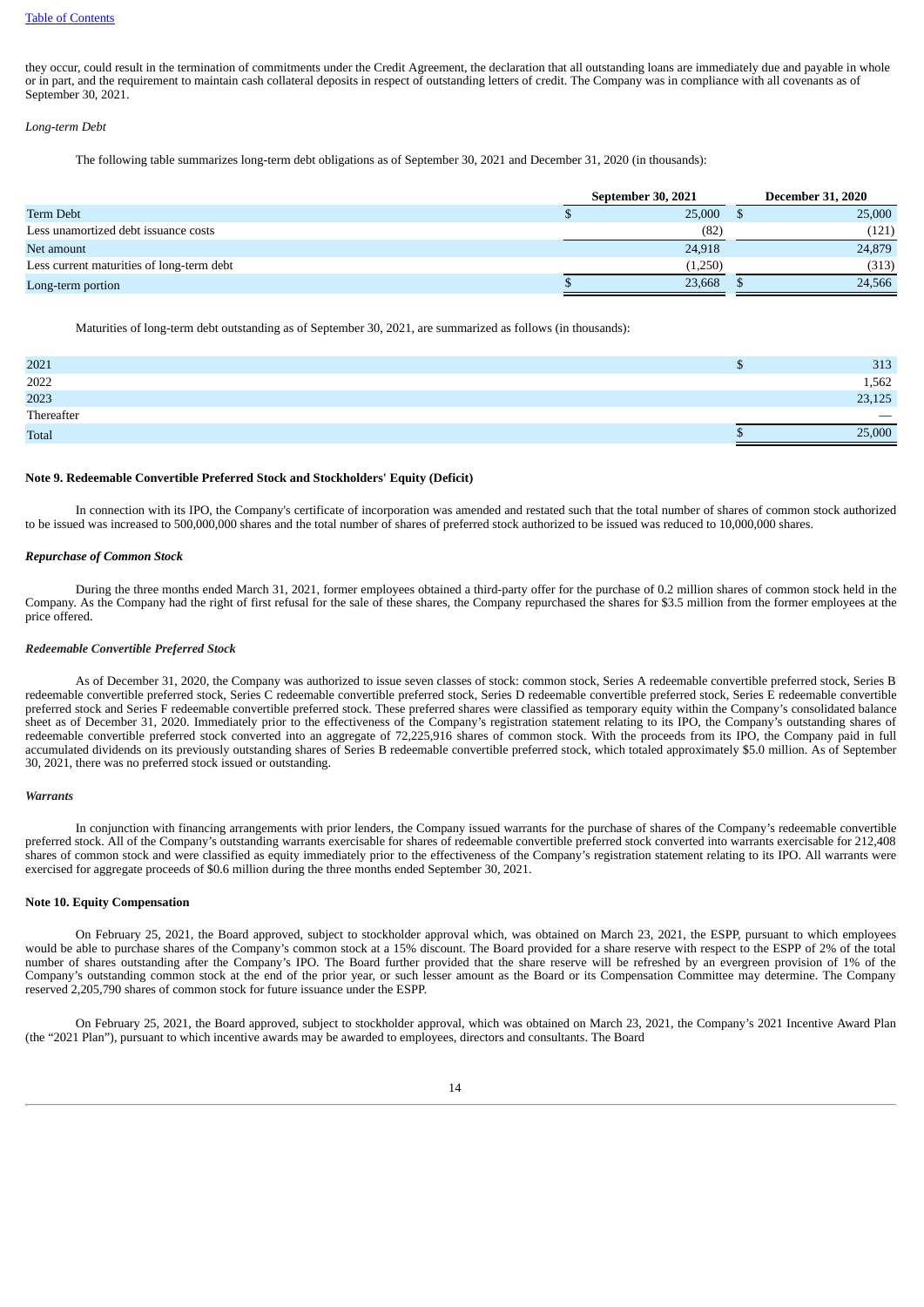they occur, could result in the termination of commitments under the Credit Agreement, the declaration that all outstanding loans are immediately due and payable in whole or in part, and the requirement to maintain cash collateral deposits in respect of outstanding letters of credit. The Company was in compliance with all covenants as of September 30, 2021.

*Long-term Debt*

The following table summarizes long-term debt obligations as of September 30, 2021 and December 31, 2020 (in thousands):

| | September 30, 2021 | December 31, 2020 |
|---|---|---|
| Term Debt | $ 25,000 | $ 25,000 |
| Less unamortized debt issuance costs | (82) | (121) |
| Net amount | 24,918 | 24,879 |
| Less current maturities of long-term debt | (1,250) | (313) |
| Long-term portion | $ 23,668 | $ 24,566 |

Maturities of long-term debt outstanding as of September 30, 2021, are summarized as follows (in thousands):

| | |
|---|---|
| 2021 | $ 313 |
| 2022 | 1,562 |
| 2023 | 23,125 |
| Thereafter | — |
| Total | $ 25,000 |

**Note 9. Redeemable Convertible Preferred Stock and Stockholders' Equity (Deficit)**

In connection with its IPO, the Company's certificate of incorporation was amended and restated such that the total number of shares of common stock authorized to be issued was increased to 500,000,000 shares and the total number of shares of preferred stock authorized to be issued was reduced to 10,000,000 shares.

***Repurchase of Common Stock***

During the three months ended March 31, 2021, former employees obtained a third-party offer for the purchase of 0.2 million shares of common stock held in the Company. As the Company had the right of first refusal for the sale of these shares, the Company repurchased the shares for $3.5 million from the former employees at the price offered.

***Redeemable Convertible Preferred Stock***

As of December 31, 2020, the Company was authorized to issue seven classes of stock: common stock, Series A redeemable convertible preferred stock, Series B redeemable convertible preferred stock, Series C redeemable convertible preferred stock, Series D redeemable convertible preferred stock, Series E redeemable convertible preferred stock and Series F redeemable convertible preferred stock. These preferred shares were classified as temporary equity within the Company's consolidated balance sheet as of December 31, 2020. Immediately prior to the effectiveness of the Company's registration statement relating to its IPO, the Company's outstanding shares of redeemable convertible preferred stock converted into an aggregate of 72,225,916 shares of common stock. With the proceeds from its IPO, the Company paid in full accumulated dividends on its previously outstanding shares of Series B redeemable convertible preferred stock, which totaled approximately $5.0 million. As of September 30, 2021, there was no preferred stock issued or outstanding.

***Warrants***

In conjunction with financing arrangements with prior lenders, the Company issued warrants for the purchase of shares of the Company's redeemable convertible preferred stock. All of the Company's outstanding warrants exercisable for shares of redeemable convertible preferred stock converted into warrants exercisable for 212,408 shares of common stock and were classified as equity immediately prior to the effectiveness of the Company's registration statement relating to its IPO. All warrants were exercised for aggregate proceeds of $0.6 million during the three months ended September 30, 2021.

**Note 10. Equity Compensation**

On February 25, 2021, the Board approved, subject to stockholder approval which, was obtained on March 23, 2021, the ESPP, pursuant to which employees would be able to purchase shares of the Company's common stock at a 15% discount. The Board provided for a share reserve with respect to the ESPP of 2% of the total number of shares outstanding after the Company's IPO. The Board further provided that the share reserve will be refreshed by an evergreen provision of 1% of the Company's outstanding common stock at the end of the prior year, or such lesser amount as the Board or its Compensation Committee may determine. The Company reserved 2,205,790 shares of common stock for future issuance under the ESPP.

On February 25, 2021, the Board approved, subject to stockholder approval, which was obtained on March 23, 2021, the Company's 2021 Incentive Award Plan (the "2021 Plan"), pursuant to which incentive awards may be awarded to employees, directors and consultants. The Board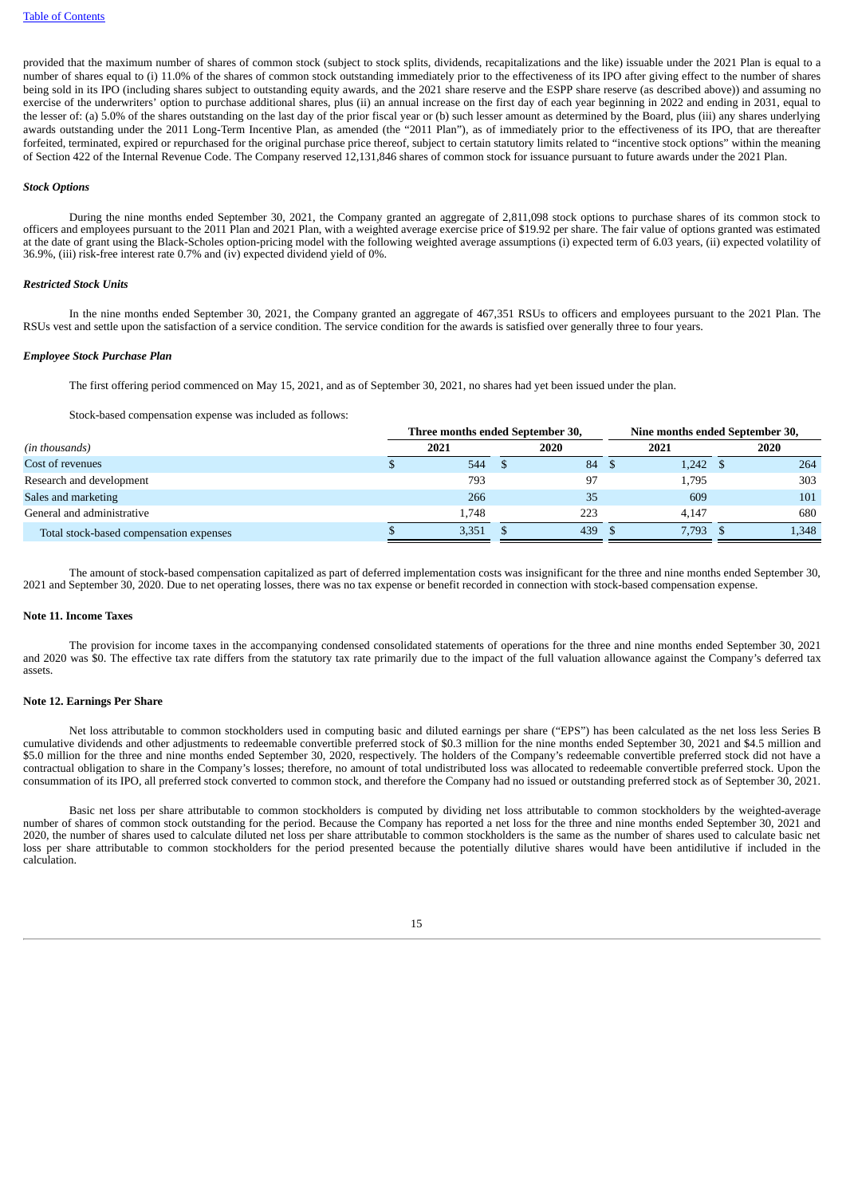provided that the maximum number of shares of common stock (subject to stock splits, dividends, recapitalizations and the like) issuable under the 2021 Plan is equal to a number of shares equal to (i) 11.0% of the shares of common stock outstanding immediately prior to the effectiveness of its IPO after giving effect to the number of shares being sold in its IPO (including shares subject to outstanding equity awards, and the 2021 share reserve and the ESPP share reserve (as described above)) and assuming no exercise of the underwriters' option to purchase additional shares, plus (ii) an annual increase on the first day of each year beginning in 2022 and ending in 2031, equal to the lesser of: (a) 5.0% of the shares outstanding on the last day of the prior fiscal year or (b) such lesser amount as determined by the Board, plus (iii) any shares underlying awards outstanding under the 2011 Long-Term Incentive Plan, as amended (the "2011 Plan"), as of immediately prior to the effectiveness of its IPO, that are thereafter forfeited, terminated, expired or repurchased for the original purchase price thereof, subject to certain statutory limits related to "incentive stock options" within the meaning of Section 422 of the Internal Revenue Code. The Company reserved 12,131,846 shares of common stock for issuance pursuant to future awards under the 2021 Plan.

***Stock Options***

During the nine months ended September 30, 2021, the Company granted an aggregate of 2,811,098 stock options to purchase shares of its common stock to officers and employees pursuant to the 2011 Plan and 2021 Plan, with a weighted average exercise price of $19.92 per share. The fair value of options granted was estimated at the date of grant using the Black-Scholes option-pricing model with the following weighted average assumptions (i) expected term of 6.03 years, (ii) expected volatility of 36.9%, (iii) risk-free interest rate 0.7% and (iv) expected dividend yield of 0%.

***Restricted Stock Units***

In the nine months ended September 30, 2021, the Company granted an aggregate of 467,351 RSUs to officers and employees pursuant to the 2021 Plan. The RSUs vest and settle upon the satisfaction of a service condition. The service condition for the awards is satisfied over generally three to four years.

***Employee Stock Purchase Plan***

The first offering period commenced on May 15, 2021, and as of September 30, 2021, no shares had yet been issued under the plan.

Stock-based compensation expense was included as follows:

| | Three months ended September 30, | | Nine months ended September 30, | |
|---|---|---|---|---|
| *(in thousands)* | 2021 | 2020 | 2021 | 2020 |
| Cost of revenues | $ 544 | $ 84 | $ 1,242 | $ 264 |
| Research and development | 793 | 97 | 1,795 | 303 |
| Sales and marketing | 266 | 35 | 609 | 101 |
| General and administrative | 1,748 | 223 | 4,147 | 680 |
| Total stock-based compensation expenses | $ 3,351 | $ 439 | $ 7,793 | $ 1,348 |

The amount of stock-based compensation capitalized as part of deferred implementation costs was insignificant for the three and nine months ended September 30, 2021 and September 30, 2020. Due to net operating losses, there was no tax expense or benefit recorded in connection with stock-based compensation expense.

**Note 11. Income Taxes**

The provision for income taxes in the accompanying condensed consolidated statements of operations for the three and nine months ended September 30, 2021 and 2020 was $0. The effective tax rate differs from the statutory tax rate primarily due to the impact of the full valuation allowance against the Company's deferred tax assets.

**Note 12. Earnings Per Share**

Net loss attributable to common stockholders used in computing basic and diluted earnings per share ("EPS") has been calculated as the net loss less Series B cumulative dividends and other adjustments to redeemable convertible preferred stock of $0.3 million for the nine months ended September 30, 2021 and $4.5 million and $5.0 million for the three and nine months ended September 30, 2020, respectively. The holders of the Company's redeemable convertible preferred stock did not have a contractual obligation to share in the Company's losses; therefore, no amount of total undistributed loss was allocated to redeemable convertible preferred stock. Upon the consummation of its IPO, all preferred stock converted to common stock, and therefore the Company had no issued or outstanding preferred stock as of September 30, 2021.

Basic net loss per share attributable to common stockholders is computed by dividing net loss attributable to common stockholders by the weighted-average number of shares of common stock outstanding for the period. Because the Company has reported a net loss for the three and nine months ended September 30, 2021 and 2020, the number of shares used to calculate diluted net loss per share attributable to common stockholders is the same as the number of shares used to calculate basic net loss per share attributable to common stockholders for the period presented because the potentially dilutive shares would have been antidilutive if included in the calculation.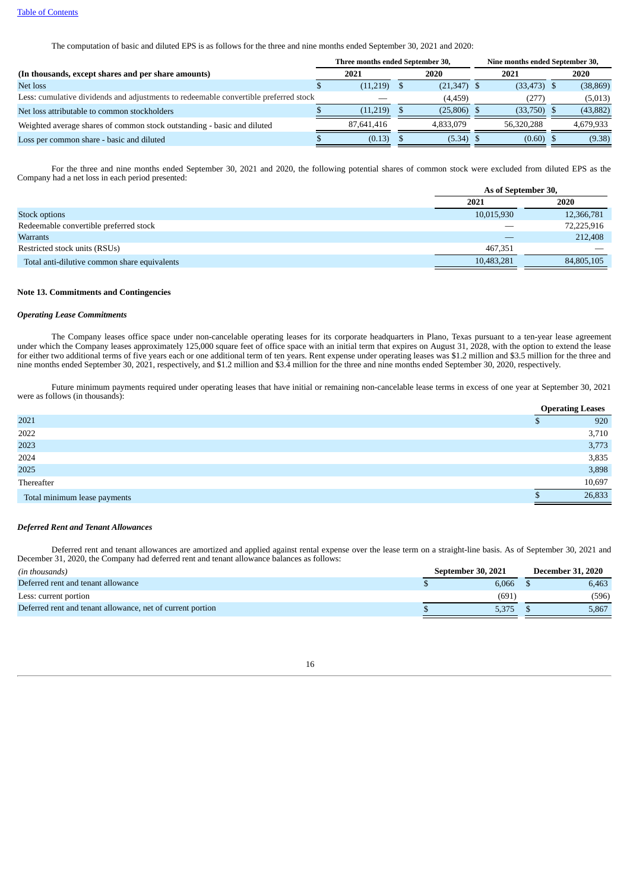The computation of basic and diluted EPS is as follows for the three and nine months ended September 30, 2021 and 2020:

| (In thousands, except shares and per share amounts) | Three months ended September 30, 2021 | Three months ended September 30, 2020 | Nine months ended September 30, 2021 | Nine months ended September 30, 2020 |
|---|---|---|---|---|
| Net loss | $ (11,219) | $ (21,347) | $ (33,473) | $ (38,869) |
| Less: cumulative dividends and adjustments to redeemable convertible preferred stock | — | (4,459) | (277) | (5,013) |
| Net loss attributable to common stockholders | $ (11,219) | $ (25,806) | $ (33,750) | $ (43,882) |
| Weighted average shares of common stock outstanding - basic and diluted | 87,641,416 | 4,833,079 | 56,320,288 | 4,679,933 |
| Loss per common share - basic and diluted | $ (0.13) | $ (5.34) | $ (0.60) | $ (9.38) |

For the three and nine months ended September 30, 2021 and 2020, the following potential shares of common stock were excluded from diluted EPS as the Company had a net loss in each period presented:

| | As of September 30, 2021 | As of September 30, 2020 |
|---|---|---|
| Stock options | 10,015,930 | 12,366,781 |
| Redeemable convertible preferred stock | — | 72,225,916 |
| Warrants | — | 212,408 |
| Restricted stock units (RSUs) | 467,351 | — |
| Total anti-dilutive common share equivalents | 10,483,281 | 84,805,105 |

**Note 13. Commitments and Contingencies**

***Operating Lease Commitments***

The Company leases office space under non-cancelable operating leases for its corporate headquarters in Plano, Texas pursuant to a ten-year lease agreement under which the Company leases approximately 125,000 square feet of office space with an initial term that expires on August 31, 2028, with the option to extend the lease for either two additional terms of five years each or one additional term of ten years. Rent expense under operating leases was $1.2 million and $3.5 million for the three and nine months ended September 30, 2021, respectively, and $1.2 million and $3.4 million for the three and nine months ended September 30, 2020, respectively.

Future minimum payments required under operating leases that have initial or remaining non-cancelable lease terms in excess of one year at September 30, 2021 were as follows (in thousands):

| | Operating Leases |
|---|---|
| 2021 | $ 920 |
| 2022 | 3,710 |
| 2023 | 3,773 |
| 2024 | 3,835 |
| 2025 | 3,898 |
| Thereafter | 10,697 |
| Total minimum lease payments | $ 26,833 |

***Deferred Rent and Tenant Allowances***

Deferred rent and tenant allowances are amortized and applied against rental expense over the lease term on a straight-line basis. As of September 30, 2021 and December 31, 2020, the Company had deferred rent and tenant allowance balances as follows:

| *(in thousands)* | September 30, 2021 | December 31, 2020 |
|---|---|---|
| Deferred rent and tenant allowance | $ 6,066 | $ 6,463 |
| Less: current portion | (691) | (596) |
| Deferred rent and tenant allowance, net of current portion | $ 5,375 | $ 5,867 |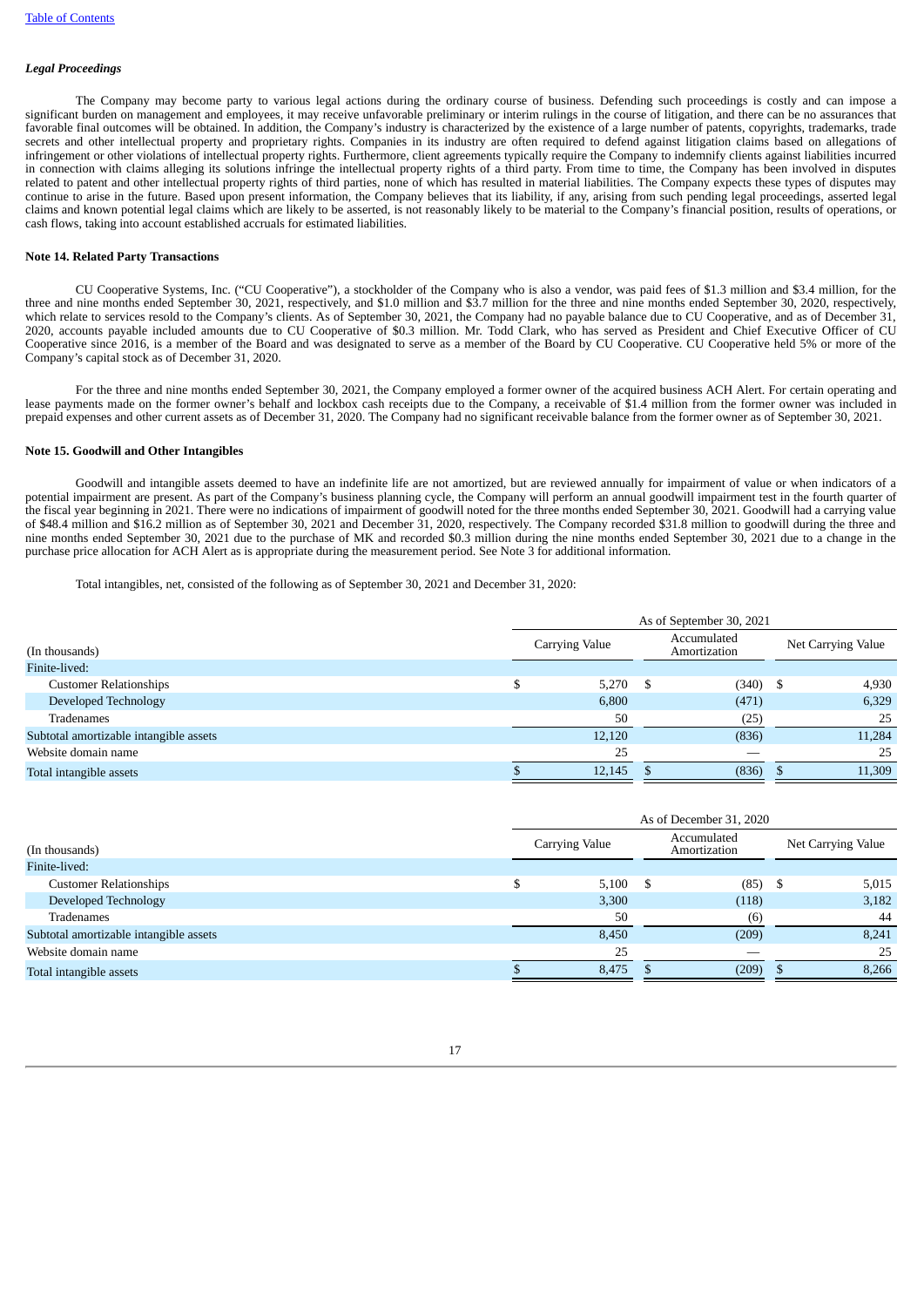***Legal Proceedings***

The Company may become party to various legal actions during the ordinary course of business. Defending such proceedings is costly and can impose a significant burden on management and employees, it may receive unfavorable preliminary or interim rulings in the course of litigation, and there can be no assurances that favorable final outcomes will be obtained. In addition, the Company's industry is characterized by the existence of a large number of patents, copyrights, trademarks, trade secrets and other intellectual property and proprietary rights. Companies in its industry are often required to defend against litigation claims based on allegations of infringement or other violations of intellectual property rights. Furthermore, client agreements typically require the Company to indemnify clients against liabilities incurred in connection with claims alleging its solutions infringe the intellectual property rights of a third party. From time to time, the Company has been involved in disputes related to patent and other intellectual property rights of third parties, none of which has resulted in material liabilities. The Company expects these types of disputes may continue to arise in the future. Based upon present information, the Company believes that its liability, if any, arising from such pending legal proceedings, asserted legal claims and known potential legal claims which are likely to be asserted, is not reasonably likely to be material to the Company's financial position, results of operations, or cash flows, taking into account established accruals for estimated liabilities.

**Note 14. Related Party Transactions**

CU Cooperative Systems, Inc. ("CU Cooperative"), a stockholder of the Company who is also a vendor, was paid fees of $1.3 million and $3.4 million, for the three and nine months ended September 30, 2021, respectively, and $1.0 million and $3.7 million for the three and nine months ended September 30, 2020, respectively, which relate to services resold to the Company's clients. As of September 30, 2021, the Company had no payable balance due to CU Cooperative, and as of December 31, 2020, accounts payable included amounts due to CU Cooperative of $0.3 million. Mr. Todd Clark, who has served as President and Chief Executive Officer of CU Cooperative since 2016, is a member of the Board and was designated to serve as a member of the Board by CU Cooperative. CU Cooperative held 5% or more of the Company's capital stock as of December 31, 2020.

For the three and nine months ended September 30, 2021, the Company employed a former owner of the acquired business ACH Alert. For certain operating and lease payments made on the former owner's behalf and lockbox cash receipts due to the Company, a receivable of $1.4 million from the former owner was included in prepaid expenses and other current assets as of December 31, 2020. The Company had no significant receivable balance from the former owner as of September 30, 2021.

**Note 15. Goodwill and Other Intangibles**

Goodwill and intangible assets deemed to have an indefinite life are not amortized, but are reviewed annually for impairment of value or when indicators of a potential impairment are present. As part of the Company's business planning cycle, the Company will perform an annual goodwill impairment test in the fourth quarter of the fiscal year beginning in 2021. There were no indications of impairment of goodwill noted for the three months ended September 30, 2021. Goodwill had a carrying value of $48.4 million and $16.2 million as of September 30, 2021 and December 31, 2020, respectively. The Company recorded $31.8 million to goodwill during the three and nine months ended September 30, 2021 due to the purchase of MK and recorded $0.3 million during the nine months ended September 30, 2021 due to a change in the purchase price allocation for ACH Alert as is appropriate during the measurement period. See Note 3 for additional information.

Total intangibles, net, consisted of the following as of September 30, 2021 and December 31, 2020:

| | As of September 30, 2021 | | |
|---|---|---|---|
| (In thousands) | Carrying Value | Accumulated Amortization | Net Carrying Value |
| Finite-lived: | | | |
| Customer Relationships | $ 5,270 | $ (340) | $ 4,930 |
| Developed Technology | 6,800 | (471) | 6,329 |
| Tradenames | 50 | (25) | 25 |
| Subtotal amortizable intangible assets | 12,120 | (836) | 11,284 |
| Website domain name | 25 | — | 25 |
| Total intangible assets | $ 12,145 | $ (836) | $ 11,309 |

| | As of December 31, 2020 | | |
|---|---|---|---|
| (In thousands) | Carrying Value | Accumulated Amortization | Net Carrying Value |
| Finite-lived: | | | |
| Customer Relationships | $ 5,100 | $ (85) | $ 5,015 |
| Developed Technology | 3,300 | (118) | 3,182 |
| Tradenames | 50 | (6) | 44 |
| Subtotal amortizable intangible assets | 8,450 | (209) | 8,241 |
| Website domain name | 25 | — | 25 |
| Total intangible assets | $ 8,475 | $ (209) | $ 8,266 |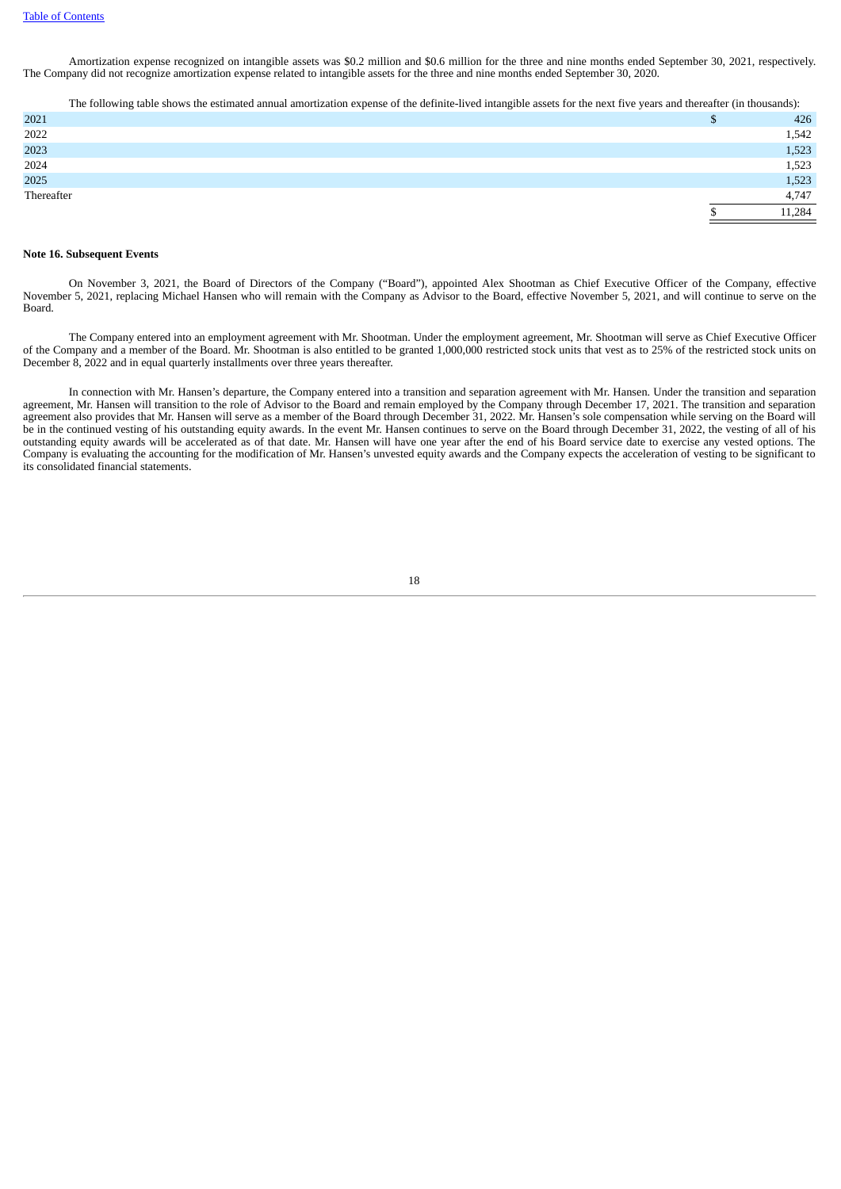Amortization expense recognized on intangible assets was $0.2 million and $0.6 million for the three and nine months ended September 30, 2021, respectively. The Company did not recognize amortization expense related to intangible assets for the three and nine months ended September 30, 2020.

The following table shows the estimated annual amortization expense of the definite-lived intangible assets for the next five years and thereafter (in thousands):

| | |
|---|---|
| 2021 | $ 426 |
| 2022 | 1,542 |
| 2023 | 1,523 |
| 2024 | 1,523 |
| 2025 | 1,523 |
| Thereafter | 4,747 |
| | $ 11,284 |

**Note 16. Subsequent Events**

On November 3, 2021, the Board of Directors of the Company ("Board"), appointed Alex Shootman as Chief Executive Officer of the Company, effective November 5, 2021, replacing Michael Hansen who will remain with the Company as Advisor to the Board, effective November 5, 2021, and will continue to serve on the Board.

The Company entered into an employment agreement with Mr. Shootman. Under the employment agreement, Mr. Shootman will serve as Chief Executive Officer of the Company and a member of the Board. Mr. Shootman is also entitled to be granted 1,000,000 restricted stock units that vest as to 25% of the restricted stock units on December 8, 2022 and in equal quarterly installments over three years thereafter.

In connection with Mr. Hansen's departure, the Company entered into a transition and separation agreement with Mr. Hansen. Under the transition and separation agreement, Mr. Hansen will transition to the role of Advisor to the Board and remain employed by the Company through December 17, 2021. The transition and separation agreement also provides that Mr. Hansen will serve as a member of the Board through December 31, 2022. Mr. Hansen's sole compensation while serving on the Board will be in the continued vesting of his outstanding equity awards. In the event Mr. Hansen continues to serve on the Board through December 31, 2022, the vesting of all of his outstanding equity awards will be accelerated as of that date. Mr. Hansen will have one year after the end of his Board service date to exercise any vested options. The Company is evaluating the accounting for the modification of Mr. Hansen's unvested equity awards and the Company expects the acceleration of vesting to be significant to its consolidated financial statements.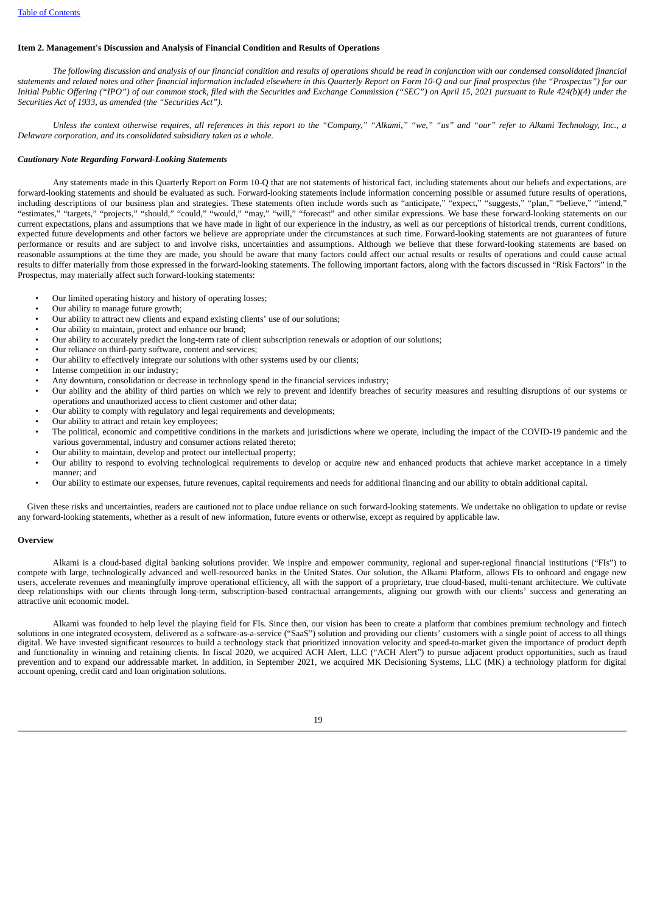### Item 2. Management's Discussion and Analysis of Financial Condition and Results of Operations

*The following discussion and analysis of our financial condition and results of operations should be read in conjunction with our condensed consolidated financial statements and related notes and other financial information included elsewhere in this Quarterly Report on Form 10-Q and our final prospectus (the "Prospectus") for our Initial Public Offering ("IPO") of our common stock, filed with the Securities and Exchange Commission ("SEC") on April 15, 2021 pursuant to Rule 424(b)(4) under the Securities Act of 1933, as amended (the "Securities Act").*

*Unless the context otherwise requires, all references in this report to the "Company," "Alkami," "we," "us" and "our" refer to Alkami Technology, Inc., a Delaware corporation, and its consolidated subsidiary taken as a whole.*

***Cautionary Note Regarding Forward-Looking Statements***

Any statements made in this Quarterly Report on Form 10-Q that are not statements of historical fact, including statements about our beliefs and expectations, are forward-looking statements and should be evaluated as such. Forward-looking statements include information concerning possible or assumed future results of operations, including descriptions of our business plan and strategies. These statements often include words such as "anticipate," "expect," "suggests," "plan," "believe," "intend," "estimates," "targets," "projects," "should," "could," "would," "may," "will," "forecast" and other similar expressions. We base these forward-looking statements on our current expectations, plans and assumptions that we have made in light of our experience in the industry, as well as our perceptions of historical trends, current conditions, expected future developments and other factors we believe are appropriate under the circumstances at such time. Forward-looking statements are not guarantees of future performance or results and are subject to and involve risks, uncertainties and assumptions. Although we believe that these forward-looking statements are based on reasonable assumptions at the time they are made, you should be aware that many factors could affect our actual results or results of operations and could cause actual results to differ materially from those expressed in the forward-looking statements. The following important factors, along with the factors discussed in "Risk Factors" in the Prospectus, may materially affect such forward-looking statements:

- Our limited operating history and history of operating losses;
- Our ability to manage future growth;
- Our ability to attract new clients and expand existing clients' use of our solutions;
- Our ability to maintain, protect and enhance our brand;
- Our ability to accurately predict the long-term rate of client subscription renewals or adoption of our solutions;
- Our reliance on third-party software, content and services;
- Our ability to effectively integrate our solutions with other systems used by our clients;
- Intense competition in our industry;
- Any downturn, consolidation or decrease in technology spend in the financial services industry;
- Our ability and the ability of third parties on which we rely to prevent and identify breaches of security measures and resulting disruptions of our systems or operations and unauthorized access to client customer and other data;
- Our ability to comply with regulatory and legal requirements and developments;
- Our ability to attract and retain key employees;
- The political, economic and competitive conditions in the markets and jurisdictions where we operate, including the impact of the COVID-19 pandemic and the various governmental, industry and consumer actions related thereto;
- Our ability to maintain, develop and protect our intellectual property;
- Our ability to respond to evolving technological requirements to develop or acquire new and enhanced products that achieve market acceptance in a timely manner; and
- Our ability to estimate our expenses, future revenues, capital requirements and needs for additional financing and our ability to obtain additional capital.

Given these risks and uncertainties, readers are cautioned not to place undue reliance on such forward-looking statements. We undertake no obligation to update or revise any forward-looking statements, whether as a result of new information, future events or otherwise, except as required by applicable law.

**Overview**

Alkami is a cloud-based digital banking solutions provider. We inspire and empower community, regional and super-regional financial institutions ("FIs") to compete with large, technologically advanced and well-resourced banks in the United States. Our solution, the Alkami Platform, allows FIs to onboard and engage new users, accelerate revenues and meaningfully improve operational efficiency, all with the support of a proprietary, true cloud-based, multi-tenant architecture. We cultivate deep relationships with our clients through long-term, subscription-based contractual arrangements, aligning our growth with our clients' success and generating an attractive unit economic model.

Alkami was founded to help level the playing field for FIs. Since then, our vision has been to create a platform that combines premium technology and fintech solutions in one integrated ecosystem, delivered as a software-as-a-service ("SaaS") solution and providing our clients' customers with a single point of access to all things digital. We have invested significant resources to build a technology stack that prioritized innovation velocity and speed-to-market given the importance of product depth and functionality in winning and retaining clients. In fiscal 2020, we acquired ACH Alert, LLC ("ACH Alert") to pursue adjacent product opportunities, such as fraud prevention and to expand our addressable market. In addition, in September 2021, we acquired MK Decisioning Systems, LLC (MK) a technology platform for digital account opening, credit card and loan origination solutions.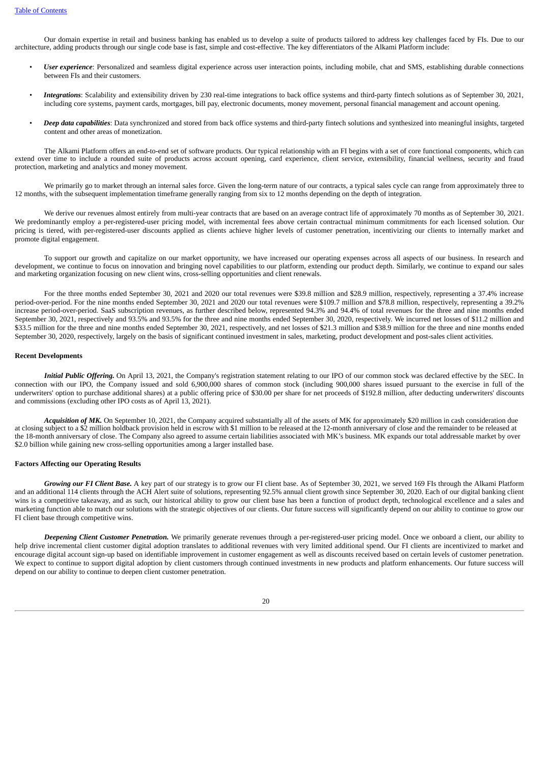Our domain expertise in retail and business banking has enabled us to develop a suite of products tailored to address key challenges faced by FIs. Due to our architecture, adding products through our single code base is fast, simple and cost-effective. The key differentiators of the Alkami Platform include:

- *User experience*: Personalized and seamless digital experience across user interaction points, including mobile, chat and SMS, establishing durable connections between FIs and their customers.
- *Integrations*: Scalability and extensibility driven by 230 real-time integrations to back office systems and third-party fintech solutions as of September 30, 2021, including core systems, payment cards, mortgages, bill pay, electronic documents, money movement, personal financial management and account opening.
- *Deep data capabilities*: Data synchronized and stored from back office systems and third-party fintech solutions and synthesized into meaningful insights, targeted content and other areas of monetization.

The Alkami Platform offers an end-to-end set of software products. Our typical relationship with an FI begins with a set of core functional components, which can extend over time to include a rounded suite of products across account opening, card experience, client service, extensibility, financial wellness, security and fraud protection, marketing and analytics and money movement.

We primarily go to market through an internal sales force. Given the long-term nature of our contracts, a typical sales cycle can range from approximately three to 12 months, with the subsequent implementation timeframe generally ranging from six to 12 months depending on the depth of integration.

We derive our revenues almost entirely from multi-year contracts that are based on an average contract life of approximately 70 months as of September 30, 2021. We predominantly employ a per-registered-user pricing model, with incremental fees above certain contractual minimum commitments for each licensed solution. Our pricing is tiered, with per-registered-user discounts applied as clients achieve higher levels of customer penetration, incentivizing our clients to internally market and promote digital engagement.

To support our growth and capitalize on our market opportunity, we have increased our operating expenses across all aspects of our business. In research and development, we continue to focus on innovation and bringing novel capabilities to our platform, extending our product depth. Similarly, we continue to expand our sales and marketing organization focusing on new client wins, cross-selling opportunities and client renewals.

For the three months ended September 30, 2021 and 2020 our total revenues were $39.8 million and $28.9 million, respectively, representing a 37.4% increase period-over-period. For the nine months ended September 30, 2021 and 2020 our total revenues were $109.7 million and $78.8 million, respectively, representing a 39.2% increase period-over-period. SaaS subscription revenues, as further described below, represented 94.3% and 94.4% of total revenues for the three and nine months ended September 30, 2021, respectively and 93.5% and 93.5% for the three and nine months ended September 30, 2020, respectively. We incurred net losses of $11.2 million and $33.5 million for the three and nine months ended September 30, 2021, respectively, and net losses of $21.3 million and $38.9 million for the three and nine months ended September 30, 2020, respectively, largely on the basis of significant continued investment in sales, marketing, product development and post-sales client activities.

**Recent Developments**

***Initial Public Offering.*** On April 13, 2021, the Company's registration statement relating to our IPO of our common stock was declared effective by the SEC. In connection with our IPO, the Company issued and sold 6,900,000 shares of common stock (including 900,000 shares issued pursuant to the exercise in full of the underwriters' option to purchase additional shares) at a public offering price of $30.00 per share for net proceeds of $192.8 million, after deducting underwriters' discounts and commissions (excluding other IPO costs as of April 13, 2021).

***Acquisition of MK.*** On September 10, 2021, the Company acquired substantially all of the assets of MK for approximately $20 million in cash consideration due at closing subject to a $2 million holdback provision held in escrow with $1 million to be released at the 12-month anniversary of close and the remainder to be released at the 18-month anniversary of close. The Company also agreed to assume certain liabilities associated with MK's business. MK expands our total addressable market by over $2.0 billion while gaining new cross-selling opportunities among a larger installed base.

**Factors Affecting our Operating Results**

***Growing our FI Client Base.*** A key part of our strategy is to grow our FI client base. As of September 30, 2021, we served 169 FIs through the Alkami Platform and an additional 114 clients through the ACH Alert suite of solutions, representing 92.5% annual client growth since September 30, 2020. Each of our digital banking client wins is a competitive takeaway, and as such, our historical ability to grow our client base has been a function of product depth, technological excellence and a sales and marketing function able to match our solutions with the strategic objectives of our clients. Our future success will significantly depend on our ability to continue to grow our FI client base through competitive wins.

***Deepening Client Customer Penetration.*** We primarily generate revenues through a per-registered-user pricing model. Once we onboard a client, our ability to help drive incremental client customer digital adoption translates to additional revenues with very limited additional spend. Our FI clients are incentivized to market and encourage digital account sign-up based on identifiable improvement in customer engagement as well as discounts received based on certain levels of customer penetration. We expect to continue to support digital adoption by client customers through continued investments in new products and platform enhancements. Our future success will depend on our ability to continue to deepen client customer penetration.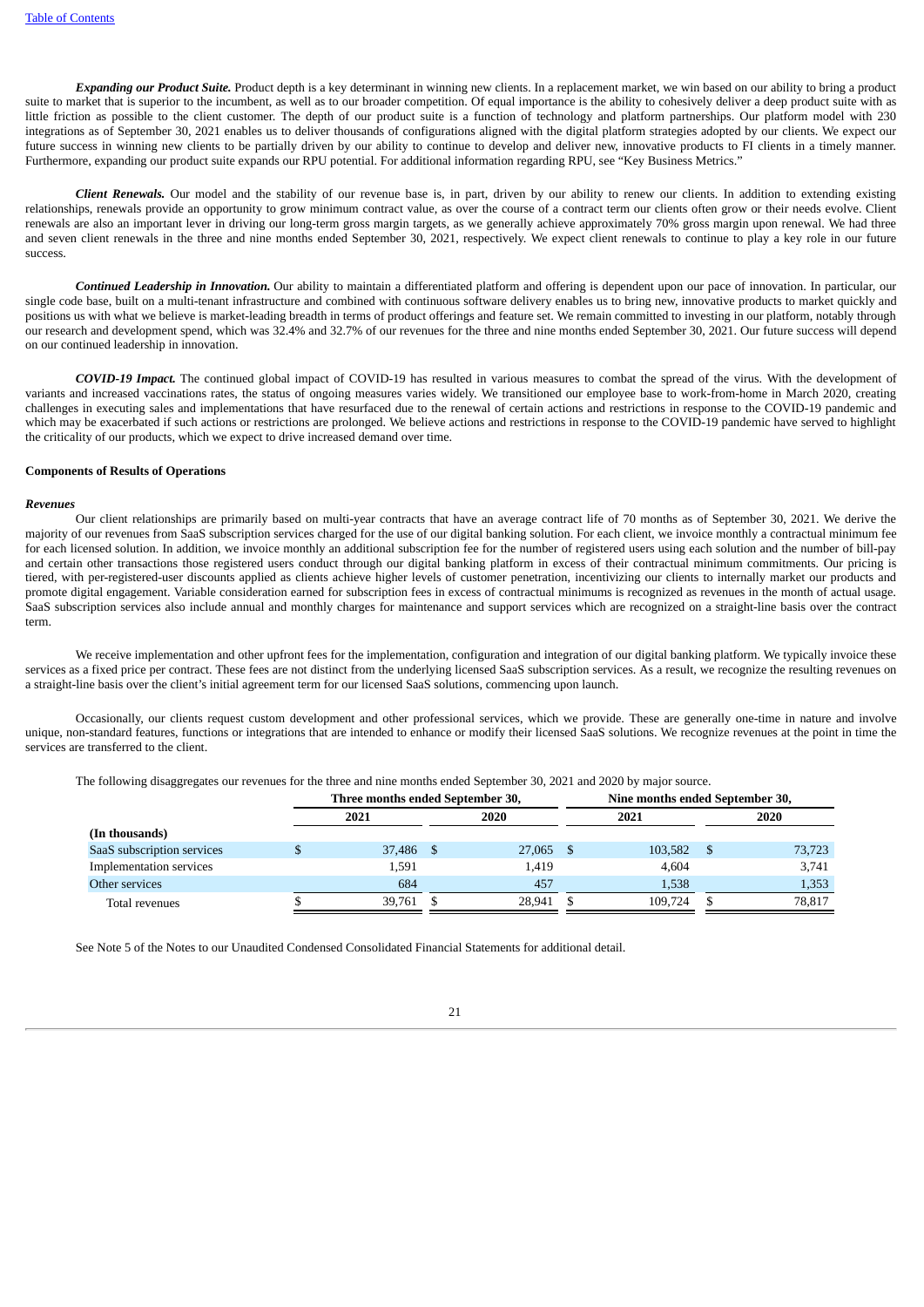***Expanding our Product Suite.*** Product depth is a key determinant in winning new clients. In a replacement market, we win based on our ability to bring a product suite to market that is superior to the incumbent, as well as to our broader competition. Of equal importance is the ability to cohesively deliver a deep product suite with as little friction as possible to the client customer. The depth of our product suite is a function of technology and platform partnerships. Our platform model with 230 integrations as of September 30, 2021 enables us to deliver thousands of configurations aligned with the digital platform strategies adopted by our clients. We expect our future success in winning new clients to be partially driven by our ability to continue to develop and deliver new, innovative products to FI clients in a timely manner. Furthermore, expanding our product suite expands our RPU potential. For additional information regarding RPU, see "Key Business Metrics."

***Client Renewals.*** Our model and the stability of our revenue base is, in part, driven by our ability to renew our clients. In addition to extending existing relationships, renewals provide an opportunity to grow minimum contract value, as over the course of a contract term our clients often grow or their needs evolve. Client renewals are also an important lever in driving our long-term gross margin targets, as we generally achieve approximately 70% gross margin upon renewal. We had three and seven client renewals in the three and nine months ended September 30, 2021, respectively. We expect client renewals to continue to play a key role in our future success.

***Continued Leadership in Innovation.*** Our ability to maintain a differentiated platform and offering is dependent upon our pace of innovation. In particular, our single code base, built on a multi-tenant infrastructure and combined with continuous software delivery enables us to bring new, innovative products to market quickly and positions us with what we believe is market-leading breadth in terms of product offerings and feature set. We remain committed to investing in our platform, notably through our research and development spend, which was 32.4% and 32.7% of our revenues for the three and nine months ended September 30, 2021. Our future success will depend on our continued leadership in innovation.

***COVID-19 Impact.*** The continued global impact of COVID-19 has resulted in various measures to combat the spread of the virus. With the development of variants and increased vaccinations rates, the status of ongoing measures varies widely. We transitioned our employee base to work-from-home in March 2020, creating challenges in executing sales and implementations that have resurfaced due to the renewal of certain actions and restrictions in response to the COVID-19 pandemic and which may be exacerbated if such actions or restrictions are prolonged. We believe actions and restrictions in response to the COVID-19 pandemic have served to highlight the criticality of our products, which we expect to drive increased demand over time.

**Components of Results of Operations**

***Revenues***

Our client relationships are primarily based on multi-year contracts that have an average contract life of 70 months as of September 30, 2021. We derive the majority of our revenues from SaaS subscription services charged for the use of our digital banking solution. For each client, we invoice monthly a contractual minimum fee for each licensed solution. In addition, we invoice monthly an additional subscription fee for the number of registered users using each solution and the number of bill-pay and certain other transactions those registered users conduct through our digital banking platform in excess of their contractual minimum commitments. Our pricing is tiered, with per-registered-user discounts applied as clients achieve higher levels of customer penetration, incentivizing our clients to internally market our products and promote digital engagement. Variable consideration earned for subscription fees in excess of contractual minimums is recognized as revenues in the month of actual usage. SaaS subscription services also include annual and monthly charges for maintenance and support services which are recognized on a straight-line basis over the contract term.

We receive implementation and other upfront fees for the implementation, configuration and integration of our digital banking platform. We typically invoice these services as a fixed price per contract. These fees are not distinct from the underlying licensed SaaS subscription services. As a result, we recognize the resulting revenues on a straight-line basis over the client's initial agreement term for our licensed SaaS solutions, commencing upon launch.

Occasionally, our clients request custom development and other professional services, which we provide. These are generally one-time in nature and involve unique, non-standard features, functions or integrations that are intended to enhance or modify their licensed SaaS solutions. We recognize revenues at the point in time the services are transferred to the client.

The following disaggregates our revenues for the three and nine months ended September 30, 2021 and 2020 by major source.

| | Three months ended September 30, | | Nine months ended September 30, | |
|---|---|---|---|---|
| | 2021 | 2020 | 2021 | 2020 |
| **(In thousands)** | | | | |
| SaaS subscription services | $ 37,486 | $ 27,065 | $ 103,582 | $ 73,723 |
| Implementation services | 1,591 | 1,419 | 4,604 | 3,741 |
| Other services | 684 | 457 | 1,538 | 1,353 |
| Total revenues | $ 39,761 | $ 28,941 | $ 109,724 | $ 78,817 |

See Note 5 of the Notes to our Unaudited Condensed Consolidated Financial Statements for additional detail.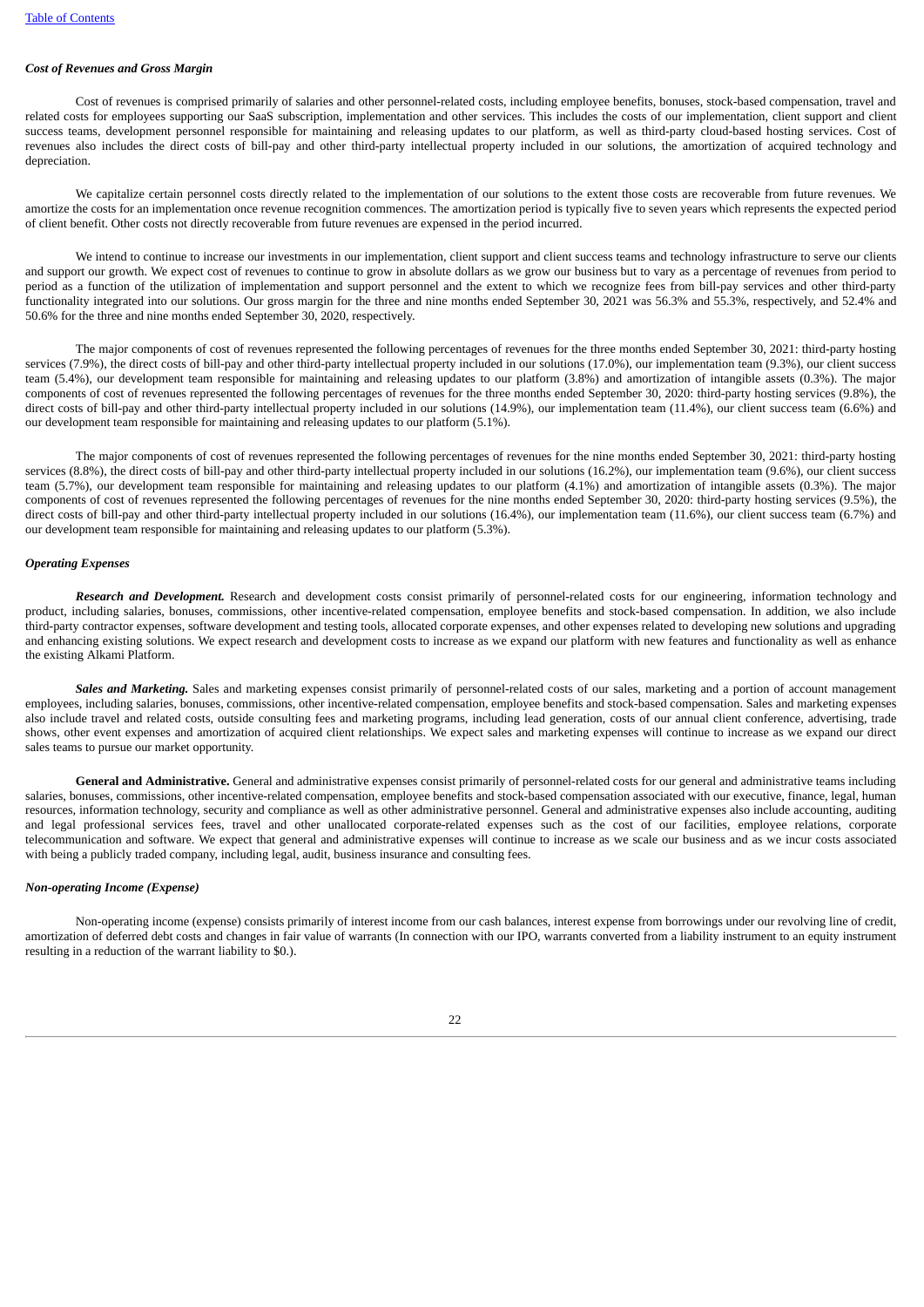*Cost of Revenues and Gross Margin*

Cost of revenues is comprised primarily of salaries and other personnel-related costs, including employee benefits, bonuses, stock-based compensation, travel and related costs for employees supporting our SaaS subscription, implementation and other services. This includes the costs of our implementation, client support and client success teams, development personnel responsible for maintaining and releasing updates to our platform, as well as third-party cloud-based hosting services. Cost of revenues also includes the direct costs of bill-pay and other third-party intellectual property included in our solutions, the amortization of acquired technology and depreciation.

We capitalize certain personnel costs directly related to the implementation of our solutions to the extent those costs are recoverable from future revenues. We amortize the costs for an implementation once revenue recognition commences. The amortization period is typically five to seven years which represents the expected period of client benefit. Other costs not directly recoverable from future revenues are expensed in the period incurred.

We intend to continue to increase our investments in our implementation, client support and client success teams and technology infrastructure to serve our clients and support our growth. We expect cost of revenues to continue to grow in absolute dollars as we grow our business but to vary as a percentage of revenues from period to period as a function of the utilization of implementation and support personnel and the extent to which we recognize fees from bill-pay services and other third-party functionality integrated into our solutions. Our gross margin for the three and nine months ended September 30, 2021 was 56.3% and 55.3%, respectively, and 52.4% and 50.6% for the three and nine months ended September 30, 2020, respectively.

The major components of cost of revenues represented the following percentages of revenues for the three months ended September 30, 2021: third-party hosting services (7.9%), the direct costs of bill-pay and other third-party intellectual property included in our solutions (17.0%), our implementation team (9.3%), our client success team (5.4%), our development team responsible for maintaining and releasing updates to our platform (3.8%) and amortization of intangible assets (0.3%). The major components of cost of revenues represented the following percentages of revenues for the three months ended September 30, 2020: third-party hosting services (9.8%), the direct costs of bill-pay and other third-party intellectual property included in our solutions (14.9%), our implementation team (11.4%), our client success team (6.6%) and our development team responsible for maintaining and releasing updates to our platform (5.1%).

The major components of cost of revenues represented the following percentages of revenues for the nine months ended September 30, 2021: third-party hosting services (8.8%), the direct costs of bill-pay and other third-party intellectual property included in our solutions (16.2%), our implementation team (9.6%), our client success team (5.7%), our development team responsible for maintaining and releasing updates to our platform (4.1%) and amortization of intangible assets (0.3%). The major components of cost of revenues represented the following percentages of revenues for the nine months ended September 30, 2020: third-party hosting services (9.5%), the direct costs of bill-pay and other third-party intellectual property included in our solutions (16.4%), our implementation team (11.6%), our client success team (6.7%) and our development team responsible for maintaining and releasing updates to our platform (5.3%).

*Operating Expenses*

***Research and Development.*** Research and development costs consist primarily of personnel-related costs for our engineering, information technology and product, including salaries, bonuses, commissions, other incentive-related compensation, employee benefits and stock-based compensation. In addition, we also include third-party contractor expenses, software development and testing tools, allocated corporate expenses, and other expenses related to developing new solutions and upgrading and enhancing existing solutions. We expect research and development costs to increase as we expand our platform with new features and functionality as well as enhance the existing Alkami Platform.

***Sales and Marketing.*** Sales and marketing expenses consist primarily of personnel-related costs of our sales, marketing and a portion of account management employees, including salaries, bonuses, commissions, other incentive-related compensation, employee benefits and stock-based compensation. Sales and marketing expenses also include travel and related costs, outside consulting fees and marketing programs, including lead generation, costs of our annual client conference, advertising, trade shows, other event expenses and amortization of acquired client relationships. We expect sales and marketing expenses will continue to increase as we expand our direct sales teams to pursue our market opportunity.

**General and Administrative.** General and administrative expenses consist primarily of personnel-related costs for our general and administrative teams including salaries, bonuses, commissions, other incentive-related compensation, employee benefits and stock-based compensation associated with our executive, finance, legal, human resources, information technology, security and compliance as well as other administrative personnel. General and administrative expenses also include accounting, auditing and legal professional services fees, travel and other unallocated corporate-related expenses such as the cost of our facilities, employee relations, corporate telecommunication and software. We expect that general and administrative expenses will continue to increase as we scale our business and as we incur costs associated with being a publicly traded company, including legal, audit, business insurance and consulting fees.

*Non-operating Income (Expense)*

Non-operating income (expense) consists primarily of interest income from our cash balances, interest expense from borrowings under our revolving line of credit, amortization of deferred debt costs and changes in fair value of warrants (In connection with our IPO, warrants converted from a liability instrument to an equity instrument resulting in a reduction of the warrant liability to $0.).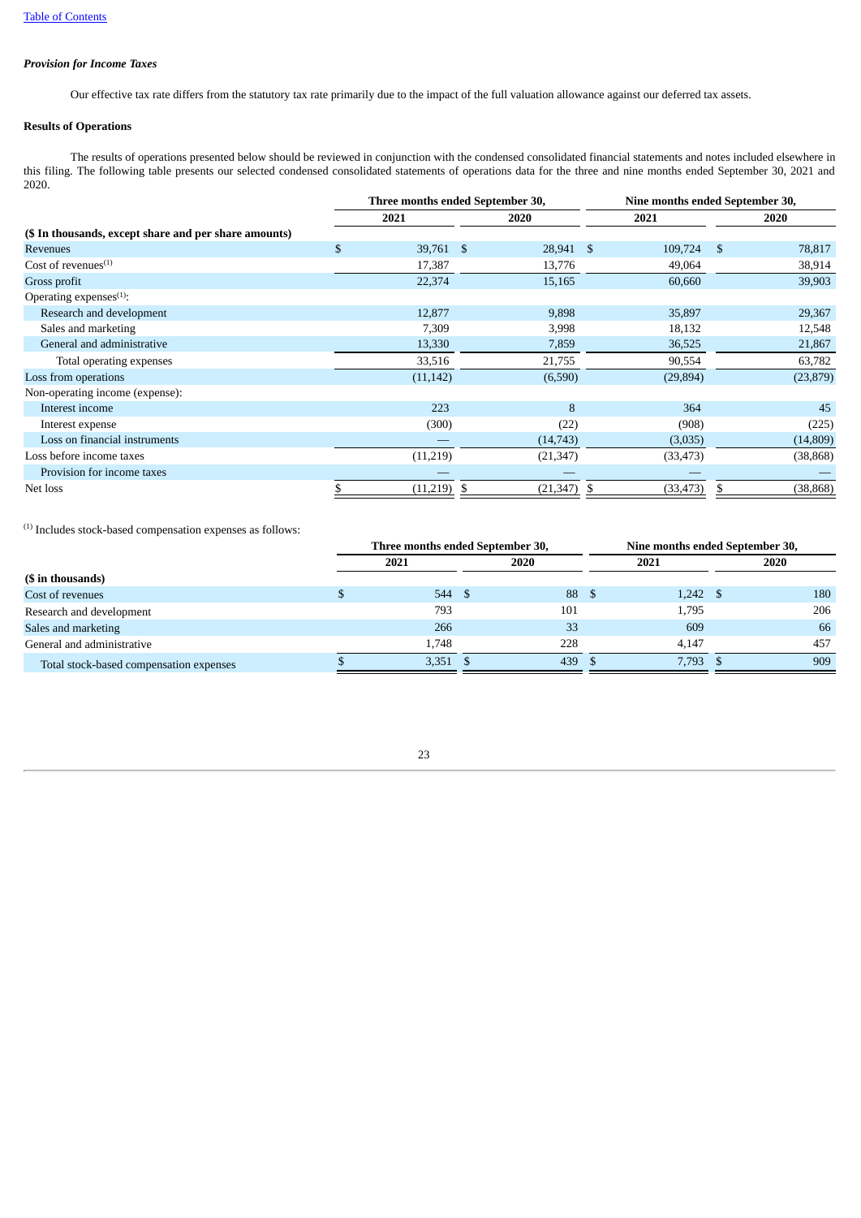*Provision for Income Taxes*

Our effective tax rate differs from the statutory tax rate primarily due to the impact of the full valuation allowance against our deferred tax assets.

**Results of Operations**

The results of operations presented below should be reviewed in conjunction with the condensed consolidated financial statements and notes included elsewhere in this filing. The following table presents our selected condensed consolidated statements of operations data for the three and nine months ended September 30, 2021 and 2020.

| | Three months ended September 30, | | Nine months ended September 30, | |
|---|---|---|---|---|
| | 2021 | 2020 | 2021 | 2020 |
| **($ In thousands, except share and per share amounts)** | | | | |
| Revenues | $ 39,761 | $ 28,941 | $ 109,724 | $ 78,817 |
| Cost of revenues[(1)] | 17,387 | 13,776 | 49,064 | 38,914 |
| Gross profit | 22,374 | 15,165 | 60,660 | 39,903 |
| Operating expenses[(1)]: | | | | |
| Research and development | 12,877 | 9,898 | 35,897 | 29,367 |
| Sales and marketing | 7,309 | 3,998 | 18,132 | 12,548 |
| General and administrative | 13,330 | 7,859 | 36,525 | 21,867 |
| Total operating expenses | 33,516 | 21,755 | 90,554 | 63,782 |
| Loss from operations | (11,142) | (6,590) | (29,894) | (23,879) |
| Non-operating income (expense): | | | | |
| Interest income | 223 | 8 | 364 | 45 |
| Interest expense | (300) | (22) | (908) | (225) |
| Loss on financial instruments | — | (14,743) | (3,035) | (14,809) |
| Loss before income taxes | (11,219) | (21,347) | (33,473) | (38,868) |
| Provision for income taxes | — | — | — | — |
| Net loss | $ (11,219) | $ (21,347) | $ (33,473) | $ (38,868) |

[(1)] Includes stock-based compensation expenses as follows:

| | Three months ended September 30, | | Nine months ended September 30, | |
|---|---|---|---|---|
| | 2021 | 2020 | 2021 | 2020 |
| **($ in thousands)** | | | | |
| Cost of revenues | $ 544 | $ 88 | $ 1,242 | $ 180 |
| Research and development | 793 | 101 | 1,795 | 206 |
| Sales and marketing | 266 | 33 | 609 | 66 |
| General and administrative | 1,748 | 228 | 4,147 | 457 |
| Total stock-based compensation expenses | $ 3,351 | $ 439 | $ 7,793 | $ 909 |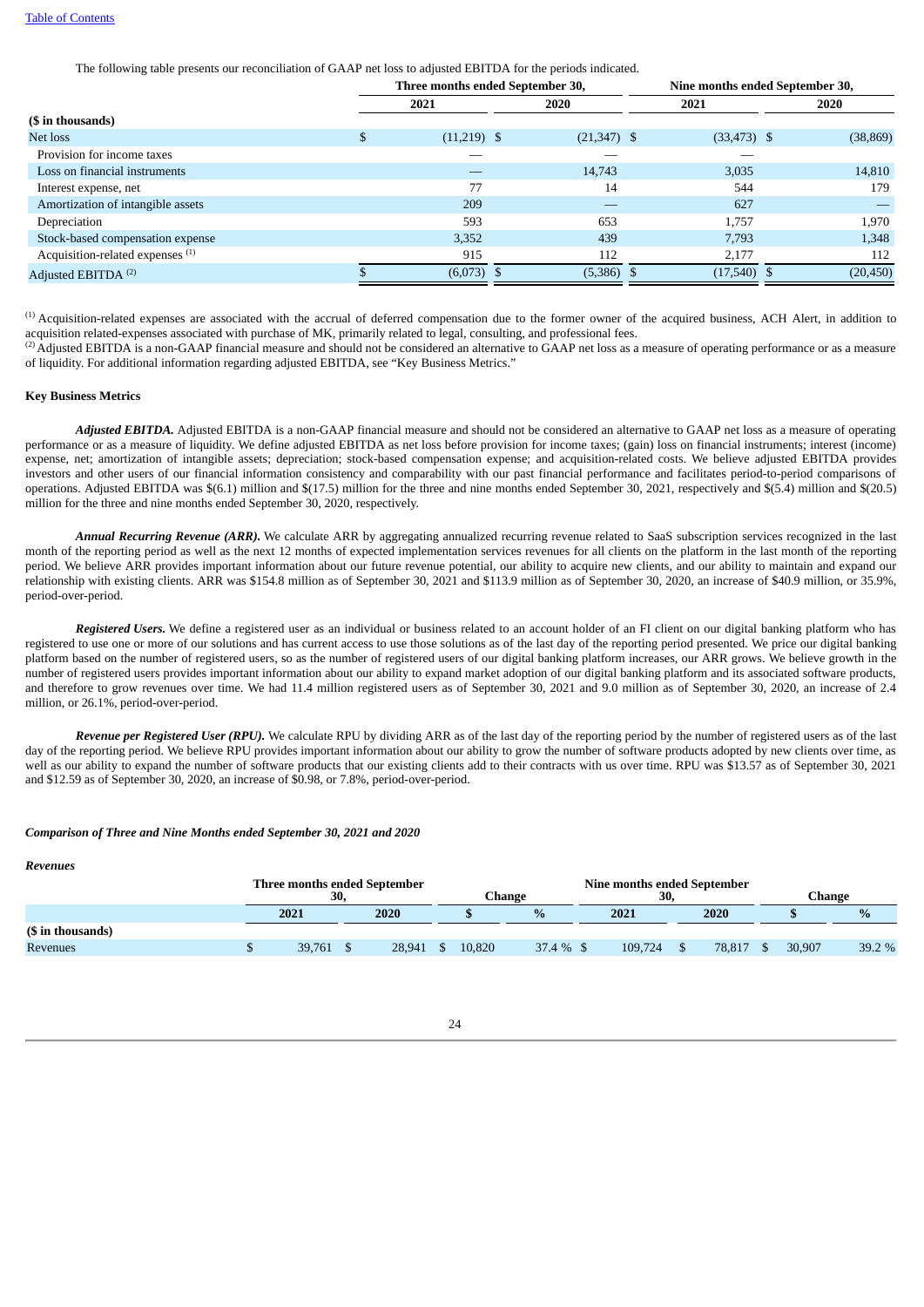The following table presents our reconciliation of GAAP net loss to adjusted EBITDA for the periods indicated.

| ($ in thousands) | Three months ended September 30, 2021 | Three months ended September 30, 2020 | Nine months ended September 30, 2021 | Nine months ended September 30, 2020 |
|---|---|---|---|---|
| Net loss | $ (11,219) | $ (21,347) | $ (33,473) | $ (38,869) |
| Provision for income taxes | — | — | — | |
| Loss on financial instruments | — | 14,743 | 3,035 | 14,810 |
| Interest expense, net | 77 | 14 | 544 | 179 |
| Amortization of intangible assets | 209 | — | 627 | — |
| Depreciation | 593 | 653 | 1,757 | 1,970 |
| Stock-based compensation expense | 3,352 | 439 | 7,793 | 1,348 |
| Acquisition-related expenses [1] | 915 | 112 | 2,177 | 112 |
| Adjusted EBITDA [2] | $ (6,073) | $ (5,386) | $ (17,540) | $ (20,450) |

[1] Acquisition-related expenses are associated with the accrual of deferred compensation due to the former owner of the acquired business, ACH Alert, in addition to acquisition related-expenses associated with purchase of MK, primarily related to legal, consulting, and professional fees.

[2] Adjusted EBITDA is a non-GAAP financial measure and should not be considered an alternative to GAAP net loss as a measure of operating performance or as a measure of liquidity. For additional information regarding adjusted EBITDA, see "Key Business Metrics."

**Key Business Metrics**

***Adjusted EBITDA.*** Adjusted EBITDA is a non-GAAP financial measure and should not be considered an alternative to GAAP net loss as a measure of operating performance or as a measure of liquidity. We define adjusted EBITDA as net loss before provision for income taxes; (gain) loss on financial instruments; interest (income) expense, net; amortization of intangible assets; depreciation; stock-based compensation expense; and acquisition-related costs. We believe adjusted EBITDA provides investors and other users of our financial information consistency and comparability with our past financial performance and facilitates period-to-period comparisons of operations. Adjusted EBITDA was $(6.1) million and $(17.5) million for the three and nine months ended September 30, 2021, respectively and $(5.4) million and $(20.5) million for the three and nine months ended September 30, 2020, respectively.

***Annual Recurring Revenue (ARR).*** We calculate ARR by aggregating annualized recurring revenue related to SaaS subscription services recognized in the last month of the reporting period as well as the next 12 months of expected implementation services revenues for all clients on the platform in the last month of the reporting period. We believe ARR provides important information about our future revenue potential, our ability to acquire new clients, and our ability to maintain and expand our relationship with existing clients. ARR was $154.8 million as of September 30, 2021 and $113.9 million as of September 30, 2020, an increase of $40.9 million, or 35.9%, period-over-period.

***Registered Users.*** We define a registered user as an individual or business related to an account holder of an FI client on our digital banking platform who has registered to use one or more of our solutions and has current access to use those solutions as of the last day of the reporting period presented. We price our digital banking platform based on the number of registered users, so as the number of registered users of our digital banking platform increases, our ARR grows. We believe growth in the number of registered users provides important information about our ability to expand market adoption of our digital banking platform and its associated software products, and therefore to grow revenues over time. We had 11.4 million registered users as of September 30, 2021 and 9.0 million as of September 30, 2020, an increase of 2.4 million, or 26.1%, period-over-period.

***Revenue per Registered User (RPU).*** We calculate RPU by dividing ARR as of the last day of the reporting period by the number of registered users as of the last day of the reporting period. We believe RPU provides important information about our ability to grow the number of software products adopted by new clients over time, as well as our ability to expand the number of software products that our existing clients add to their contracts with us over time. RPU was $13.57 as of September 30, 2021 and $12.59 as of September 30, 2020, an increase of $0.98, or 7.8%, period-over-period.

***Comparison of Three and Nine Months ended September 30, 2021 and 2020***

***Revenues***

| | Three months ended September 30, | | Change | | Nine months ended September 30, | | Change | |
|---|---|---|---|---|---|---|---|---|
| ($ in thousands) | 2021 | 2020 | $ | % | 2021 | 2020 | $ | % |
| Revenues | $ 39,761 | $ 28,941 | $ 10,820 | 37.4 % | $ 109,724 | $ 78,817 | $ 30,907 | 39.2 % |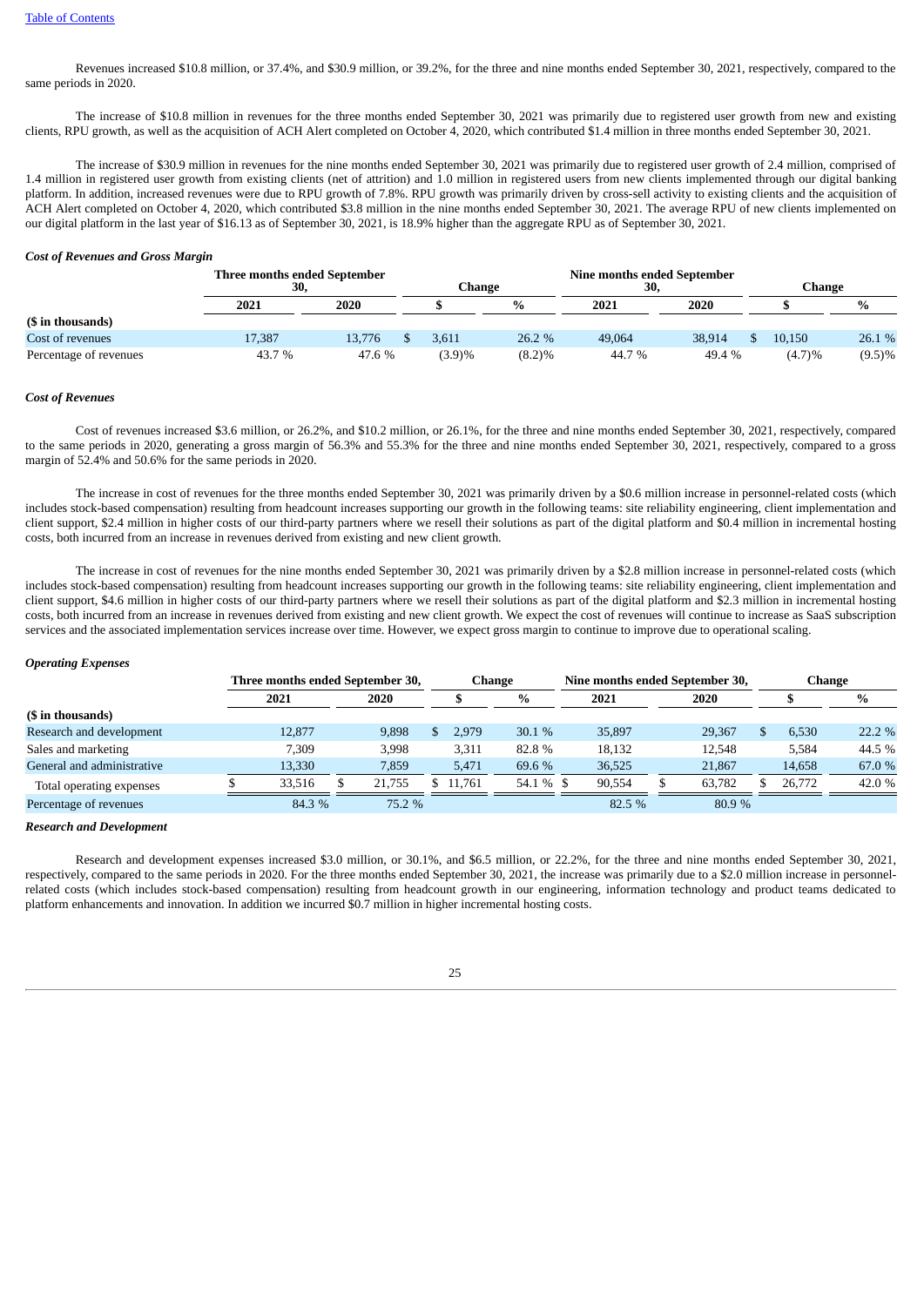Revenues increased $10.8 million, or 37.4%, and $30.9 million, or 39.2%, for the three and nine months ended September 30, 2021, respectively, compared to the same periods in 2020.

The increase of $10.8 million in revenues for the three months ended September 30, 2021 was primarily due to registered user growth from new and existing clients, RPU growth, as well as the acquisition of ACH Alert completed on October 4, 2020, which contributed $1.4 million in three months ended September 30, 2021.

The increase of $30.9 million in revenues for the nine months ended September 30, 2021 was primarily due to registered user growth of 2.4 million, comprised of 1.4 million in registered user growth from existing clients (net of attrition) and 1.0 million in registered users from new clients implemented through our digital banking platform. In addition, increased revenues were due to RPU growth of 7.8%. RPU growth was primarily driven by cross-sell activity to existing clients and the acquisition of ACH Alert completed on October 4, 2020, which contributed $3.8 million in the nine months ended September 30, 2021. The average RPU of new clients implemented on our digital platform in the last year of $16.13 as of September 30, 2021, is 18.9% higher than the aggregate RPU as of September 30, 2021.

***Cost of Revenues and Gross Margin***

| | Three months ended September 30, | | Change | | Nine months ended September 30, | | Change | |
|---|---|---|---|---|---|---|---|---|
| | 2021 | 2020 | $ | % | 2021 | 2020 | $ | % |
| **($ in thousands)** | | | | | | | | |
| Cost of revenues | 17,387 | 13,776 | $ 3,611 | 26.2 % | 49,064 | 38,914 | $ 10,150 | 26.1 % |
| Percentage of revenues | 43.7 % | 47.6 % | (3.9)% | (8.2)% | 44.7 % | 49.4 % | (4.7)% | (9.5)% |

***Cost of Revenues***

Cost of revenues increased $3.6 million, or 26.2%, and $10.2 million, or 26.1%, for the three and nine months ended September 30, 2021, respectively, compared to the same periods in 2020, generating a gross margin of 56.3% and 55.3% for the three and nine months ended September 30, 2021, respectively, compared to a gross margin of 52.4% and 50.6% for the same periods in 2020.

The increase in cost of revenues for the three months ended September 30, 2021 was primarily driven by a $0.6 million increase in personnel-related costs (which includes stock-based compensation) resulting from headcount increases supporting our growth in the following teams: site reliability engineering, client implementation and client support, $2.4 million in higher costs of our third-party partners where we resell their solutions as part of the digital platform and $0.4 million in incremental hosting costs, both incurred from an increase in revenues derived from existing and new client growth.

The increase in cost of revenues for the nine months ended September 30, 2021 was primarily driven by a $2.8 million increase in personnel-related costs (which includes stock-based compensation) resulting from headcount increases supporting our growth in the following teams: site reliability engineering, client implementation and client support, $4.6 million in higher costs of our third-party partners where we resell their solutions as part of the digital platform and $2.3 million in incremental hosting costs, both incurred from an increase in revenues derived from existing and new client growth. We expect the cost of revenues will continue to increase as SaaS subscription services and the associated implementation services increase over time. However, we expect gross margin to continue to improve due to operational scaling.

***Operating Expenses***

| | Three months ended September 30, | | Change | | Nine months ended September 30, | | Change | |
|---|---|---|---|---|---|---|---|---|
| | 2021 | 2020 | $ | % | 2021 | 2020 | $ | % |
| **($ in thousands)** | | | | | | | | |
| Research and development | 12,877 | 9,898 | $ 2,979 | 30.1 % | 35,897 | 29,367 | $ 6,530 | 22.2 % |
| Sales and marketing | 7,309 | 3,998 | 3,311 | 82.8 % | 18,132 | 12,548 | 5,584 | 44.5 % |
| General and administrative | 13,330 | 7,859 | 5,471 | 69.6 % | 36,525 | 21,867 | 14,658 | 67.0 % |
| Total operating expenses | $ 33,516 | $ 21,755 | $ 11,761 | 54.1 % | $ 90,554 | $ 63,782 | $ 26,772 | 42.0 % |
| Percentage of revenues | 84.3 % | 75.2 % | | | 82.5 % | 80.9 % | | |

***Research and Development***

Research and development expenses increased $3.0 million, or 30.1%, and $6.5 million, or 22.2%, for the three and nine months ended September 30, 2021, respectively, compared to the same periods in 2020. For the three months ended September 30, 2021, the increase was primarily due to a $2.0 million increase in personnel-related costs (which includes stock-based compensation) resulting from headcount growth in our engineering, information technology and product teams dedicated to platform enhancements and innovation. In addition we incurred $0.7 million in higher incremental hosting costs.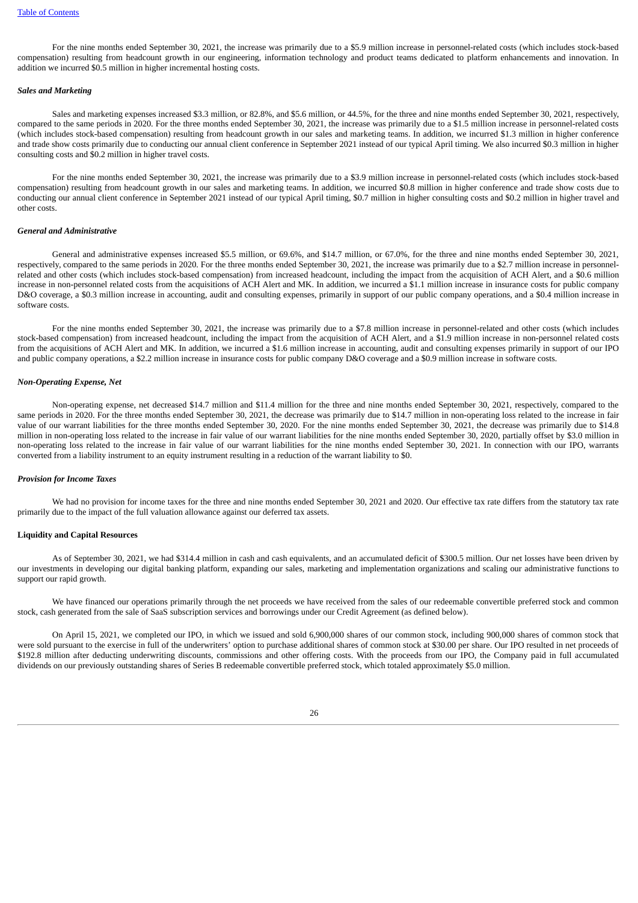For the nine months ended September 30, 2021, the increase was primarily due to a $5.9 million increase in personnel-related costs (which includes stock-based compensation) resulting from headcount growth in our engineering, information technology and product teams dedicated to platform enhancements and innovation. In addition we incurred $0.5 million in higher incremental hosting costs.

***Sales and Marketing***

Sales and marketing expenses increased $3.3 million, or 82.8%, and $5.6 million, or 44.5%, for the three and nine months ended September 30, 2021, respectively, compared to the same periods in 2020. For the three months ended September 30, 2021, the increase was primarily due to a $1.5 million increase in personnel-related costs (which includes stock-based compensation) resulting from headcount growth in our sales and marketing teams. In addition, we incurred $1.3 million in higher conference and trade show costs primarily due to conducting our annual client conference in September 2021 instead of our typical April timing. We also incurred $0.3 million in higher consulting costs and $0.2 million in higher travel costs.

For the nine months ended September 30, 2021, the increase was primarily due to a $3.9 million increase in personnel-related costs (which includes stock-based compensation) resulting from headcount growth in our sales and marketing teams. In addition, we incurred $0.8 million in higher conference and trade show costs due to conducting our annual client conference in September 2021 instead of our typical April timing, $0.7 million in higher consulting costs and $0.2 million in higher travel and other costs.

***General and Administrative***

General and administrative expenses increased $5.5 million, or 69.6%, and $14.7 million, or 67.0%, for the three and nine months ended September 30, 2021, respectively, compared to the same periods in 2020. For the three months ended September 30, 2021, the increase was primarily due to a $2.7 million increase in personnel-related and other costs (which includes stock-based compensation) from increased headcount, including the impact from the acquisition of ACH Alert, and a $0.6 million increase in non-personnel related costs from the acquisitions of ACH Alert and MK. In addition, we incurred a $1.1 million increase in insurance costs for public company D&O coverage, a $0.3 million increase in accounting, audit and consulting expenses, primarily in support of our public company operations, and a $0.4 million increase in software costs.

For the nine months ended September 30, 2021, the increase was primarily due to a $7.8 million increase in personnel-related and other costs (which includes stock-based compensation) from increased headcount, including the impact from the acquisition of ACH Alert, and a $1.9 million increase in non-personnel related costs from the acquisitions of ACH Alert and MK. In addition, we incurred a $1.6 million increase in accounting, audit and consulting expenses primarily in support of our IPO and public company operations, a $2.2 million increase in insurance costs for public company D&O coverage and a $0.9 million increase in software costs.

***Non-Operating Expense, Net***

Non-operating expense, net decreased $14.7 million and $11.4 million for the three and nine months ended September 30, 2021, respectively, compared to the same periods in 2020. For the three months ended September 30, 2021, the decrease was primarily due to $14.7 million in non-operating loss related to the increase in fair value of our warrant liabilities for the three months ended September 30, 2020. For the nine months ended September 30, 2021, the decrease was primarily due to $14.8 million in non-operating loss related to the increase in fair value of our warrant liabilities for the nine months ended September 30, 2020, partially offset by $3.0 million in non-operating loss related to the increase in fair value of our warrant liabilities for the nine months ended September 30, 2021. In connection with our IPO, warrants converted from a liability instrument to an equity instrument resulting in a reduction of the warrant liability to $0.

***Provision for Income Taxes***

We had no provision for income taxes for the three and nine months ended September 30, 2021 and 2020. Our effective tax rate differs from the statutory tax rate primarily due to the impact of the full valuation allowance against our deferred tax assets.

**Liquidity and Capital Resources**

As of September 30, 2021, we had $314.4 million in cash and cash equivalents, and an accumulated deficit of $300.5 million. Our net losses have been driven by our investments in developing our digital banking platform, expanding our sales, marketing and implementation organizations and scaling our administrative functions to support our rapid growth.

We have financed our operations primarily through the net proceeds we have received from the sales of our redeemable convertible preferred stock and common stock, cash generated from the sale of SaaS subscription services and borrowings under our Credit Agreement (as defined below).

On April 15, 2021, we completed our IPO, in which we issued and sold 6,900,000 shares of our common stock, including 900,000 shares of common stock that were sold pursuant to the exercise in full of the underwriters' option to purchase additional shares of common stock at $30.00 per share. Our IPO resulted in net proceeds of $192.8 million after deducting underwriting discounts, commissions and other offering costs. With the proceeds from our IPO, the Company paid in full accumulated dividends on our previously outstanding shares of Series B redeemable convertible preferred stock, which totaled approximately $5.0 million.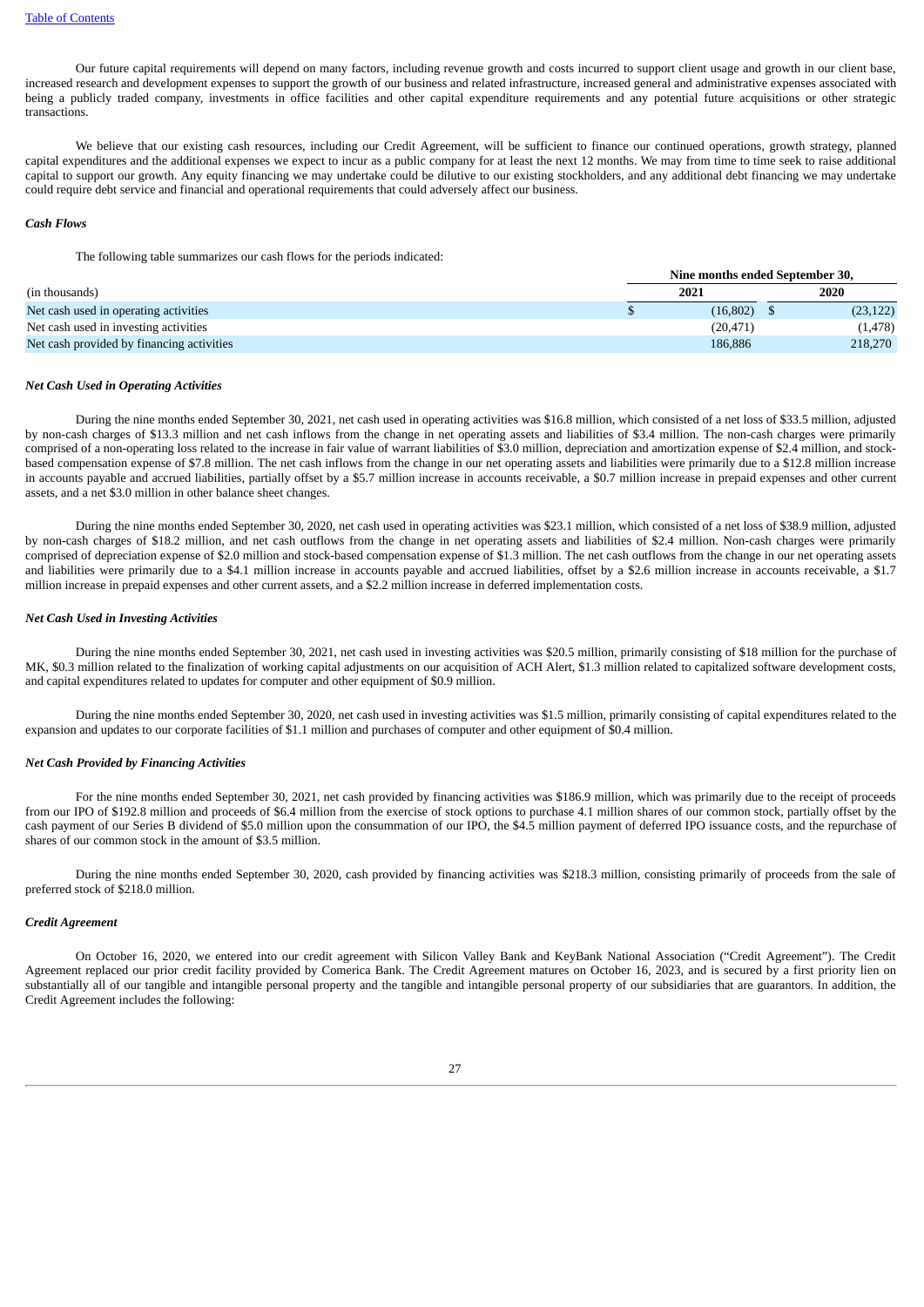Our future capital requirements will depend on many factors, including revenue growth and costs incurred to support client usage and growth in our client base, increased research and development expenses to support the growth of our business and related infrastructure, increased general and administrative expenses associated with being a publicly traded company, investments in office facilities and other capital expenditure requirements and any potential future acquisitions or other strategic transactions.

We believe that our existing cash resources, including our Credit Agreement, will be sufficient to finance our continued operations, growth strategy, planned capital expenditures and the additional expenses we expect to incur as a public company for at least the next 12 months. We may from time to time seek to raise additional capital to support our growth. Any equity financing we may undertake could be dilutive to our existing stockholders, and any additional debt financing we may undertake could require debt service and financial and operational requirements that could adversely affect our business.

***Cash Flows***

The following table summarizes our cash flows for the periods indicated:

| | Nine months ended September 30, | |
|---|---|---|
| (in thousands) | 2021 | 2020 |
| Net cash used in operating activities | $ (16,802) | $ (23,122) |
| Net cash used in investing activities | (20,471) | (1,478) |
| Net cash provided by financing activities | 186,886 | 218,270 |

***Net Cash Used in Operating Activities***

During the nine months ended September 30, 2021, net cash used in operating activities was $16.8 million, which consisted of a net loss of $33.5 million, adjusted by non-cash charges of $13.3 million and net cash inflows from the change in net operating assets and liabilities of $3.4 million. The non-cash charges were primarily comprised of a non-operating loss related to the increase in fair value of warrant liabilities of $3.0 million, depreciation and amortization expense of $2.4 million, and stock-based compensation expense of $7.8 million. The net cash inflows from the change in our net operating assets and liabilities were primarily due to a $12.8 million increase in accounts payable and accrued liabilities, partially offset by a $5.7 million increase in accounts receivable, a $0.7 million increase in prepaid expenses and other current assets, and a net $3.0 million in other balance sheet changes.

During the nine months ended September 30, 2020, net cash used in operating activities was $23.1 million, which consisted of a net loss of $38.9 million, adjusted by non-cash charges of $18.2 million, and net cash outflows from the change in net operating assets and liabilities of $2.4 million. Non-cash charges were primarily comprised of depreciation expense of $2.0 million and stock-based compensation expense of $1.3 million. The net cash outflows from the change in our net operating assets and liabilities were primarily due to a $4.1 million increase in accounts payable and accrued liabilities, offset by a $2.6 million increase in accounts receivable, a $1.7 million increase in prepaid expenses and other current assets, and a $2.2 million increase in deferred implementation costs.

***Net Cash Used in Investing Activities***

During the nine months ended September 30, 2021, net cash used in investing activities was $20.5 million, primarily consisting of $18 million for the purchase of MK, $0.3 million related to the finalization of working capital adjustments on our acquisition of ACH Alert, $1.3 million related to capitalized software development costs, and capital expenditures related to updates for computer and other equipment of $0.9 million.

During the nine months ended September 30, 2020, net cash used in investing activities was $1.5 million, primarily consisting of capital expenditures related to the expansion and updates to our corporate facilities of $1.1 million and purchases of computer and other equipment of $0.4 million.

***Net Cash Provided by Financing Activities***

For the nine months ended September 30, 2021, net cash provided by financing activities was $186.9 million, which was primarily due to the receipt of proceeds from our IPO of $192.8 million and proceeds of $6.4 million from the exercise of stock options to purchase 4.1 million shares of our common stock, partially offset by the cash payment of our Series B dividend of $5.0 million upon the consummation of our IPO, the $4.5 million payment of deferred IPO issuance costs, and the repurchase of shares of our common stock in the amount of $3.5 million.

During the nine months ended September 30, 2020, cash provided by financing activities was $218.3 million, consisting primarily of proceeds from the sale of preferred stock of $218.0 million.

***Credit Agreement***

On October 16, 2020, we entered into our credit agreement with Silicon Valley Bank and KeyBank National Association ("Credit Agreement"). The Credit Agreement replaced our prior credit facility provided by Comerica Bank. The Credit Agreement matures on October 16, 2023, and is secured by a first priority lien on substantially all of our tangible and intangible personal property and the tangible and intangible personal property of our subsidiaries that are guarantors. In addition, the Credit Agreement includes the following: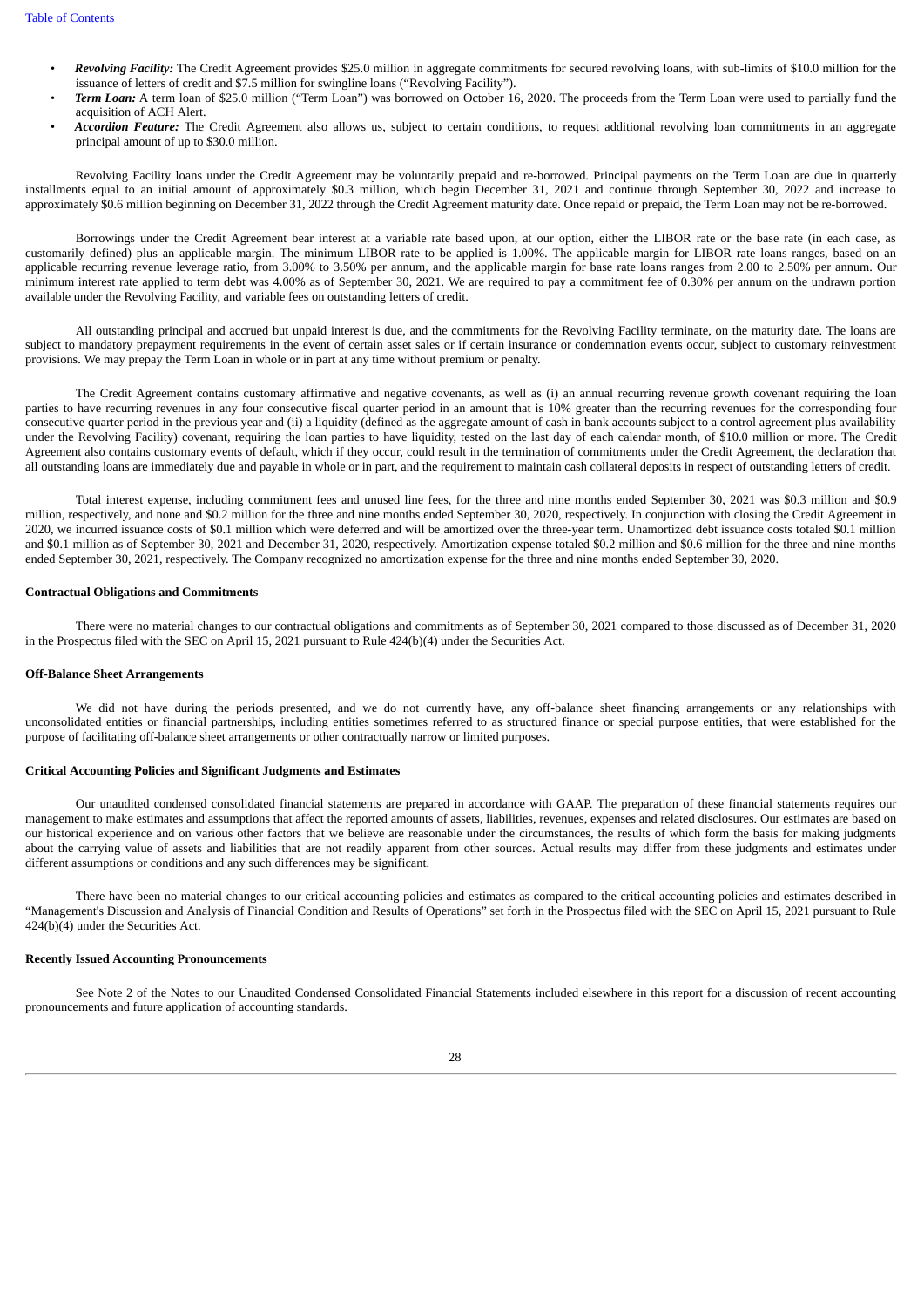- ***Revolving Facility:*** The Credit Agreement provides $25.0 million in aggregate commitments for secured revolving loans, with sub-limits of $10.0 million for the issuance of letters of credit and $7.5 million for swingline loans ("Revolving Facility").
- ***Term Loan:*** A term loan of $25.0 million ("Term Loan") was borrowed on October 16, 2020. The proceeds from the Term Loan were used to partially fund the acquisition of ACH Alert.
- ***Accordion Feature:*** The Credit Agreement also allows us, subject to certain conditions, to request additional revolving loan commitments in an aggregate principal amount of up to $30.0 million.

Revolving Facility loans under the Credit Agreement may be voluntarily prepaid and re-borrowed. Principal payments on the Term Loan are due in quarterly installments equal to an initial amount of approximately $0.3 million, which begin December 31, 2021 and continue through September 30, 2022 and increase to approximately $0.6 million beginning on December 31, 2022 through the Credit Agreement maturity date. Once repaid or prepaid, the Term Loan may not be re-borrowed.

Borrowings under the Credit Agreement bear interest at a variable rate based upon, at our option, either the LIBOR rate or the base rate (in each case, as customarily defined) plus an applicable margin. The minimum LIBOR rate to be applied is 1.00%. The applicable margin for LIBOR rate loans ranges, based on an applicable recurring revenue leverage ratio, from 3.00% to 3.50% per annum, and the applicable margin for base rate loans ranges from 2.00 to 2.50% per annum. Our minimum interest rate applied to term debt was 4.00% as of September 30, 2021. We are required to pay a commitment fee of 0.30% per annum on the undrawn portion available under the Revolving Facility, and variable fees on outstanding letters of credit.

All outstanding principal and accrued but unpaid interest is due, and the commitments for the Revolving Facility terminate, on the maturity date. The loans are subject to mandatory prepayment requirements in the event of certain asset sales or if certain insurance or condemnation events occur, subject to customary reinvestment provisions. We may prepay the Term Loan in whole or in part at any time without premium or penalty.

The Credit Agreement contains customary affirmative and negative covenants, as well as (i) an annual recurring revenue growth covenant requiring the loan parties to have recurring revenues in any four consecutive fiscal quarter period in an amount that is 10% greater than the recurring revenues for the corresponding four consecutive quarter period in the previous year and (ii) a liquidity (defined as the aggregate amount of cash in bank accounts subject to a control agreement plus availability under the Revolving Facility) covenant, requiring the loan parties to have liquidity, tested on the last day of each calendar month, of $10.0 million or more. The Credit Agreement also contains customary events of default, which if they occur, could result in the termination of commitments under the Credit Agreement, the declaration that all outstanding loans are immediately due and payable in whole or in part, and the requirement to maintain cash collateral deposits in respect of outstanding letters of credit.

Total interest expense, including commitment fees and unused line fees, for the three and nine months ended September 30, 2021 was $0.3 million and $0.9 million, respectively, and none and $0.2 million for the three and nine months ended September 30, 2020, respectively. In conjunction with closing the Credit Agreement in 2020, we incurred issuance costs of $0.1 million which were deferred and will be amortized over the three-year term. Unamortized debt issuance costs totaled $0.1 million and $0.1 million as of September 30, 2021 and December 31, 2020, respectively. Amortization expense totaled $0.2 million and $0.6 million for the three and nine months ended September 30, 2021, respectively. The Company recognized no amortization expense for the three and nine months ended September 30, 2020.

**Contractual Obligations and Commitments**

There were no material changes to our contractual obligations and commitments as of September 30, 2021 compared to those discussed as of December 31, 2020 in the Prospectus filed with the SEC on April 15, 2021 pursuant to Rule 424(b)(4) under the Securities Act.

**Off-Balance Sheet Arrangements**

We did not have during the periods presented, and we do not currently have, any off-balance sheet financing arrangements or any relationships with unconsolidated entities or financial partnerships, including entities sometimes referred to as structured finance or special purpose entities, that were established for the purpose of facilitating off-balance sheet arrangements or other contractually narrow or limited purposes.

**Critical Accounting Policies and Significant Judgments and Estimates**

Our unaudited condensed consolidated financial statements are prepared in accordance with GAAP. The preparation of these financial statements requires our management to make estimates and assumptions that affect the reported amounts of assets, liabilities, revenues, expenses and related disclosures. Our estimates are based on our historical experience and on various other factors that we believe are reasonable under the circumstances, the results of which form the basis for making judgments about the carrying value of assets and liabilities that are not readily apparent from other sources. Actual results may differ from these judgments and estimates under different assumptions or conditions and any such differences may be significant.

There have been no material changes to our critical accounting policies and estimates as compared to the critical accounting policies and estimates described in "Management's Discussion and Analysis of Financial Condition and Results of Operations" set forth in the Prospectus filed with the SEC on April 15, 2021 pursuant to Rule 424(b)(4) under the Securities Act.

**Recently Issued Accounting Pronouncements**

See Note 2 of the Notes to our Unaudited Condensed Consolidated Financial Statements included elsewhere in this report for a discussion of recent accounting pronouncements and future application of accounting standards.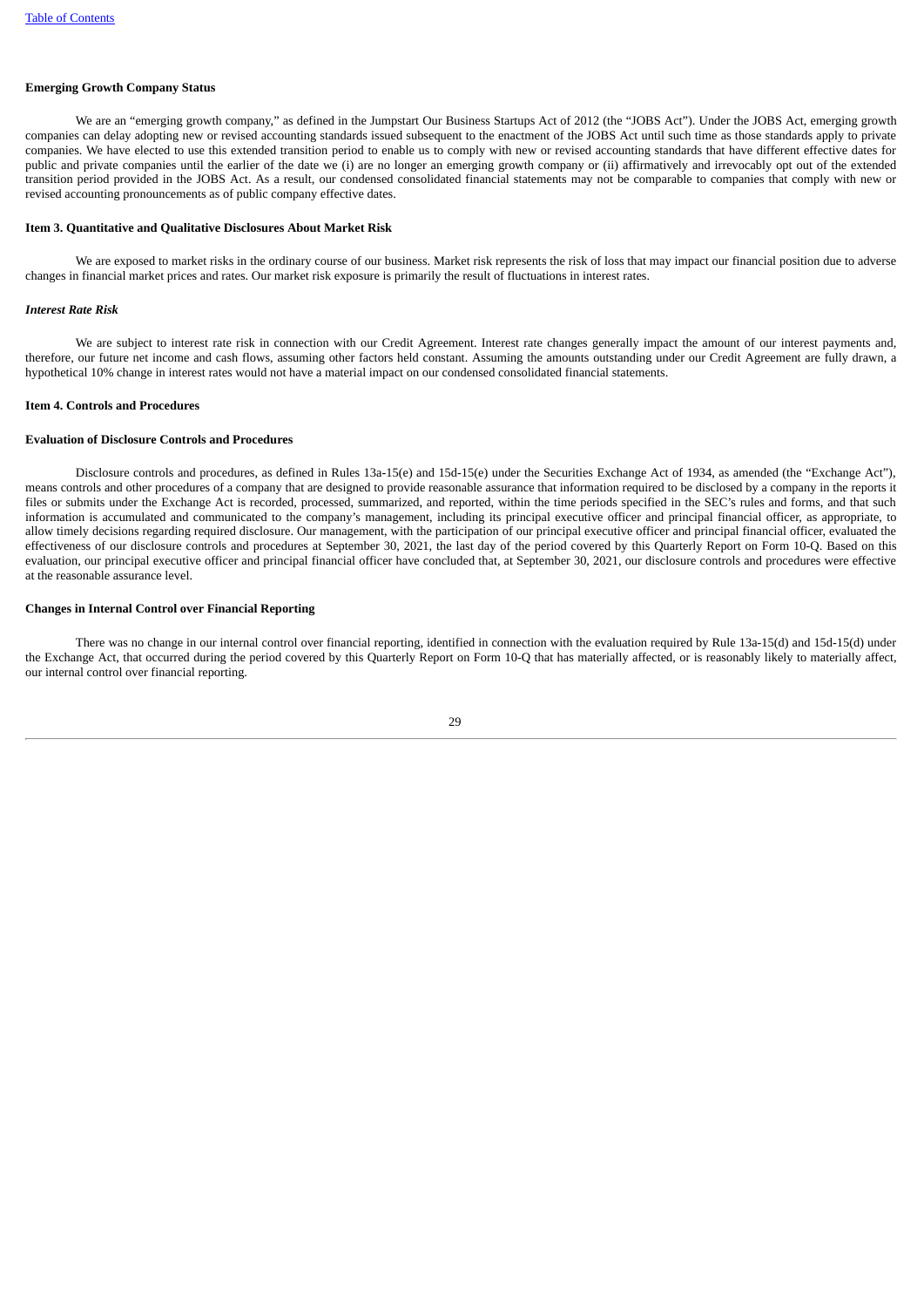**Emerging Growth Company Status**

We are an "emerging growth company," as defined in the Jumpstart Our Business Startups Act of 2012 (the "JOBS Act"). Under the JOBS Act, emerging growth companies can delay adopting new or revised accounting standards issued subsequent to the enactment of the JOBS Act until such time as those standards apply to private companies. We have elected to use this extended transition period to enable us to comply with new or revised accounting standards that have different effective dates for public and private companies until the earlier of the date we (i) are no longer an emerging growth company or (ii) affirmatively and irrevocably opt out of the extended transition period provided in the JOBS Act. As a result, our condensed consolidated financial statements may not be comparable to companies that comply with new or revised accounting pronouncements as of public company effective dates.

**Item 3. Quantitative and Qualitative Disclosures About Market Risk**

We are exposed to market risks in the ordinary course of our business. Market risk represents the risk of loss that may impact our financial position due to adverse changes in financial market prices and rates. Our market risk exposure is primarily the result of fluctuations in interest rates.

***Interest Rate Risk***

We are subject to interest rate risk in connection with our Credit Agreement. Interest rate changes generally impact the amount of our interest payments and, therefore, our future net income and cash flows, assuming other factors held constant. Assuming the amounts outstanding under our Credit Agreement are fully drawn, a hypothetical 10% change in interest rates would not have a material impact on our condensed consolidated financial statements.

**Item 4. Controls and Procedures**

**Evaluation of Disclosure Controls and Procedures**

Disclosure controls and procedures, as defined in Rules 13a-15(e) and 15d-15(e) under the Securities Exchange Act of 1934, as amended (the "Exchange Act"), means controls and other procedures of a company that are designed to provide reasonable assurance that information required to be disclosed by a company in the reports it files or submits under the Exchange Act is recorded, processed, summarized, and reported, within the time periods specified in the SEC's rules and forms, and that such information is accumulated and communicated to the company's management, including its principal executive officer and principal financial officer, as appropriate, to allow timely decisions regarding required disclosure. Our management, with the participation of our principal executive officer and principal financial officer, evaluated the effectiveness of our disclosure controls and procedures at September 30, 2021, the last day of the period covered by this Quarterly Report on Form 10-Q. Based on this evaluation, our principal executive officer and principal financial officer have concluded that, at September 30, 2021, our disclosure controls and procedures were effective at the reasonable assurance level.

**Changes in Internal Control over Financial Reporting**

There was no change in our internal control over financial reporting, identified in connection with the evaluation required by Rule 13a-15(d) and 15d-15(d) under the Exchange Act, that occurred during the period covered by this Quarterly Report on Form 10-Q that has materially affected, or is reasonably likely to materially affect, our internal control over financial reporting.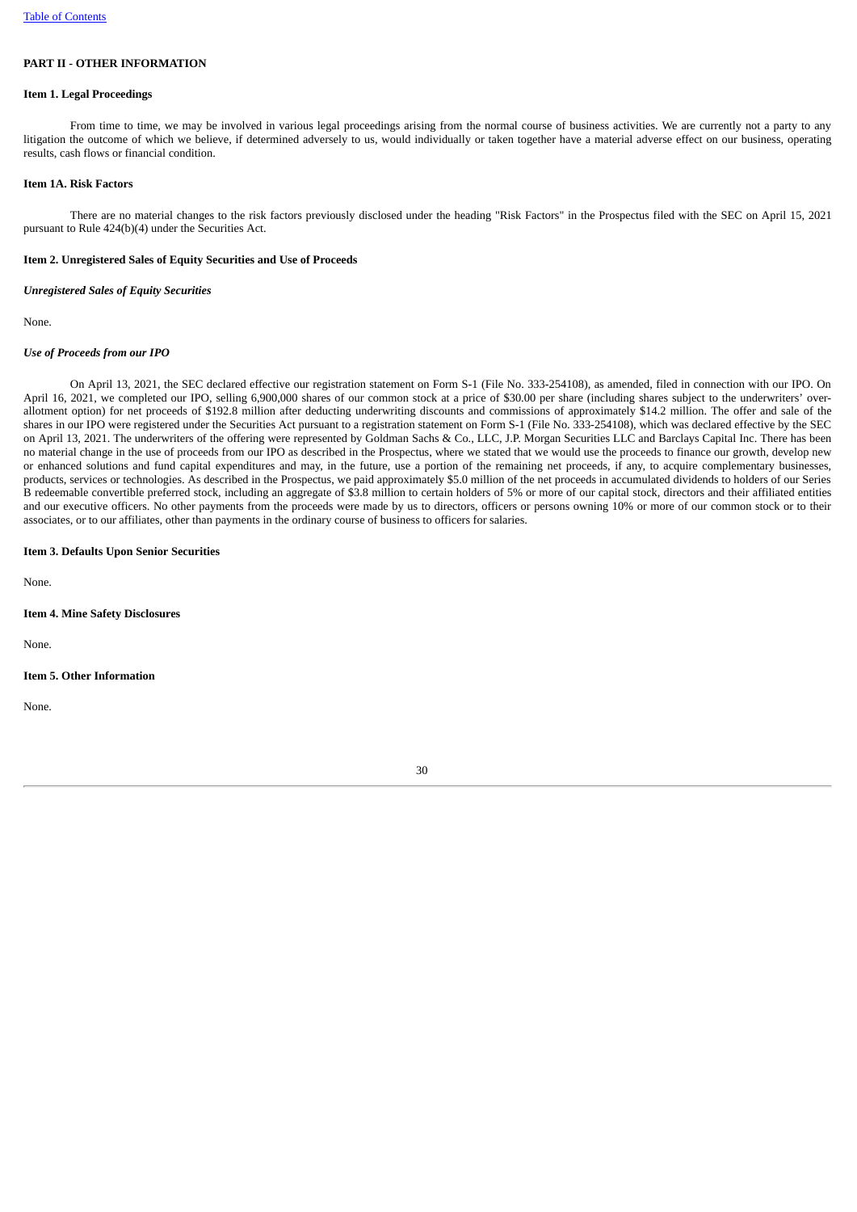## PART II - OTHER INFORMATION

### Item 1. Legal Proceedings

From time to time, we may be involved in various legal proceedings arising from the normal course of business activities. We are currently not a party to any litigation the outcome of which we believe, if determined adversely to us, would individually or taken together have a material adverse effect on our business, operating results, cash flows or financial condition.

### Item 1A. Risk Factors

There are no material changes to the risk factors previously disclosed under the heading "Risk Factors" in the Prospectus filed with the SEC on April 15, 2021 pursuant to Rule 424(b)(4) under the Securities Act.

### Item 2. Unregistered Sales of Equity Securities and Use of Proceeds

***Unregistered Sales of Equity Securities***

None.

***Use of Proceeds from our IPO***

On April 13, 2021, the SEC declared effective our registration statement on Form S-1 (File No. 333-254108), as amended, filed in connection with our IPO. On April 16, 2021, we completed our IPO, selling 6,900,000 shares of our common stock at a price of $30.00 per share (including shares subject to the underwriters' over-allotment option) for net proceeds of $192.8 million after deducting underwriting discounts and commissions of approximately $14.2 million. The offer and sale of the shares in our IPO were registered under the Securities Act pursuant to a registration statement on Form S-1 (File No. 333-254108), which was declared effective by the SEC on April 13, 2021. The underwriters of the offering were represented by Goldman Sachs & Co., LLC, J.P. Morgan Securities LLC and Barclays Capital Inc. There has been no material change in the use of proceeds from our IPO as described in the Prospectus, where we stated that we would use the proceeds to finance our growth, develop new or enhanced solutions and fund capital expenditures and may, in the future, use a portion of the remaining net proceeds, if any, to acquire complementary businesses, products, services or technologies. As described in the Prospectus, we paid approximately $5.0 million of the net proceeds in accumulated dividends to holders of our Series B redeemable convertible preferred stock, including an aggregate of $3.8 million to certain holders of 5% or more of our capital stock, directors and their affiliated entities and our executive officers. No other payments from the proceeds were made by us to directors, officers or persons owning 10% or more of our common stock or to their associates, or to our affiliates, other than payments in the ordinary course of business to officers for salaries.

### Item 3. Defaults Upon Senior Securities

None.

### Item 4. Mine Safety Disclosures

None.

### Item 5. Other Information

None.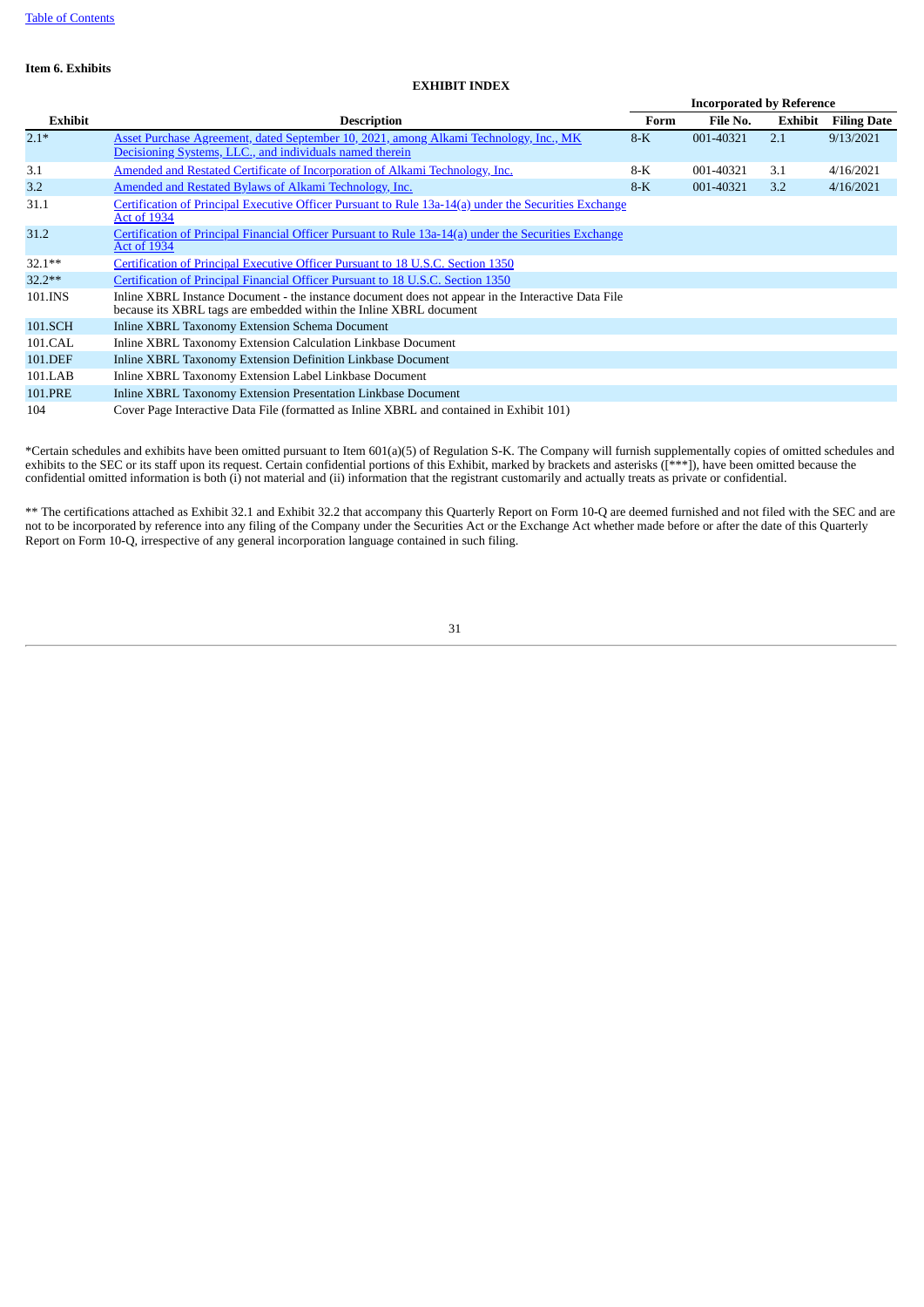Table of Contents

**Item 6. Exhibits**

**EXHIBIT INDEX**

| | | Incorporated by Reference | | | |
|---|---|---|---|---|---|
| **Exhibit** | **Description** | **Form** | **File No.** | **Exhibit** | **Filing Date** |
| 2.1* | Asset Purchase Agreement, dated September 10, 2021, among Alkami Technology, Inc., MK Decisioning Systems, LLC., and individuals named therein | 8-K | 001-40321 | 2.1 | 9/13/2021 |
| 3.1 | Amended and Restated Certificate of Incorporation of Alkami Technology, Inc. | 8-K | 001-40321 | 3.1 | 4/16/2021 |
| 3.2 | Amended and Restated Bylaws of Alkami Technology, Inc. | 8-K | 001-40321 | 3.2 | 4/16/2021 |
| 31.1 | Certification of Principal Executive Officer Pursuant to Rule 13a-14(a) under the Securities Exchange Act of 1934 | | | | |
| 31.2 | Certification of Principal Financial Officer Pursuant to Rule 13a-14(a) under the Securities Exchange Act of 1934 | | | | |
| 32.1** | Certification of Principal Executive Officer Pursuant to 18 U.S.C. Section 1350 | | | | |
| 32.2** | Certification of Principal Financial Officer Pursuant to 18 U.S.C. Section 1350 | | | | |
| 101.INS | Inline XBRL Instance Document - the instance document does not appear in the Interactive Data File because its XBRL tags are embedded within the Inline XBRL document | | | | |
| 101.SCH | Inline XBRL Taxonomy Extension Schema Document | | | | |
| 101.CAL | Inline XBRL Taxonomy Extension Calculation Linkbase Document | | | | |
| 101.DEF | Inline XBRL Taxonomy Extension Definition Linkbase Document | | | | |
| 101.LAB | Inline XBRL Taxonomy Extension Label Linkbase Document | | | | |
| 101.PRE | Inline XBRL Taxonomy Extension Presentation Linkbase Document | | | | |
| 104 | Cover Page Interactive Data File (formatted as Inline XBRL and contained in Exhibit 101) | | | | |

*Certain schedules and exhibits have been omitted pursuant to Item 601(a)(5) of Regulation S-K. The Company will furnish supplementally copies of omitted schedules and exhibits to the SEC or its staff upon its request. Certain confidential portions of this Exhibit, marked by brackets and asterisks ([***]), have been omitted because the confidential omitted information is both (i) not material and (ii) information that the registrant customarily and actually treats as private or confidential.

** The certifications attached as Exhibit 32.1 and Exhibit 32.2 that accompany this Quarterly Report on Form 10-Q are deemed furnished and not filed with the SEC and are not to be incorporated by reference into any filing of the Company under the Securities Act or the Exchange Act whether made before or after the date of this Quarterly Report on Form 10-Q, irrespective of any general incorporation language contained in such filing.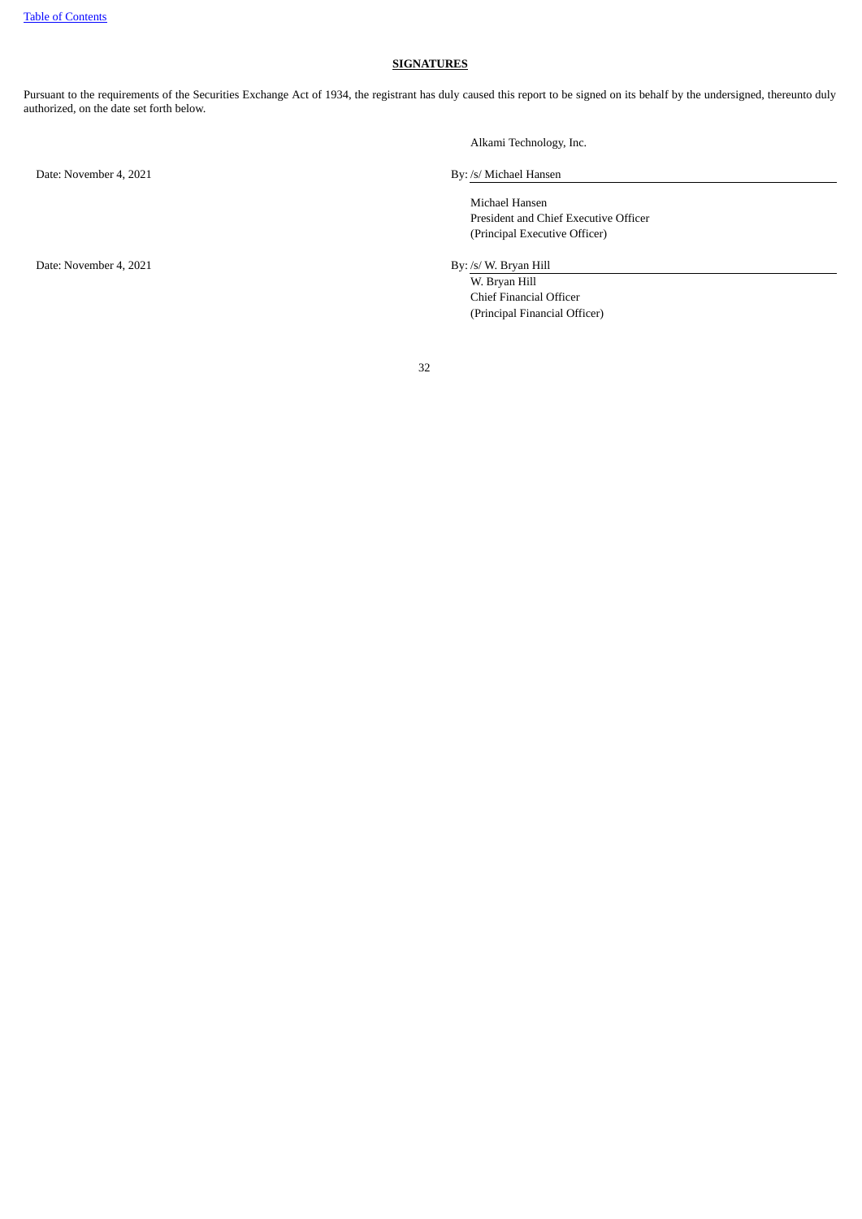## SIGNATURES

Pursuant to the requirements of the Securities Exchange Act of 1934, the registrant has duly caused this report to be signed on its behalf by the undersigned, thereunto duly authorized, on the date set forth below.

| | |
|---|---|
| | Alkami Technology, Inc. |
| Date: November 4, 2021 | By: /s/ Michael Hansen |
| | Michael Hansen<br>President and Chief Executive Officer<br>(Principal Executive Officer) |
| Date: November 4, 2021 | By: /s/ W. Bryan Hill |
| | W. Bryan Hill<br>Chief Financial Officer<br>(Principal Financial Officer) |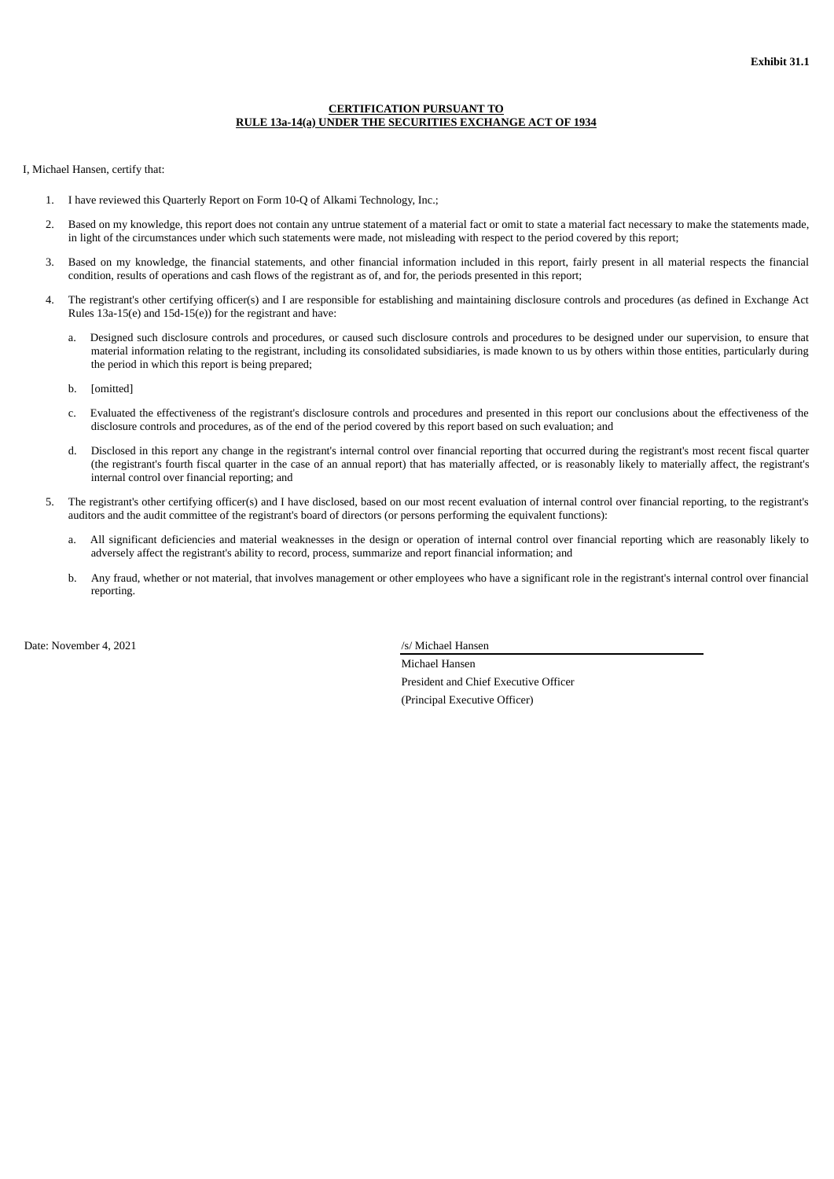**Exhibit 31.1**

**CERTIFICATION PURSUANT TO**
**RULE 13a-14(a) UNDER THE SECURITIES EXCHANGE ACT OF 1934**

I, Michael Hansen, certify that:

1. I have reviewed this Quarterly Report on Form 10-Q of Alkami Technology, Inc.;
2. Based on my knowledge, this report does not contain any untrue statement of a material fact or omit to state a material fact necessary to make the statements made, in light of the circumstances under which such statements were made, not misleading with respect to the period covered by this report;
3. Based on my knowledge, the financial statements, and other financial information included in this report, fairly present in all material respects the financial condition, results of operations and cash flows of the registrant as of, and for, the periods presented in this report;
4. The registrant's other certifying officer(s) and I are responsible for establishing and maintaining disclosure controls and procedures (as defined in Exchange Act Rules 13a-15(e) and 15d-15(e)) for the registrant and have:
   a. Designed such disclosure controls and procedures, or caused such disclosure controls and procedures to be designed under our supervision, to ensure that material information relating to the registrant, including its consolidated subsidiaries, is made known to us by others within those entities, particularly during the period in which this report is being prepared;
   b. [omitted]
   c. Evaluated the effectiveness of the registrant's disclosure controls and procedures and presented in this report our conclusions about the effectiveness of the disclosure controls and procedures, as of the end of the period covered by this report based on such evaluation; and
   d. Disclosed in this report any change in the registrant's internal control over financial reporting that occurred during the registrant's most recent fiscal quarter (the registrant's fourth fiscal quarter in the case of an annual report) that has materially affected, or is reasonably likely to materially affect, the registrant's internal control over financial reporting; and
5. The registrant's other certifying officer(s) and I have disclosed, based on our most recent evaluation of internal control over financial reporting, to the registrant's auditors and the audit committee of the registrant's board of directors (or persons performing the equivalent functions):
   a. All significant deficiencies and material weaknesses in the design or operation of internal control over financial reporting which are reasonably likely to adversely affect the registrant's ability to record, process, summarize and report financial information; and
   b. Any fraud, whether or not material, that involves management or other employees who have a significant role in the registrant's internal control over financial reporting.

Date: November 4, 2021

/s/ Michael Hansen
Michael Hansen
President and Chief Executive Officer
(Principal Executive Officer)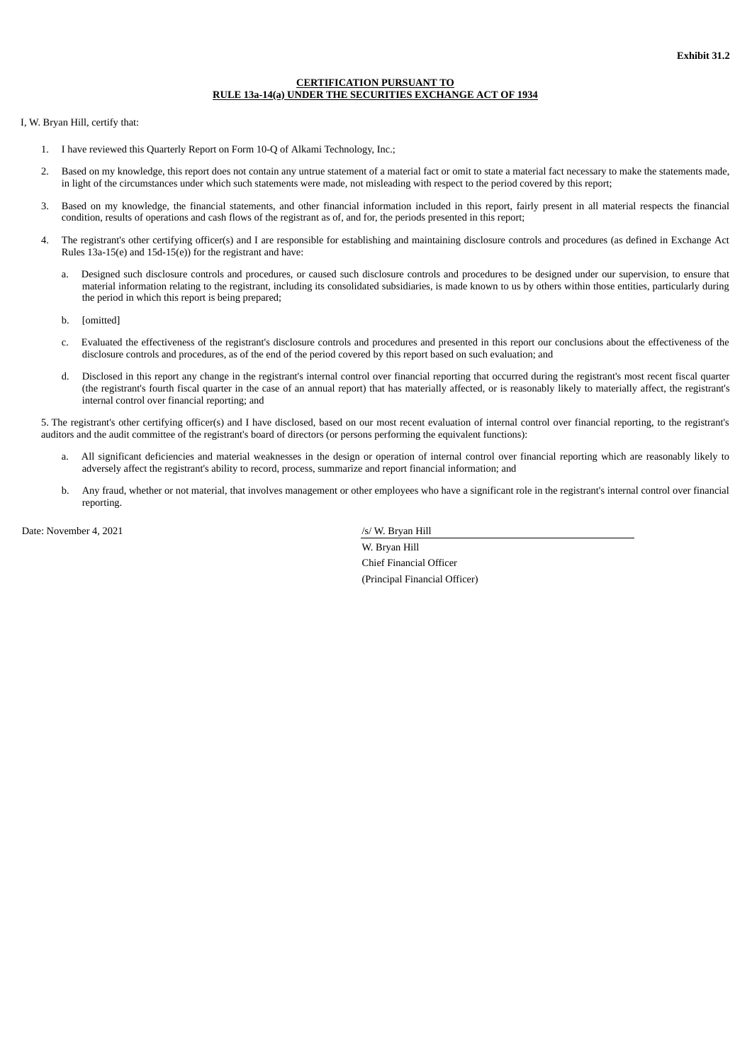**Exhibit 31.2**

**CERTIFICATION PURSUANT TO**
**RULE 13a-14(a) UNDER THE SECURITIES EXCHANGE ACT OF 1934**

I, W. Bryan Hill, certify that:

1. I have reviewed this Quarterly Report on Form 10-Q of Alkami Technology, Inc.;

2. Based on my knowledge, this report does not contain any untrue statement of a material fact or omit to state a material fact necessary to make the statements made, in light of the circumstances under which such statements were made, not misleading with respect to the period covered by this report;

3. Based on my knowledge, the financial statements, and other financial information included in this report, fairly present in all material respects the financial condition, results of operations and cash flows of the registrant as of, and for, the periods presented in this report;

4. The registrant's other certifying officer(s) and I are responsible for establishing and maintaining disclosure controls and procedures (as defined in Exchange Act Rules 13a-15(e) and 15d-15(e)) for the registrant and have:

   a. Designed such disclosure controls and procedures, or caused such disclosure controls and procedures to be designed under our supervision, to ensure that material information relating to the registrant, including its consolidated subsidiaries, is made known to us by others within those entities, particularly during the period in which this report is being prepared;

   b. [omitted]

   c. Evaluated the effectiveness of the registrant's disclosure controls and procedures and presented in this report our conclusions about the effectiveness of the disclosure controls and procedures, as of the end of the period covered by this report based on such evaluation; and

   d. Disclosed in this report any change in the registrant's internal control over financial reporting that occurred during the registrant's most recent fiscal quarter (the registrant's fourth fiscal quarter in the case of an annual report) that has materially affected, or is reasonably likely to materially affect, the registrant's internal control over financial reporting; and

5. The registrant's other certifying officer(s) and I have disclosed, based on our most recent evaluation of internal control over financial reporting, to the registrant's auditors and the audit committee of the registrant's board of directors (or persons performing the equivalent functions):

   a. All significant deficiencies and material weaknesses in the design or operation of internal control over financial reporting which are reasonably likely to adversely affect the registrant's ability to record, process, summarize and report financial information; and

   b. Any fraud, whether or not material, that involves management or other employees who have a significant role in the registrant's internal control over financial reporting.

Date: November 4, 2021

/s/ W. Bryan Hill

W. Bryan Hill
Chief Financial Officer
(Principal Financial Officer)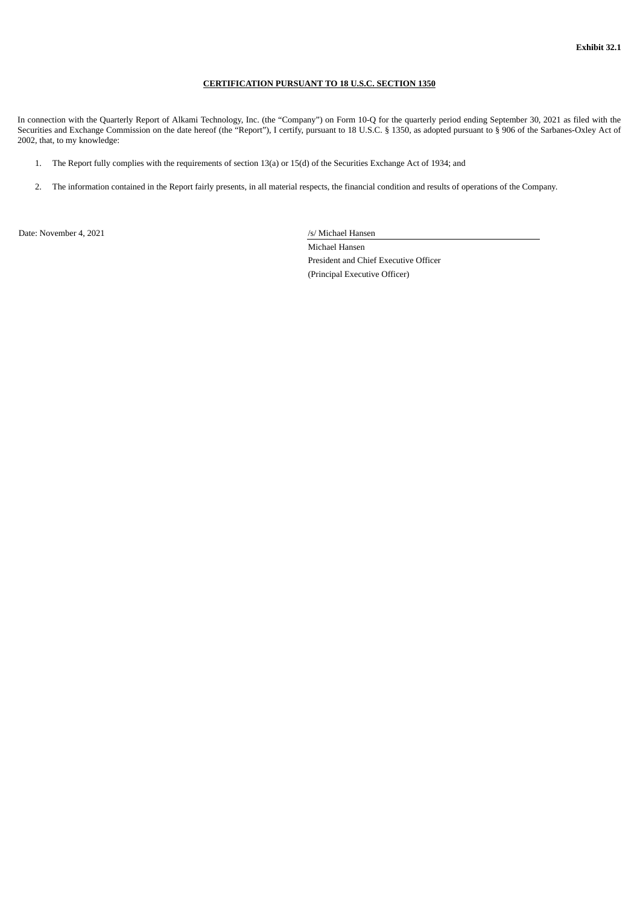**Exhibit 32.1**

**CERTIFICATION PURSUANT TO 18 U.S.C. SECTION 1350**

In connection with the Quarterly Report of Alkami Technology, Inc. (the "Company") on Form 10-Q for the quarterly period ending September 30, 2021 as filed with the Securities and Exchange Commission on the date hereof (the "Report"), I certify, pursuant to 18 U.S.C. § 1350, as adopted pursuant to § 906 of the Sarbanes-Oxley Act of 2002, that, to my knowledge:

1. The Report fully complies with the requirements of section 13(a) or 15(d) of the Securities Exchange Act of 1934; and

2. The information contained in the Report fairly presents, in all material respects, the financial condition and results of operations of the Company.

Date: November 4, 2021

/s/ Michael Hansen

Michael Hansen
President and Chief Executive Officer
(Principal Executive Officer)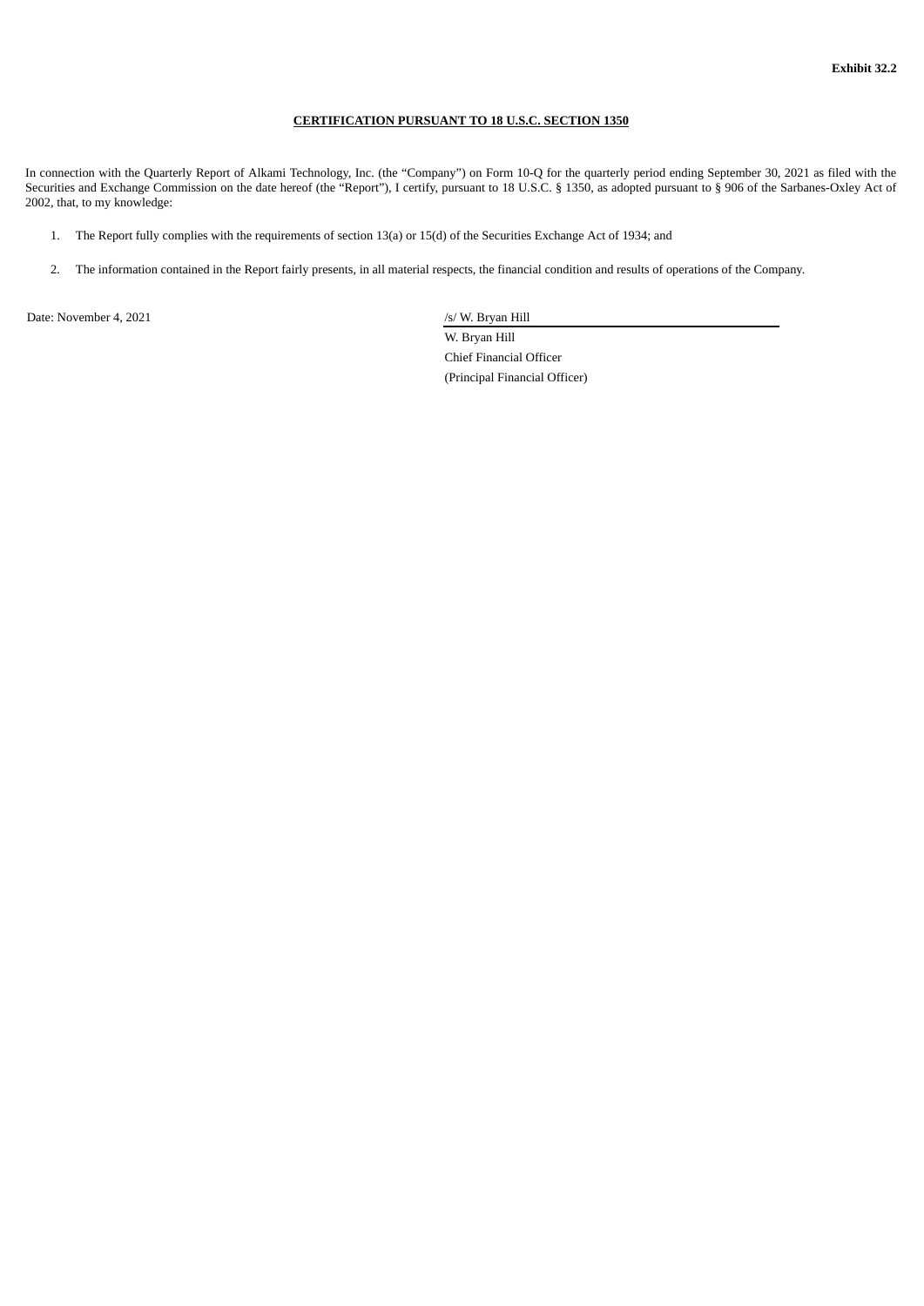**Exhibit 32.2**

**CERTIFICATION PURSUANT TO 18 U.S.C. SECTION 1350**

In connection with the Quarterly Report of Alkami Technology, Inc. (the "Company") on Form 10-Q for the quarterly period ending September 30, 2021 as filed with the Securities and Exchange Commission on the date hereof (the "Report"), I certify, pursuant to 18 U.S.C. § 1350, as adopted pursuant to § 906 of the Sarbanes-Oxley Act of 2002, that, to my knowledge:

1. The Report fully complies with the requirements of section 13(a) or 15(d) of the Securities Exchange Act of 1934; and
2. The information contained in the Report fairly presents, in all material respects, the financial condition and results of operations of the Company.

Date: November 4, 2021

/s/ W. Bryan Hill
W. Bryan Hill
Chief Financial Officer
(Principal Financial Officer)